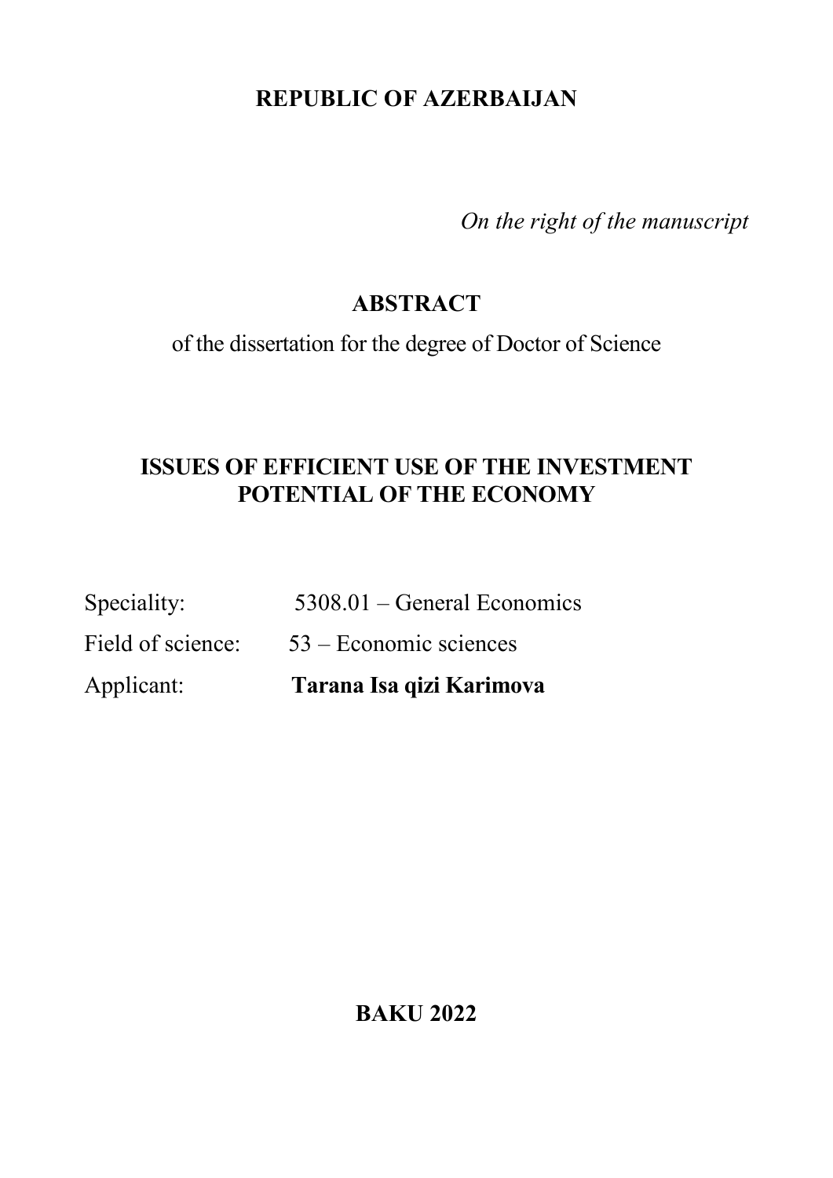**REPUBLIC OF AZERBAIJAN**

*On the right of the manuscript*

# ABSTRACT

of the dissertation for the degree of Doctor of Science

## ISSUES OF EFFICIENT USE OF THE INVESTMENT POTENTIAL OF THE ECONOMY

Speciality: 5308.01 – General Economics

Field of science: 53 – Economic sciences

Applicant: **Tarana Isa qizi Karimova**

**BAKU 2022**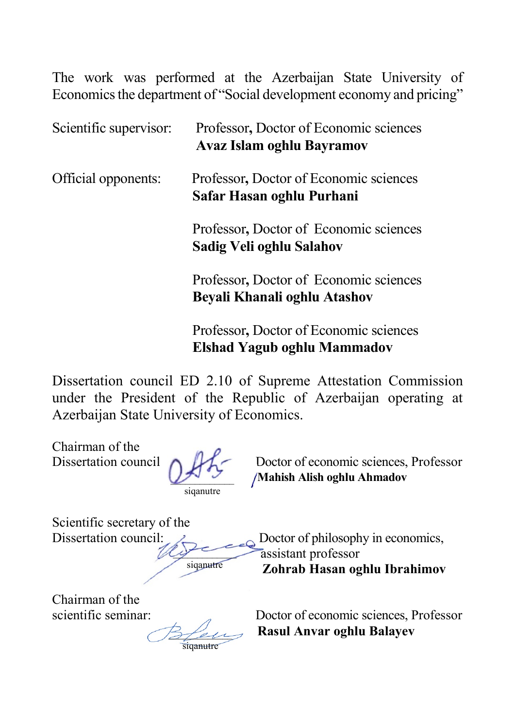The work was performed at the Azerbaijan State University of Economics the department of "Social development economy and pricing"

Scientific supervisor: Professor, Doctor of Economic sciences
**Avaz Islam oghlu Bayramov**

Official opponents: Professor, Doctor of Economic sciences
**Safar Hasan oghlu Purhani**

Professor, Doctor of Economic sciences
**Sadig Veli oghlu Salahov**

Professor, Doctor of Economic sciences
**Beyali Khanali oghlu Atashov**

Professor, Doctor of Economic sciences
**Elshad Yagub oghlu Mammadov**

Dissertation council ED 2.10 of Supreme Attestation Commission under the President of the Republic of Azerbaijan operating at Azerbaijan State University of Economics.

Chairman of the Dissertation council ____________ Doctor of economic sciences, Professor
siqanutre **Mahish Alish oghlu Ahmadov**

Scientific secretary of the Dissertation council: ____________ Doctor of philosophy in economics, assistant professor
siqanutre **Zohrab Hasan oghlu Ibrahimov**

Chairman of the scientific seminar: ____________ Doctor of economic sciences, Professor
siqanutre **Rasul Anvar oghlu Balayev**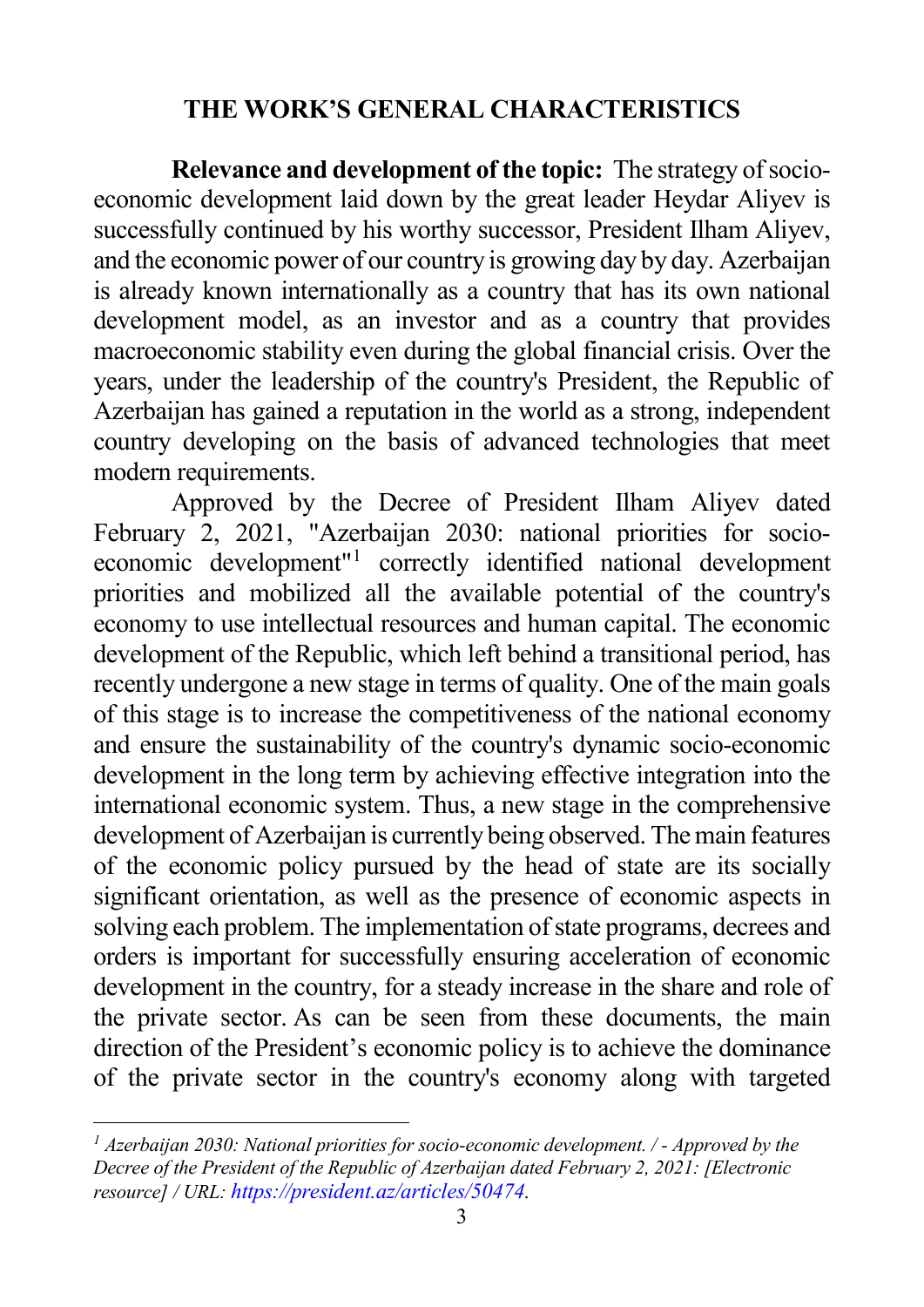## THE WORK'S GENERAL CHARACTERISTICS

**Relevance and development of the topic:** The strategy of socio-economic development laid down by the great leader Heydar Aliyev is successfully continued by his worthy successor, President Ilham Aliyev, and the economic power of our country is growing day by day. Azerbaijan is already known internationally as a country that has its own national development model, as an investor and as a country that provides macroeconomic stability even during the global financial crisis. Over the years, under the leadership of the country's President, the Republic of Azerbaijan has gained a reputation in the world as a strong, independent country developing on the basis of advanced technologies that meet modern requirements.

Approved by the Decree of President Ilham Aliyev dated February 2, 2021, "Azerbaijan 2030: national priorities for socio-economic development"[1] correctly identified national development priorities and mobilized all the available potential of the country's economy to use intellectual resources and human capital. The economic development of the Republic, which left behind a transitional period, has recently undergone a new stage in terms of quality. One of the main goals of this stage is to increase the competitiveness of the national economy and ensure the sustainability of the country's dynamic socio-economic development in the long term by achieving effective integration into the international economic system. Thus, a new stage in the comprehensive development of Azerbaijan is currently being observed. The main features of the economic policy pursued by the head of state are its socially significant orientation, as well as the presence of economic aspects in solving each problem. The implementation of state programs, decrees and orders is important for successfully ensuring acceleration of economic development in the country, for a steady increase in the share and role of the private sector. As can be seen from these documents, the main direction of the President's economic policy is to achieve the dominance of the private sector in the country's economy along with targeted

---

[1] *Azerbaijan 2030: National priorities for socio-economic development. / - Approved by the Decree of the President of the Republic of Azerbaijan dated February 2, 2021: [Electronic resource] / URL: https://president.az/articles/50474.*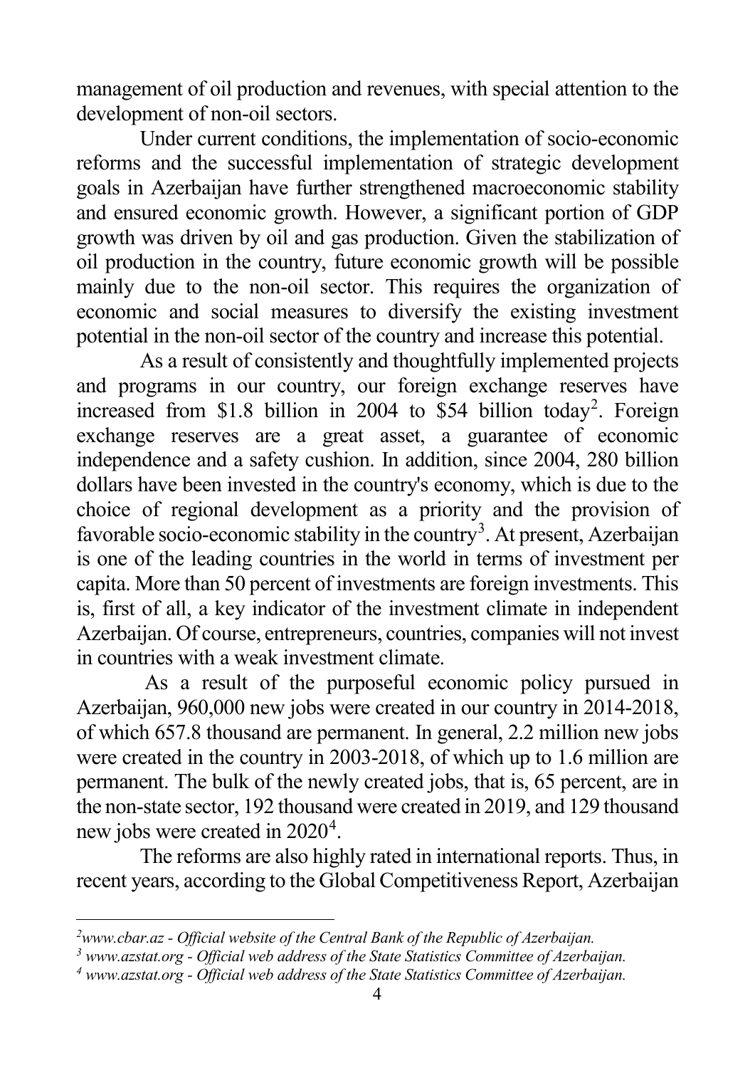management of oil production and revenues, with special attention to the development of non-oil sectors.

Under current conditions, the implementation of socio-economic reforms and the successful implementation of strategic development goals in Azerbaijan have further strengthened macroeconomic stability and ensured economic growth. However, a significant portion of GDP growth was driven by oil and gas production. Given the stabilization of oil production in the country, future economic growth will be possible mainly due to the non-oil sector. This requires the organization of economic and social measures to diversify the existing investment potential in the non-oil sector of the country and increase this potential.

As a result of consistently and thoughtfully implemented projects and programs in our country, our foreign exchange reserves have increased from $1.8 billion in 2004 to $54 billion today[2]. Foreign exchange reserves are a great asset, a guarantee of economic independence and a safety cushion. In addition, since 2004, 280 billion dollars have been invested in the country's economy, which is due to the choice of regional development as a priority and the provision of favorable socio-economic stability in the country[3]. At present, Azerbaijan is one of the leading countries in the world in terms of investment per capita. More than 50 percent of investments are foreign investments. This is, first of all, a key indicator of the investment climate in independent Azerbaijan. Of course, entrepreneurs, countries, companies will not invest in countries with a weak investment climate.

As a result of the purposeful economic policy pursued in Azerbaijan, 960,000 new jobs were created in our country in 2014-2018, of which 657.8 thousand are permanent. In general, 2.2 million new jobs were created in the country in 2003-2018, of which up to 1.6 million are permanent. The bulk of the newly created jobs, that is, 65 percent, are in the non-state sector, 192 thousand were created in 2019, and 129 thousand new jobs were created in 2020[4].

The reforms are also highly rated in international reports. Thus, in recent years, according to the Global Competitiveness Report, Azerbaijan

---

*[2] www.cbar.az - Official website of the Central Bank of the Republic of Azerbaijan.*

*[3] www.azstat.org - Official web address of the State Statistics Committee of Azerbaijan.*

*[4] www.azstat.org - Official web address of the State Statistics Committee of Azerbaijan.*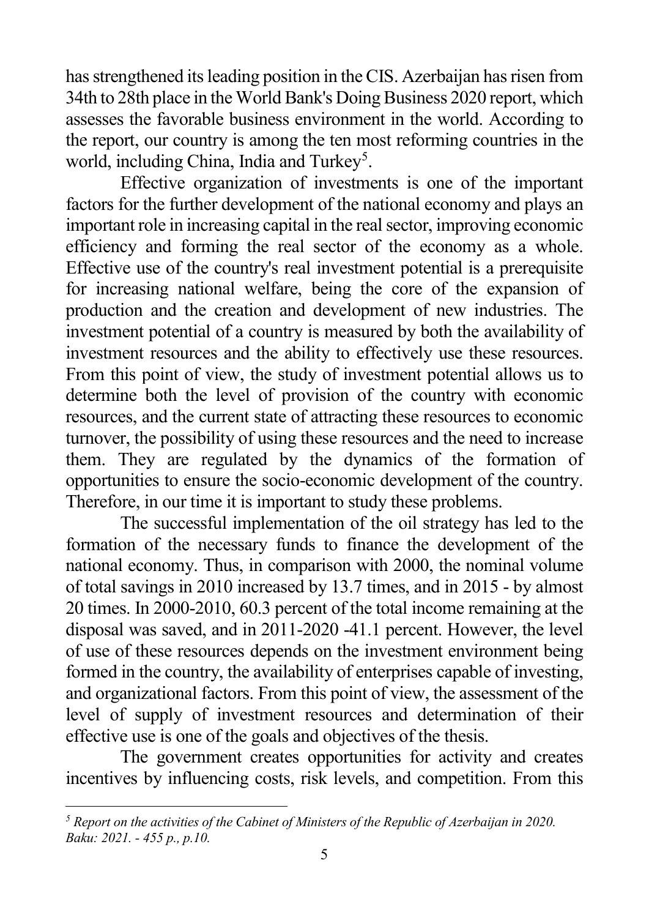has strengthened its leading position in the CIS. Azerbaijan has risen from 34th to 28th place in the World Bank's Doing Business 2020 report, which assesses the favorable business environment in the world. According to the report, our country is among the ten most reforming countries in the world, including China, India and Turkey[5].

Effective organization of investments is one of the important factors for the further development of the national economy and plays an important role in increasing capital in the real sector, improving economic efficiency and forming the real sector of the economy as a whole. Effective use of the country's real investment potential is a prerequisite for increasing national welfare, being the core of the expansion of production and the creation and development of new industries. The investment potential of a country is measured by both the availability of investment resources and the ability to effectively use these resources. From this point of view, the study of investment potential allows us to determine both the level of provision of the country with economic resources, and the current state of attracting these resources to economic turnover, the possibility of using these resources and the need to increase them. They are regulated by the dynamics of the formation of opportunities to ensure the socio-economic development of the country. Therefore, in our time it is important to study these problems.

The successful implementation of the oil strategy has led to the formation of the necessary funds to finance the development of the national economy. Thus, in comparison with 2000, the nominal volume of total savings in 2010 increased by 13.7 times, and in 2015 - by almost 20 times. In 2000-2010, 60.3 percent of the total income remaining at the disposal was saved, and in 2011-2020 -41.1 percent. However, the level of use of these resources depends on the investment environment being formed in the country, the availability of enterprises capable of investing, and organizational factors. From this point of view, the assessment of the level of supply of investment resources and determination of their effective use is one of the goals and objectives of the thesis.

The government creates opportunities for activity and creates incentives by influencing costs, risk levels, and competition. From this

---

*[5] Report on the activities of the Cabinet of Ministers of the Republic of Azerbaijan in 2020. Baku: 2021. - 455 p., p.10.*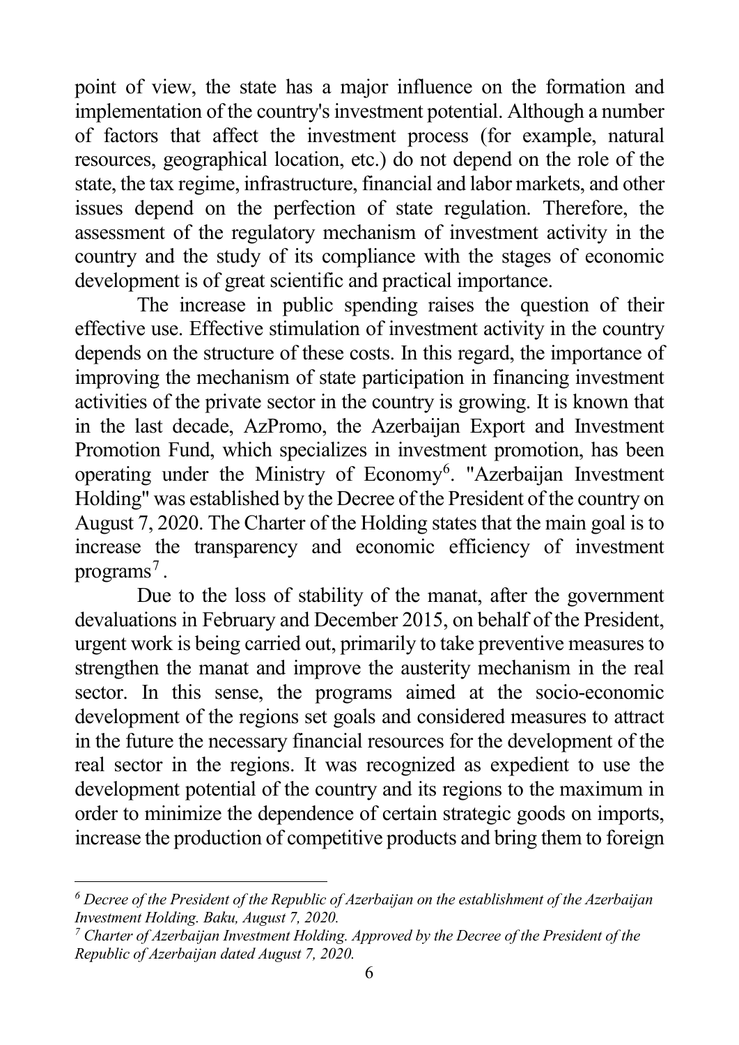point of view, the state has a major influence on the formation and implementation of the country's investment potential. Although a number of factors that affect the investment process (for example, natural resources, geographical location, etc.) do not depend on the role of the state, the tax regime, infrastructure, financial and labor markets, and other issues depend on the perfection of state regulation. Therefore, the assessment of the regulatory mechanism of investment activity in the country and the study of its compliance with the stages of economic development is of great scientific and practical importance.

The increase in public spending raises the question of their effective use. Effective stimulation of investment activity in the country depends on the structure of these costs. In this regard, the importance of improving the mechanism of state participation in financing investment activities of the private sector in the country is growing. It is known that in the last decade, AzPromo, the Azerbaijan Export and Investment Promotion Fund, which specializes in investment promotion, has been operating under the Ministry of Economy[6]. "Azerbaijan Investment Holding" was established by the Decree of the President of the country on August 7, 2020. The Charter of the Holding states that the main goal is to increase the transparency and economic efficiency of investment programs[7].

Due to the loss of stability of the manat, after the government devaluations in February and December 2015, on behalf of the President, urgent work is being carried out, primarily to take preventive measures to strengthen the manat and improve the austerity mechanism in the real sector. In this sense, the programs aimed at the socio-economic development of the regions set goals and considered measures to attract in the future the necessary financial resources for the development of the real sector in the regions. It was recognized as expedient to use the development potential of the country and its regions to the maximum in order to minimize the dependence of certain strategic goods on imports, increase the production of competitive products and bring them to foreign

---

*[6] Decree of the President of the Republic of Azerbaijan on the establishment of the Azerbaijan Investment Holding. Baku, August 7, 2020.*

*[7] Charter of Azerbaijan Investment Holding. Approved by the Decree of the President of the Republic of Azerbaijan dated August 7, 2020.*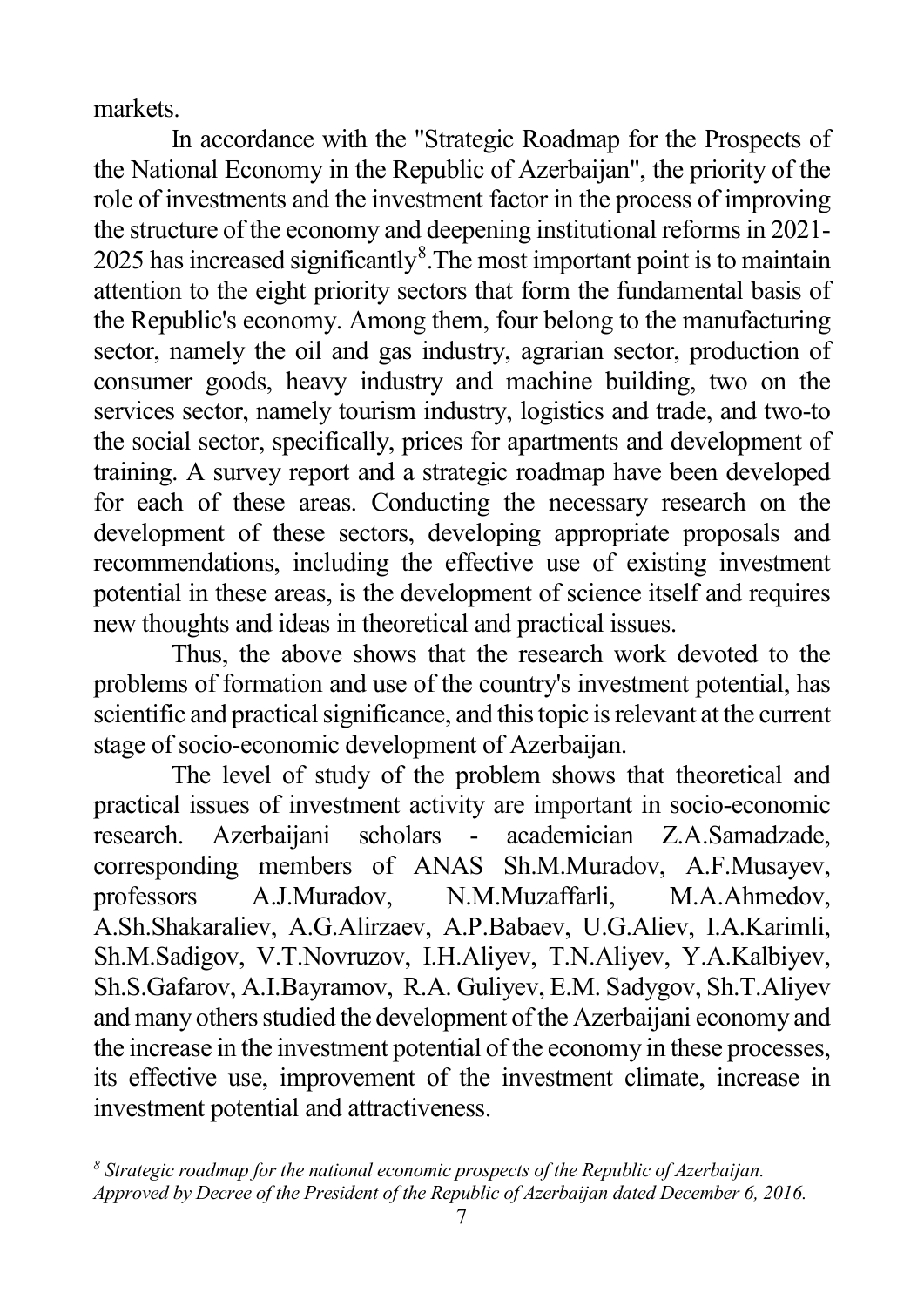markets.

In accordance with the "Strategic Roadmap for the Prospects of the National Economy in the Republic of Azerbaijan", the priority of the role of investments and the investment factor in the process of improving the structure of the economy and deepening institutional reforms in 2021-2025 has increased significantly[8].The most important point is to maintain attention to the eight priority sectors that form the fundamental basis of the Republic's economy. Among them, four belong to the manufacturing sector, namely the oil and gas industry, agrarian sector, production of consumer goods, heavy industry and machine building, two on the services sector, namely tourism industry, logistics and trade, and two-to the social sector, specifically, prices for apartments and development of training. A survey report and a strategic roadmap have been developed for each of these areas. Conducting the necessary research on the development of these sectors, developing appropriate proposals and recommendations, including the effective use of existing investment potential in these areas, is the development of science itself and requires new thoughts and ideas in theoretical and practical issues.

Thus, the above shows that the research work devoted to the problems of formation and use of the country's investment potential, has scientific and practical significance, and this topic is relevant at the current stage of socio-economic development of Azerbaijan.

The level of study of the problem shows that theoretical and practical issues of investment activity are important in socio-economic research. Azerbaijani scholars - academician Z.A.Samadzade, corresponding members of ANAS Sh.M.Muradov, A.F.Musayev, professors A.J.Muradov, N.M.Muzaffarli, M.A.Ahmedov, A.Sh.Shakaraliev, A.G.Alirzaev, A.P.Babaev, U.G.Aliev, I.A.Karimli, Sh.M.Sadigov, V.T.Novruzov, I.H.Aliyev, T.N.Aliyev, Y.A.Kalbiyev, Sh.S.Gafarov, A.I.Bayramov, R.A. Guliyev, E.M. Sadygov, Sh.T.Aliyev and many others studied the development of the Azerbaijani economy and the increase in the investment potential of the economy in these processes, its effective use, improvement of the investment climate, increase in investment potential and attractiveness.

---

[8] *Strategic roadmap for the national economic prospects of the Republic of Azerbaijan. Approved by Decree of the President of the Republic of Azerbaijan dated December 6, 2016.*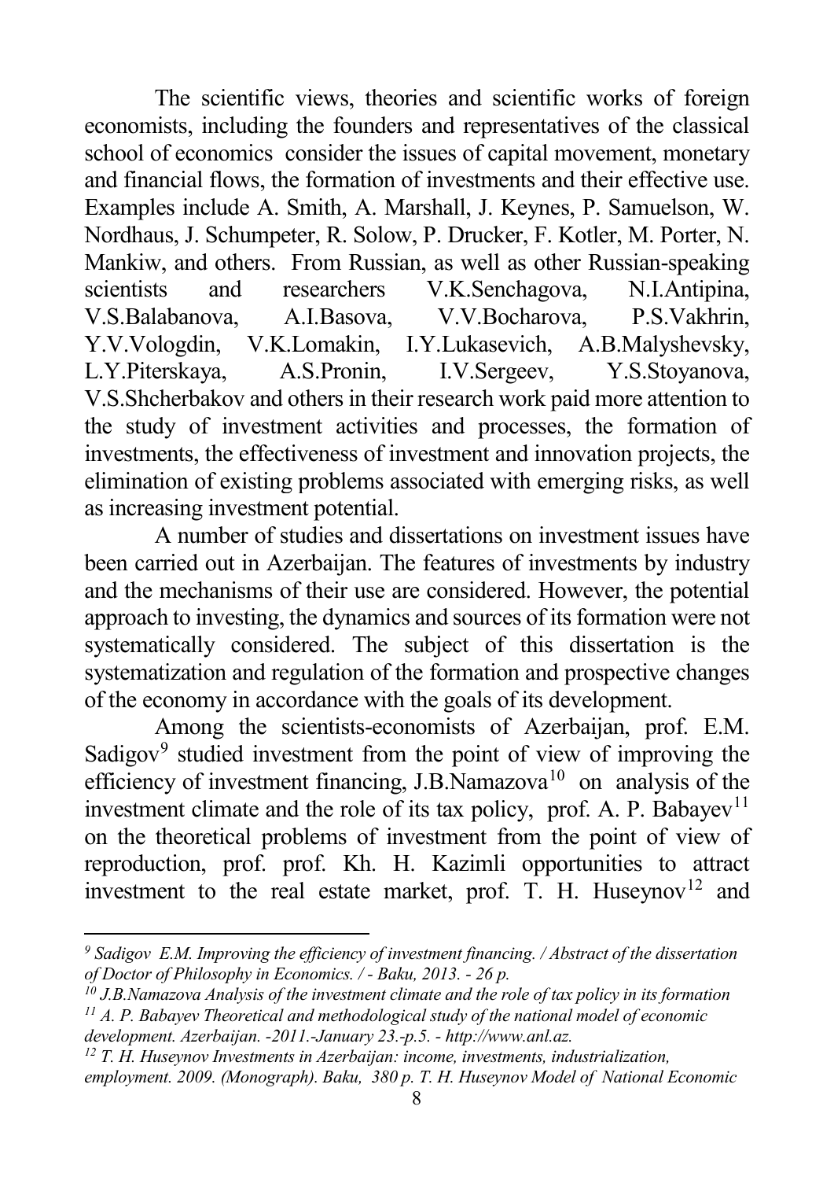The scientific views, theories and scientific works of foreign economists, including the founders and representatives of the classical school of economics consider the issues of capital movement, monetary and financial flows, the formation of investments and their effective use. Examples include A. Smith, A. Marshall, J. Keynes, P. Samuelson, W. Nordhaus, J. Schumpeter, R. Solow, P. Drucker, F. Kotler, M. Porter, N. Mankiw, and others. From Russian, as well as other Russian-speaking scientists and researchers V.K.Senchagova, N.I.Antipina, V.S.Balabanova, A.I.Basova, V.V.Bocharova, P.S.Vakhrin, Y.V.Vologdin, V.K.Lomakin, I.Y.Lukasevich, A.B.Malyshevsky, L.Y.Piterskaya, A.S.Pronin, I.V.Sergeev, Y.S.Stoyanova, V.S.Shcherbakov and others in their research work paid more attention to the study of investment activities and processes, the formation of investments, the effectiveness of investment and innovation projects, the elimination of existing problems associated with emerging risks, as well as increasing investment potential.

A number of studies and dissertations on investment issues have been carried out in Azerbaijan. The features of investments by industry and the mechanisms of their use are considered. However, the potential approach to investing, the dynamics and sources of its formation were not systematically considered. The subject of this dissertation is the systematization and regulation of the formation and prospective changes of the economy in accordance with the goals of its development.

Among the scientists-economists of Azerbaijan, prof. E.M. Sadigov[9] studied investment from the point of view of improving the efficiency of investment financing, J.B.Namazova[10] on analysis of the investment climate and the role of its tax policy, prof. A. P. Babayev[11] on the theoretical problems of investment from the point of view of reproduction, prof. prof. Kh. H. Kazimli opportunities to attract investment to the real estate market, prof. T. H. Huseynov[12] and

---

[9] *Sadigov E.M. Improving the efficiency of investment financing. / Abstract of the dissertation of Doctor of Philosophy in Economics. / - Baku, 2013. - 26 p.*

[10] *J.B.Namazova Analysis of the investment climate and the role of tax policy in its formation*

[11] *A. P. Babayev Theoretical and methodological study of the national model of economic development. Azerbaijan. -2011.-January 23.-p.5. - http://www.anl.az.*

[12] *T. H. Huseynov Investments in Azerbaijan: income, investments, industrialization, employment. 2009. (Monograph). Baku, 380 p. T. H. Huseynov Model of National Economic*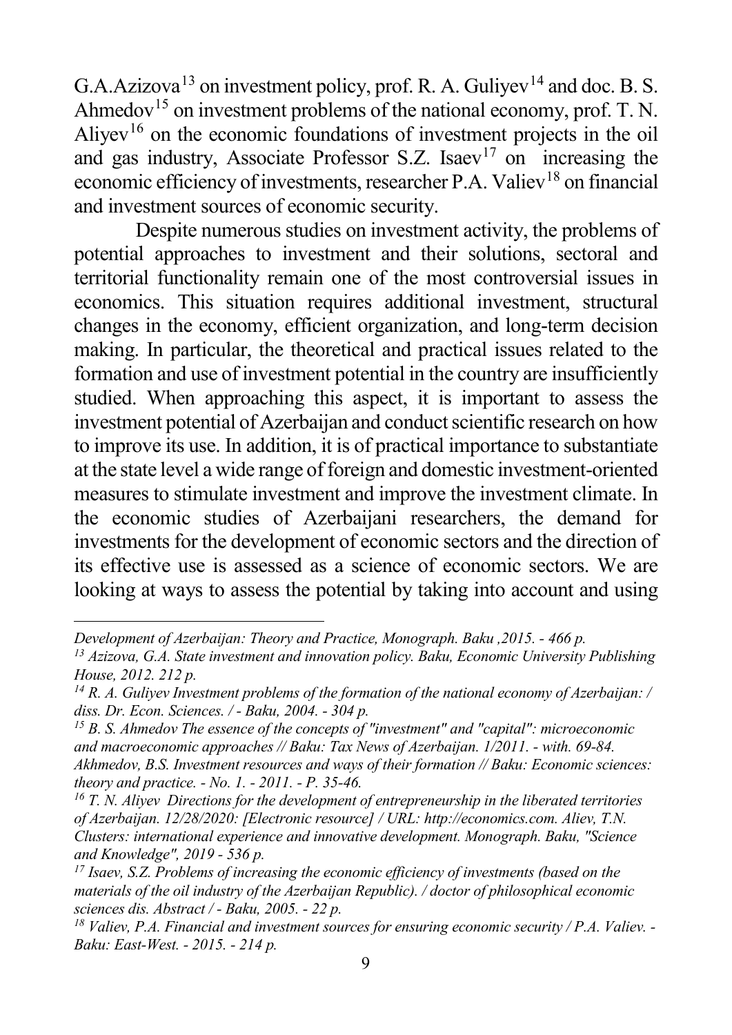G.A.Azizova[13] on investment policy, prof. R. A. Guliyev[14] and doc. B. S. Ahmedov[15] on investment problems of the national economy, prof. T. N. Aliyev[16] on the economic foundations of investment projects in the oil and gas industry, Associate Professor S.Z. Isaev[17] on increasing the economic efficiency of investments, researcher P.A. Valiev[18] on financial and investment sources of economic security.

Despite numerous studies on investment activity, the problems of potential approaches to investment and their solutions, sectoral and territorial functionality remain one of the most controversial issues in economics. This situation requires additional investment, structural changes in the economy, efficient organization, and long-term decision making. In particular, the theoretical and practical issues related to the formation and use of investment potential in the country are insufficiently studied. When approaching this aspect, it is important to assess the investment potential of Azerbaijan and conduct scientific research on how to improve its use. In addition, it is of practical importance to substantiate at the state level a wide range of foreign and domestic investment-oriented measures to stimulate investment and improve the investment climate. In the economic studies of Azerbaijani researchers, the demand for investments for the development of economic sectors and the direction of its effective use is assessed as a science of economic sectors. We are looking at ways to assess the potential by taking into account and using

---

*Development of Azerbaijan: Theory and Practice, Monograph. Baku ,2015. - 466 p.*

[13] *Azizova, G.A. State investment and innovation policy. Baku, Economic University Publishing House, 2012. 212 p.*

[14] *R. A. Guliyev Investment problems of the formation of the national economy of Azerbaijan: / diss. Dr. Econ. Sciences. / - Baku, 2004. - 304 p.*

[15] *B. S. Ahmedov The essence of the concepts of "investment" and "capital": microeconomic and macroeconomic approaches // Baku: Tax News of Azerbaijan. 1/2011. - with. 69-84. Akhmedov, B.S. Investment resources and ways of their formation // Baku: Economic sciences: theory and practice. - No. 1. - 2011. - P. 35-46.*

[16] *T. N. Aliyev Directions for the development of entrepreneurship in the liberated territories of Azerbaijan. 12/28/2020: [Electronic resource] / URL: http://economics.com. Aliev, T.N. Clusters: international experience and innovative development. Monograph. Baku, "Science and Knowledge", 2019 - 536 p.*

[17] *Isaev, S.Z. Problems of increasing the economic efficiency of investments (based on the materials of the oil industry of the Azerbaijan Republic). / doctor of philosophical economic sciences dis. Abstract / - Baku, 2005. - 22 p.*

[18] *Valiev, P.A. Financial and investment sources for ensuring economic security / P.A. Valiev. - Baku: East-West. - 2015. - 214 p.*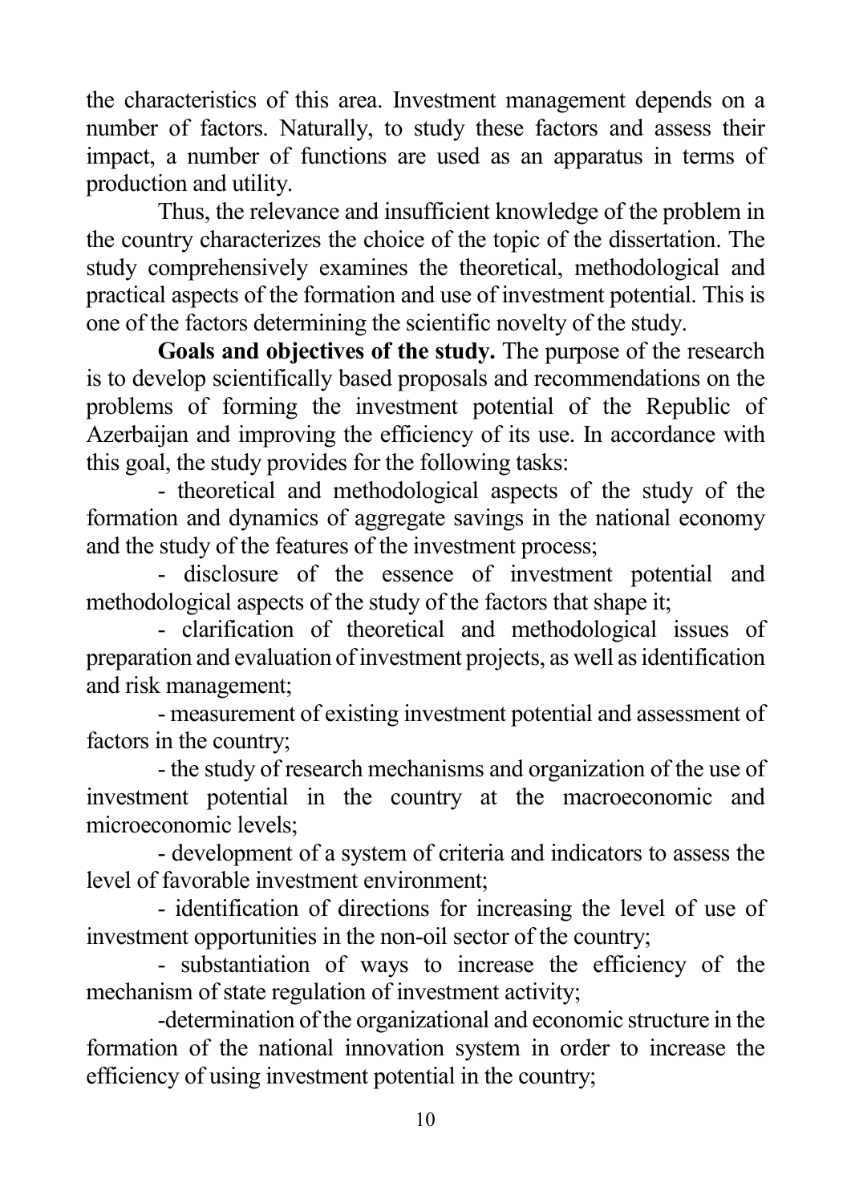the characteristics of this area. Investment management depends on a number of factors. Naturally, to study these factors and assess their impact, a number of functions are used as an apparatus in terms of production and utility.

Thus, the relevance and insufficient knowledge of the problem in the country characterizes the choice of the topic of the dissertation. The study comprehensively examines the theoretical, methodological and practical aspects of the formation and use of investment potential. This is one of the factors determining the scientific novelty of the study.

**Goals and objectives of the study.** The purpose of the research is to develop scientifically based proposals and recommendations on the problems of forming the investment potential of the Republic of Azerbaijan and improving the efficiency of its use. In accordance with this goal, the study provides for the following tasks:

- theoretical and methodological aspects of the study of the formation and dynamics of aggregate savings in the national economy and the study of the features of the investment process;
- disclosure of the essence of investment potential and methodological aspects of the study of the factors that shape it;
- clarification of theoretical and methodological issues of preparation and evaluation of investment projects, as well as identification and risk management;
- measurement of existing investment potential and assessment of factors in the country;
- the study of research mechanisms and organization of the use of investment potential in the country at the macroeconomic and microeconomic levels;
- development of a system of criteria and indicators to assess the level of favorable investment environment;
- identification of directions for increasing the level of use of investment opportunities in the non-oil sector of the country;
- substantiation of ways to increase the efficiency of the mechanism of state regulation of investment activity;
- determination of the organizational and economic structure in the formation of the national innovation system in order to increase the efficiency of using investment potential in the country;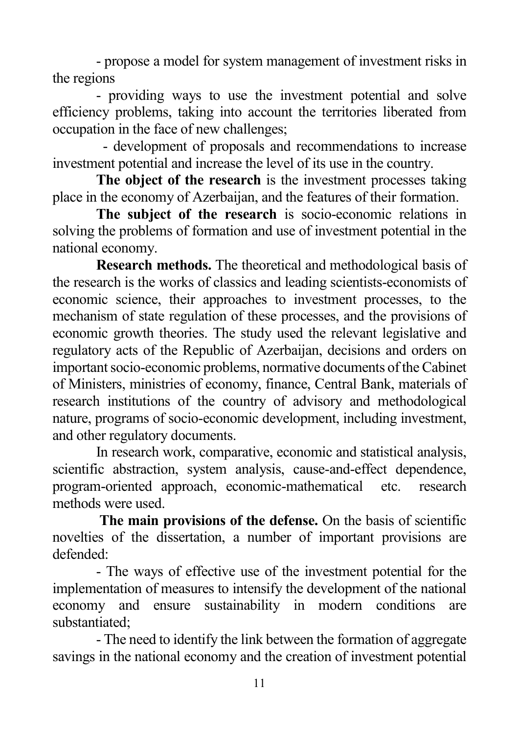- propose a model for system management of investment risks in the regions

- providing ways to use the investment potential and solve efficiency problems, taking into account the territories liberated from occupation in the face of new challenges;

- development of proposals and recommendations to increase investment potential and increase the level of its use in the country.

**The object of the research** is the investment processes taking place in the economy of Azerbaijan, and the features of their formation.

**The subject of the research** is socio-economic relations in solving the problems of formation and use of investment potential in the national economy.

**Research methods.** The theoretical and methodological basis of the research is the works of classics and leading scientists-economists of economic science, their approaches to investment processes, to the mechanism of state regulation of these processes, and the provisions of economic growth theories. The study used the relevant legislative and regulatory acts of the Republic of Azerbaijan, decisions and orders on important socio-economic problems, normative documents of the Cabinet of Ministers, ministries of economy, finance, Central Bank, materials of research institutions of the country of advisory and methodological nature, programs of socio-economic development, including investment, and other regulatory documents.

In research work, comparative, economic and statistical analysis, scientific abstraction, system analysis, cause-and-effect dependence, program-oriented approach, economic-mathematical etc. research methods were used.

**The main provisions of the defense.** On the basis of scientific novelties of the dissertation, a number of important provisions are defended:

- The ways of effective use of the investment potential for the implementation of measures to intensify the development of the national economy and ensure sustainability in modern conditions are substantiated;

- The need to identify the link between the formation of aggregate savings in the national economy and the creation of investment potential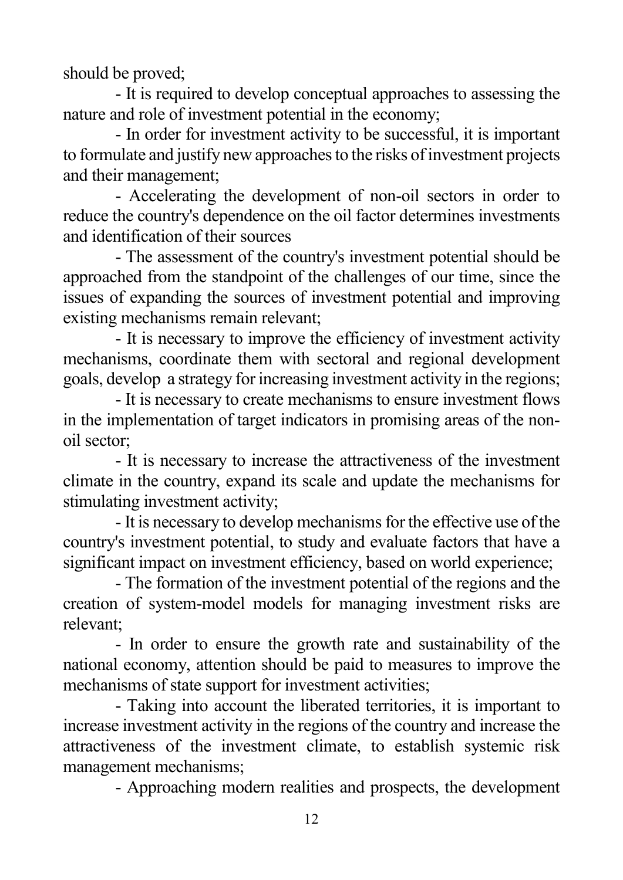should be proved;

- It is required to develop conceptual approaches to assessing the nature and role of investment potential in the economy;
- In order for investment activity to be successful, it is important to formulate and justify new approaches to the risks of investment projects and their management;
- Accelerating the development of non-oil sectors in order to reduce the country's dependence on the oil factor determines investments and identification of their sources
- The assessment of the country's investment potential should be approached from the standpoint of the challenges of our time, since the issues of expanding the sources of investment potential and improving existing mechanisms remain relevant;
- It is necessary to improve the efficiency of investment activity mechanisms, coordinate them with sectoral and regional development goals, develop a strategy for increasing investment activity in the regions;
- It is necessary to create mechanisms to ensure investment flows in the implementation of target indicators in promising areas of the non-oil sector;
- It is necessary to increase the attractiveness of the investment climate in the country, expand its scale and update the mechanisms for stimulating investment activity;
- It is necessary to develop mechanisms for the effective use of the country's investment potential, to study and evaluate factors that have a significant impact on investment efficiency, based on world experience;
- The formation of the investment potential of the regions and the creation of system-model models for managing investment risks are relevant;
- In order to ensure the growth rate and sustainability of the national economy, attention should be paid to measures to improve the mechanisms of state support for investment activities;
- Taking into account the liberated territories, it is important to increase investment activity in the regions of the country and increase the attractiveness of the investment climate, to establish systemic risk management mechanisms;
- Approaching modern realities and prospects, the development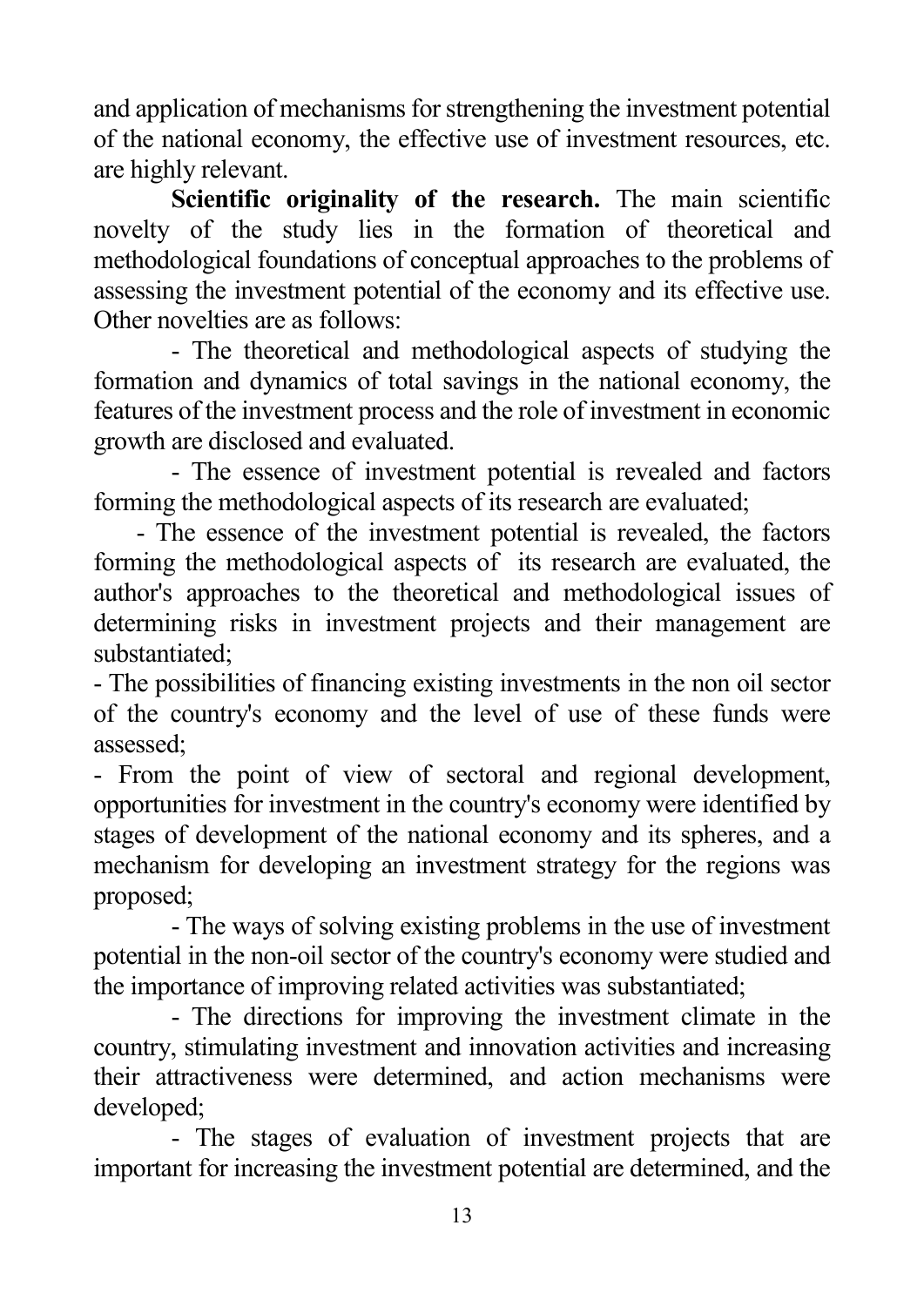and application of mechanisms for strengthening the investment potential of the national economy, the effective use of investment resources, etc. are highly relevant.

**Scientific originality of the research.** The main scientific novelty of the study lies in the formation of theoretical and methodological foundations of conceptual approaches to the problems of assessing the investment potential of the economy and its effective use. Other novelties are as follows:

- The theoretical and methodological aspects of studying the formation and dynamics of total savings in the national economy, the features of the investment process and the role of investment in economic growth are disclosed and evaluated.
- The essence of investment potential is revealed and factors forming the methodological aspects of its research are evaluated;
- The essence of the investment potential is revealed, the factors forming the methodological aspects of its research are evaluated, the author's approaches to the theoretical and methodological issues of determining risks in investment projects and their management are substantiated;
- The possibilities of financing existing investments in the non oil sector of the country's economy and the level of use of these funds were assessed;
- From the point of view of sectoral and regional development, opportunities for investment in the country's economy were identified by stages of development of the national economy and its spheres, and a mechanism for developing an investment strategy for the regions was proposed;
- The ways of solving existing problems in the use of investment potential in the non-oil sector of the country's economy were studied and the importance of improving related activities was substantiated;
- The directions for improving the investment climate in the country, stimulating investment and innovation activities and increasing their attractiveness were determined, and action mechanisms were developed;
- The stages of evaluation of investment projects that are important for increasing the investment potential are determined, and the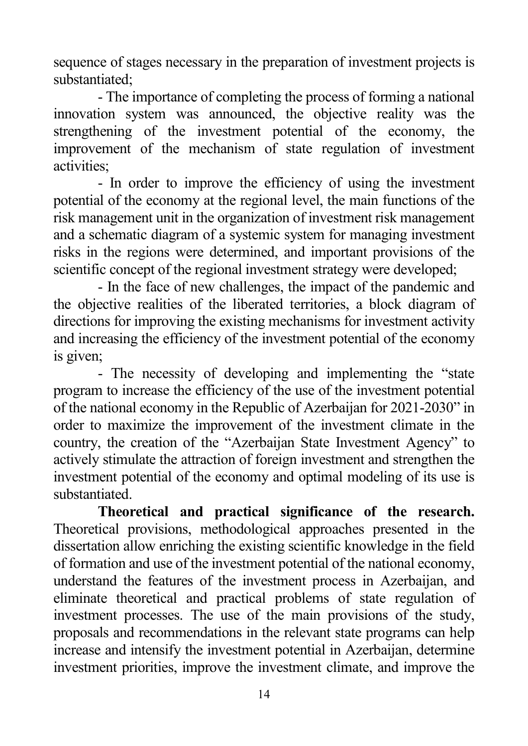sequence of stages necessary in the preparation of investment projects is substantiated;

- The importance of completing the process of forming a national innovation system was announced, the objective reality was the strengthening of the investment potential of the economy, the improvement of the mechanism of state regulation of investment activities;
- In order to improve the efficiency of using the investment potential of the economy at the regional level, the main functions of the risk management unit in the organization of investment risk management and a schematic diagram of a systemic system for managing investment risks in the regions were determined, and important provisions of the scientific concept of the regional investment strategy were developed;
- In the face of new challenges, the impact of the pandemic and the objective realities of the liberated territories, a block diagram of directions for improving the existing mechanisms for investment activity and increasing the efficiency of the investment potential of the economy is given;
- The necessity of developing and implementing the "state program to increase the efficiency of the use of the investment potential of the national economy in the Republic of Azerbaijan for 2021-2030" in order to maximize the improvement of the investment climate in the country, the creation of the "Azerbaijan State Investment Agency" to actively stimulate the attraction of foreign investment and strengthen the investment potential of the economy and optimal modeling of its use is substantiated.

**Theoretical and practical significance of the research.** Theoretical provisions, methodological approaches presented in the dissertation allow enriching the existing scientific knowledge in the field of formation and use of the investment potential of the national economy, understand the features of the investment process in Azerbaijan, and eliminate theoretical and practical problems of state regulation of investment processes. The use of the main provisions of the study, proposals and recommendations in the relevant state programs can help increase and intensify the investment potential in Azerbaijan, determine investment priorities, improve the investment climate, and improve the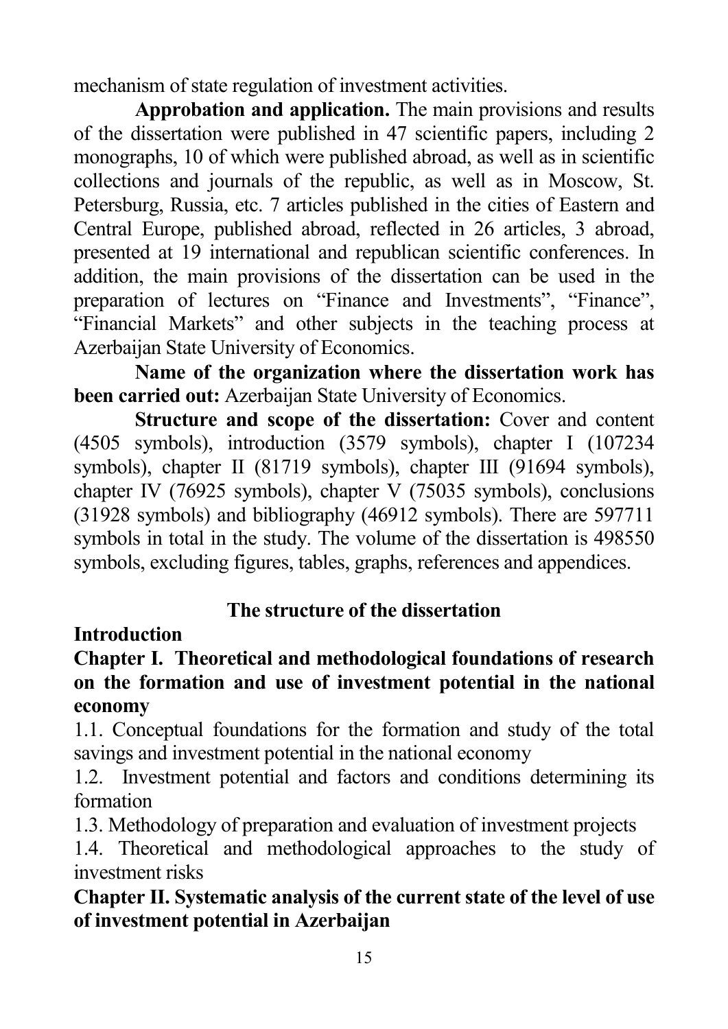mechanism of state regulation of investment activities.

**Approbation and application.** The main provisions and results of the dissertation were published in 47 scientific papers, including 2 monographs, 10 of which were published abroad, as well as in scientific collections and journals of the republic, as well as in Moscow, St. Petersburg, Russia, etc. 7 articles published in the cities of Eastern and Central Europe, published abroad, reflected in 26 articles, 3 abroad, presented at 19 international and republican scientific conferences. In addition, the main provisions of the dissertation can be used in the preparation of lectures on "Finance and Investments", "Finance", "Financial Markets" and other subjects in the teaching process at Azerbaijan State University of Economics.

**Name of the organization where the dissertation work has been carried out:** Azerbaijan State University of Economics.

**Structure and scope of the dissertation:** Cover and content (4505 symbols), introduction (3579 symbols), chapter I (107234 symbols), chapter II (81719 symbols), chapter III (91694 symbols), chapter IV (76925 symbols), chapter V (75035 symbols), conclusions (31928 symbols) and bibliography (46912 symbols). There are 597711 symbols in total in the study. The volume of the dissertation is 498550 symbols, excluding figures, tables, graphs, references and appendices.

## The structure of the dissertation

**Introduction**

**Chapter I. Theoretical and methodological foundations of research on the formation and use of investment potential in the national economy**

1.1. Conceptual foundations for the formation and study of the total savings and investment potential in the national economy

1.2. Investment potential and factors and conditions determining its formation

1.3. Methodology of preparation and evaluation of investment projects

1.4. Theoretical and methodological approaches to the study of investment risks

**Chapter II. Systematic analysis of the current state of the level of use of investment potential in Azerbaijan**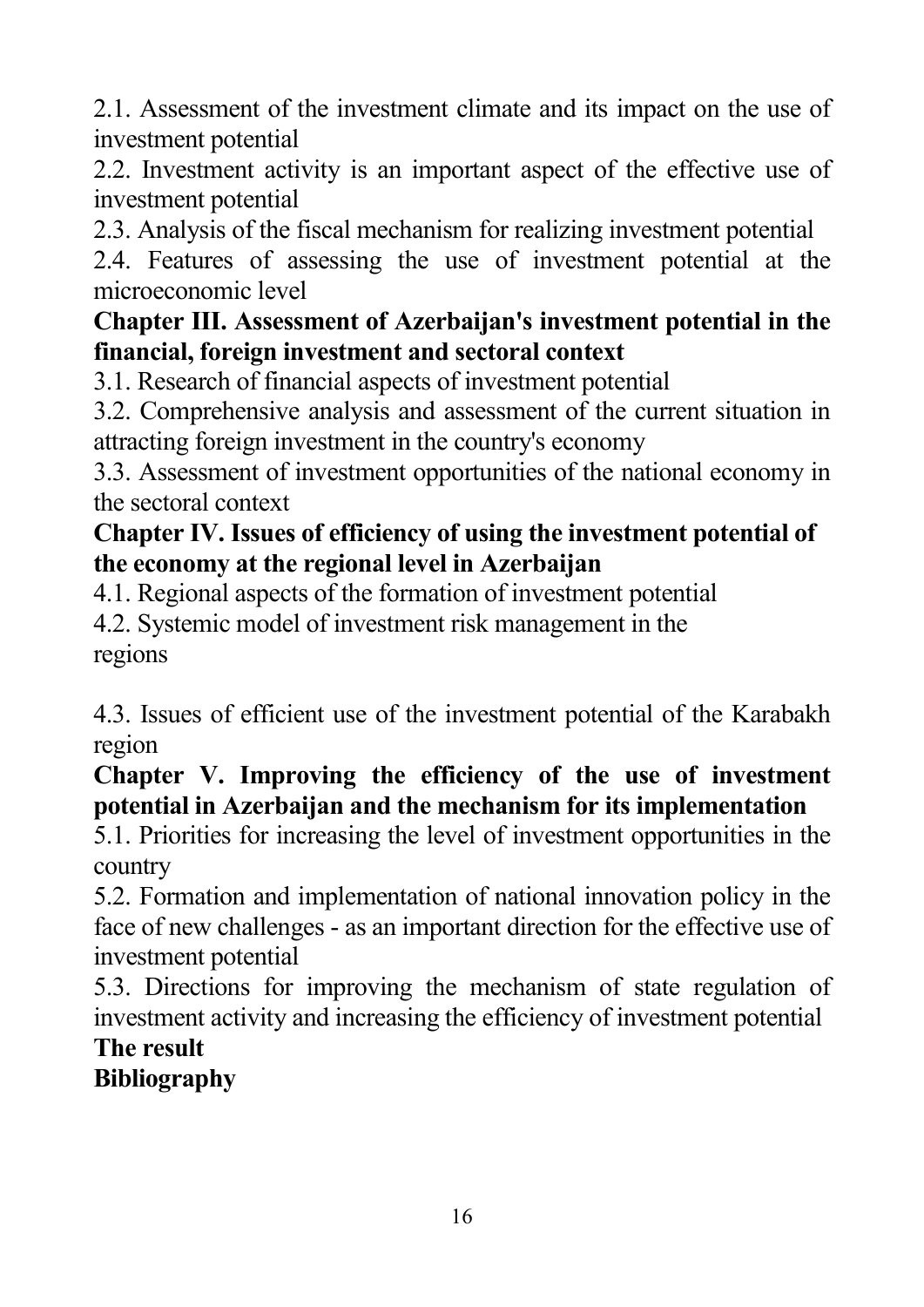2.1. Assessment of the investment climate and its impact on the use of investment potential

2.2. Investment activity is an important aspect of the effective use of investment potential

2.3. Analysis of the fiscal mechanism for realizing investment potential

2.4. Features of assessing the use of investment potential at the microeconomic level

**Chapter III. Assessment of Azerbaijan's investment potential in the financial, foreign investment and sectoral context**

3.1. Research of financial aspects of investment potential

3.2. Comprehensive analysis and assessment of the current situation in attracting foreign investment in the country's economy

3.3. Assessment of investment opportunities of the national economy in the sectoral context

**Chapter IV. Issues of efficiency of using the investment potential of the economy at the regional level in Azerbaijan**

4.1. Regional aspects of the formation of investment potential

4.2. Systemic model of investment risk management in the regions

4.3. Issues of efficient use of the investment potential of the Karabakh region

**Chapter V. Improving the efficiency of the use of investment potential in Azerbaijan and the mechanism for its implementation**

5.1. Priorities for increasing the level of investment opportunities in the country

5.2. Formation and implementation of national innovation policy in the face of new challenges - as an important direction for the effective use of investment potential

5.3. Directions for improving the mechanism of state regulation of investment activity and increasing the efficiency of investment potential

**The result**

**Bibliography**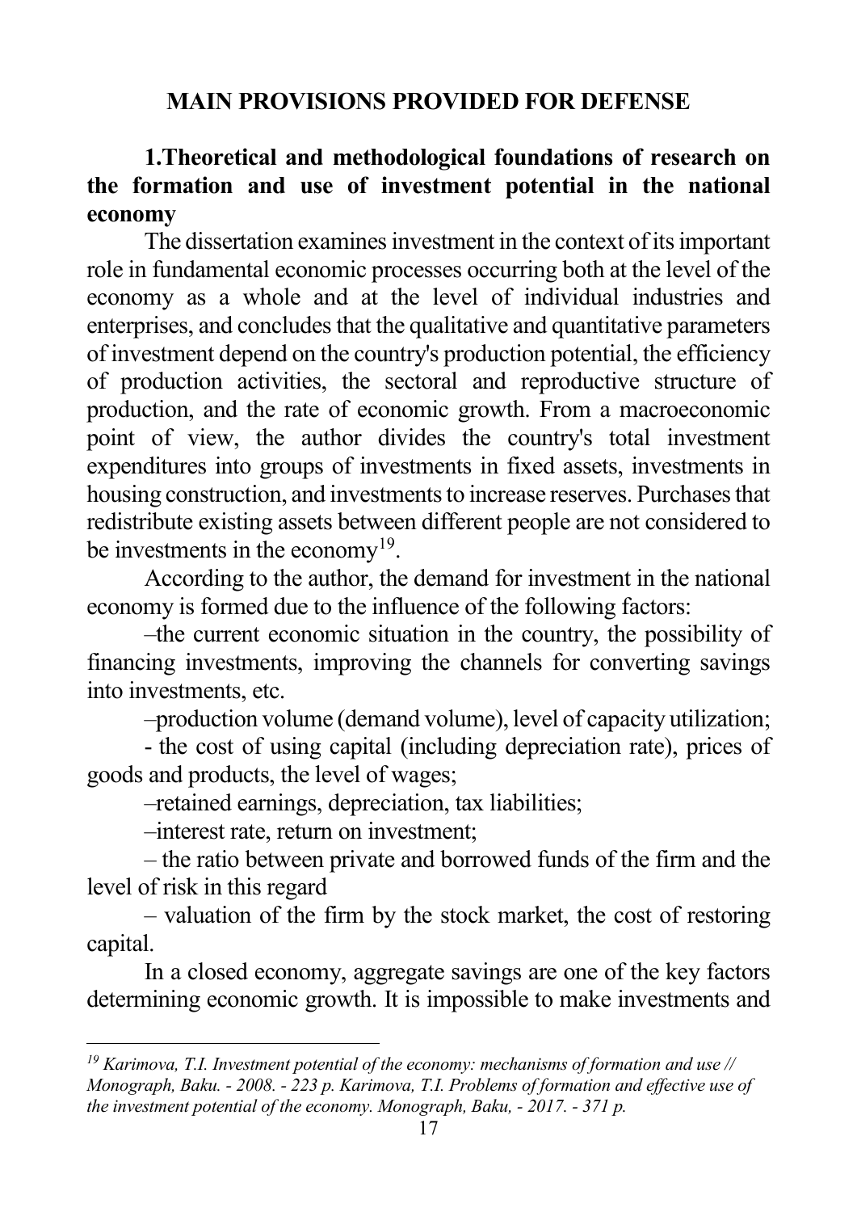## MAIN PROVISIONS PROVIDED FOR DEFENSE

### 1.Theoretical and methodological foundations of research on the formation and use of investment potential in the national economy

The dissertation examines investment in the context of its important role in fundamental economic processes occurring both at the level of the economy as a whole and at the level of individual industries and enterprises, and concludes that the qualitative and quantitative parameters of investment depend on the country's production potential, the efficiency of production activities, the sectoral and reproductive structure of production, and the rate of economic growth. From a macroeconomic point of view, the author divides the country's total investment expenditures into groups of investments in fixed assets, investments in housing construction, and investments to increase reserves. Purchases that redistribute existing assets between different people are not considered to be investments in the economy[19].

According to the author, the demand for investment in the national economy is formed due to the influence of the following factors:

–the current economic situation in the country, the possibility of financing investments, improving the channels for converting savings into investments, etc.

–production volume (demand volume), level of capacity utilization;

- the cost of using capital (including depreciation rate), prices of goods and products, the level of wages;

–retained earnings, depreciation, tax liabilities;

–interest rate, return on investment;

– the ratio between private and borrowed funds of the firm and the level of risk in this regard

– valuation of the firm by the stock market, the cost of restoring capital.

In a closed economy, aggregate savings are one of the key factors determining economic growth. It is impossible to make investments and

---

[19] *Karimova, T.I. Investment potential of the economy: mechanisms of formation and use // Monograph, Baku. - 2008. - 223 p. Karimova, T.I. Problems of formation and effective use of the investment potential of the economy. Monograph, Baku, - 2017. - 371 p.*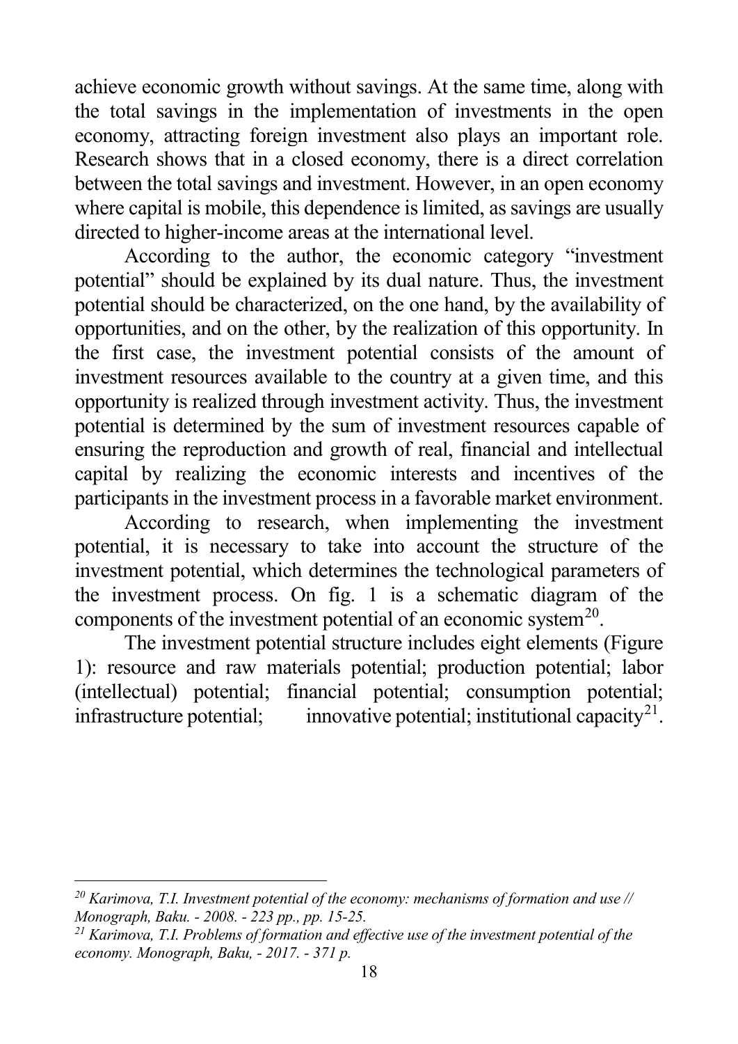achieve economic growth without savings. At the same time, along with the total savings in the implementation of investments in the open economy, attracting foreign investment also plays an important role. Research shows that in a closed economy, there is a direct correlation between the total savings and investment. However, in an open economy where capital is mobile, this dependence is limited, as savings are usually directed to higher-income areas at the international level.

According to the author, the economic category "investment potential" should be explained by its dual nature. Thus, the investment potential should be characterized, on the one hand, by the availability of opportunities, and on the other, by the realization of this opportunity. In the first case, the investment potential consists of the amount of investment resources available to the country at a given time, and this opportunity is realized through investment activity. Thus, the investment potential is determined by the sum of investment resources capable of ensuring the reproduction and growth of real, financial and intellectual capital by realizing the economic interests and incentives of the participants in the investment process in a favorable market environment.

According to research, when implementing the investment potential, it is necessary to take into account the structure of the investment potential, which determines the technological parameters of the investment process. On fig. 1 is a schematic diagram of the components of the investment potential of an economic system[20].

The investment potential structure includes eight elements (Figure 1): resource and raw materials potential; production potential; labor (intellectual) potential; financial potential; consumption potential; infrastructure potential; innovative potential; institutional capacity[21].

---

[20] *Karimova, T.I. Investment potential of the economy: mechanisms of formation and use // Monograph, Baku. - 2008. - 223 pp., pp. 15-25.*

[21] *Karimova, T.I. Problems of formation and effective use of the investment potential of the economy. Monograph, Baku, - 2017. - 371 p.*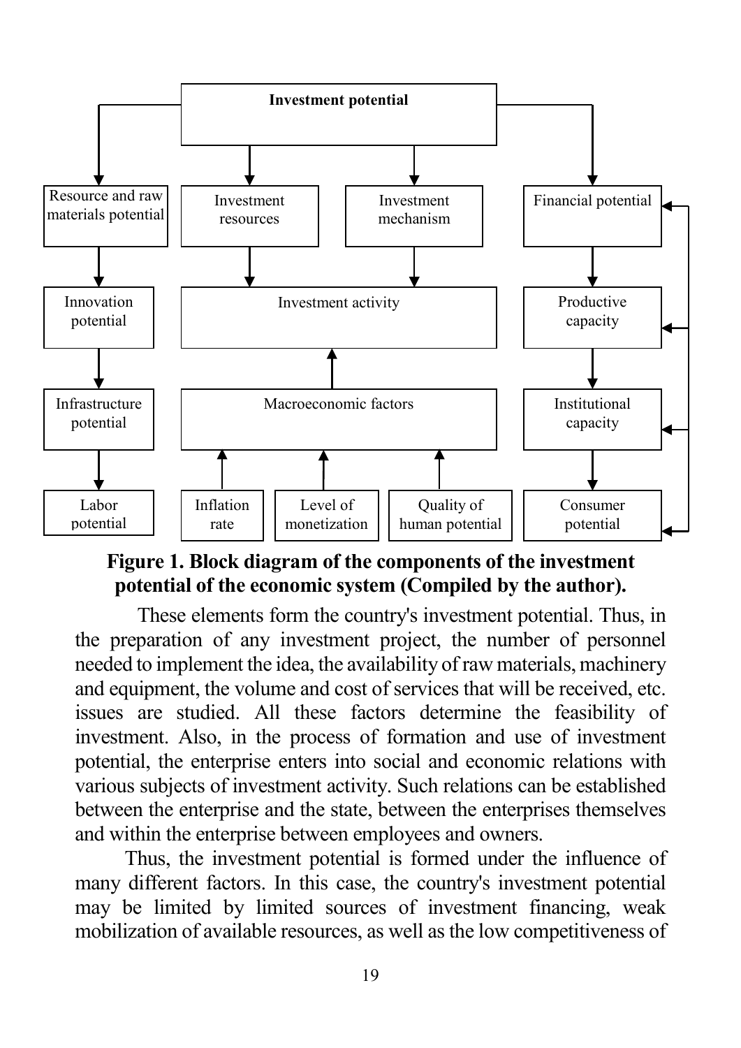**Figure 1. Block diagram of the components of the investment potential of the economic system (Compiled by the author).**

These elements form the country's investment potential. Thus, in the preparation of any investment project, the number of personnel needed to implement the idea, the availability of raw materials, machinery and equipment, the volume and cost of services that will be received, etc. issues are studied. All these factors determine the feasibility of investment. Also, in the process of formation and use of investment potential, the enterprise enters into social and economic relations with various subjects of investment activity. Such relations can be established between the enterprise and the state, between the enterprises themselves and within the enterprise between employees and owners.

Thus, the investment potential is formed under the influence of many different factors. In this case, the country's investment potential may be limited by limited sources of investment financing, weak mobilization of available resources, as well as the low competitiveness of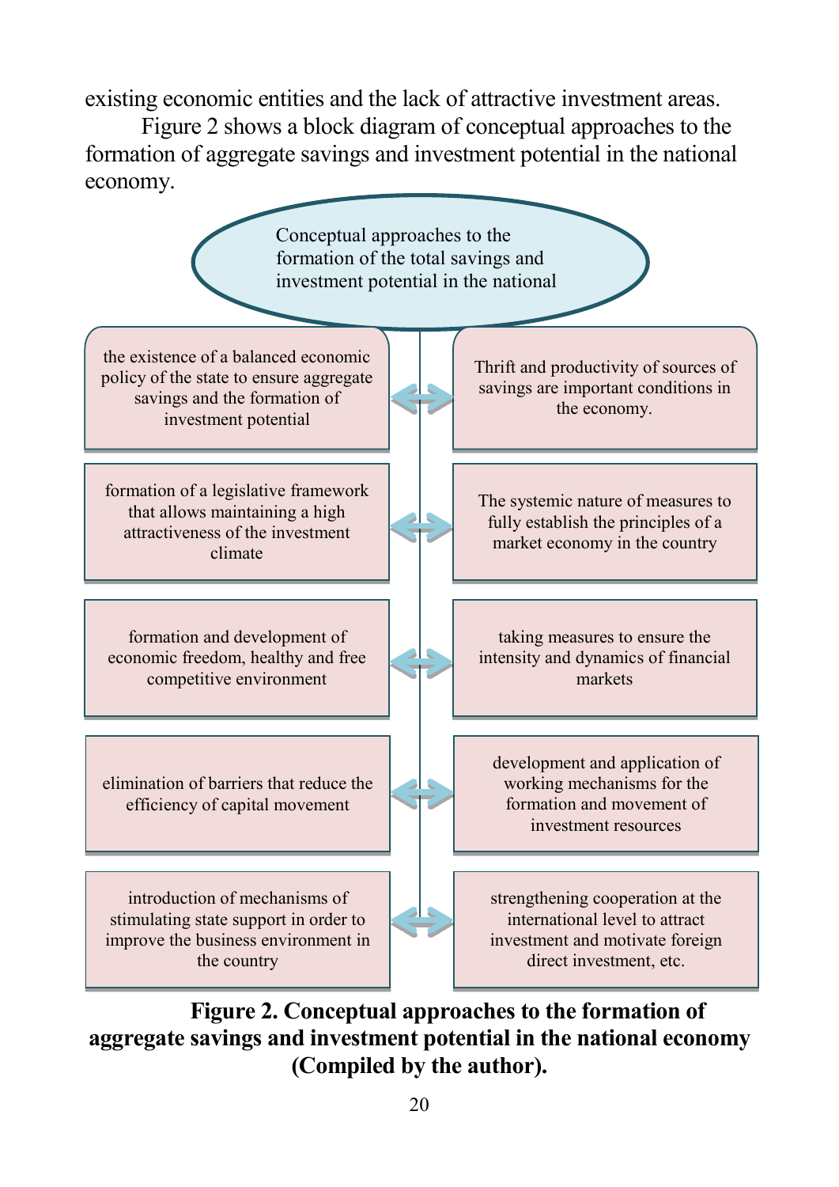existing economic entities and the lack of attractive investment areas.

Figure 2 shows a block diagram of conceptual approaches to the formation of aggregate savings and investment potential in the national economy.

Conceptual approaches to the formation of the total savings and investment potential in the national

| | |
|---|---|
| the existence of a balanced economic policy of the state to ensure aggregate savings and the formation of investment potential | Thrift and productivity of sources of savings are important conditions in the economy. |
| formation of a legislative framework that allows maintaining a high attractiveness of the investment climate | The systemic nature of measures to fully establish the principles of a market economy in the country |
| formation and development of economic freedom, healthy and free competitive environment | taking measures to ensure the intensity and dynamics of financial markets |
| elimination of barriers that reduce the efficiency of capital movement | development and application of working mechanisms for the formation and movement of investment resources |
| introduction of mechanisms of stimulating state support in order to improve the business environment in the country | strengthening cooperation at the international level to attract investment and motivate foreign direct investment, etc. |

**Figure 2. Conceptual approaches to the formation of aggregate savings and investment potential in the national economy (Compiled by the author).**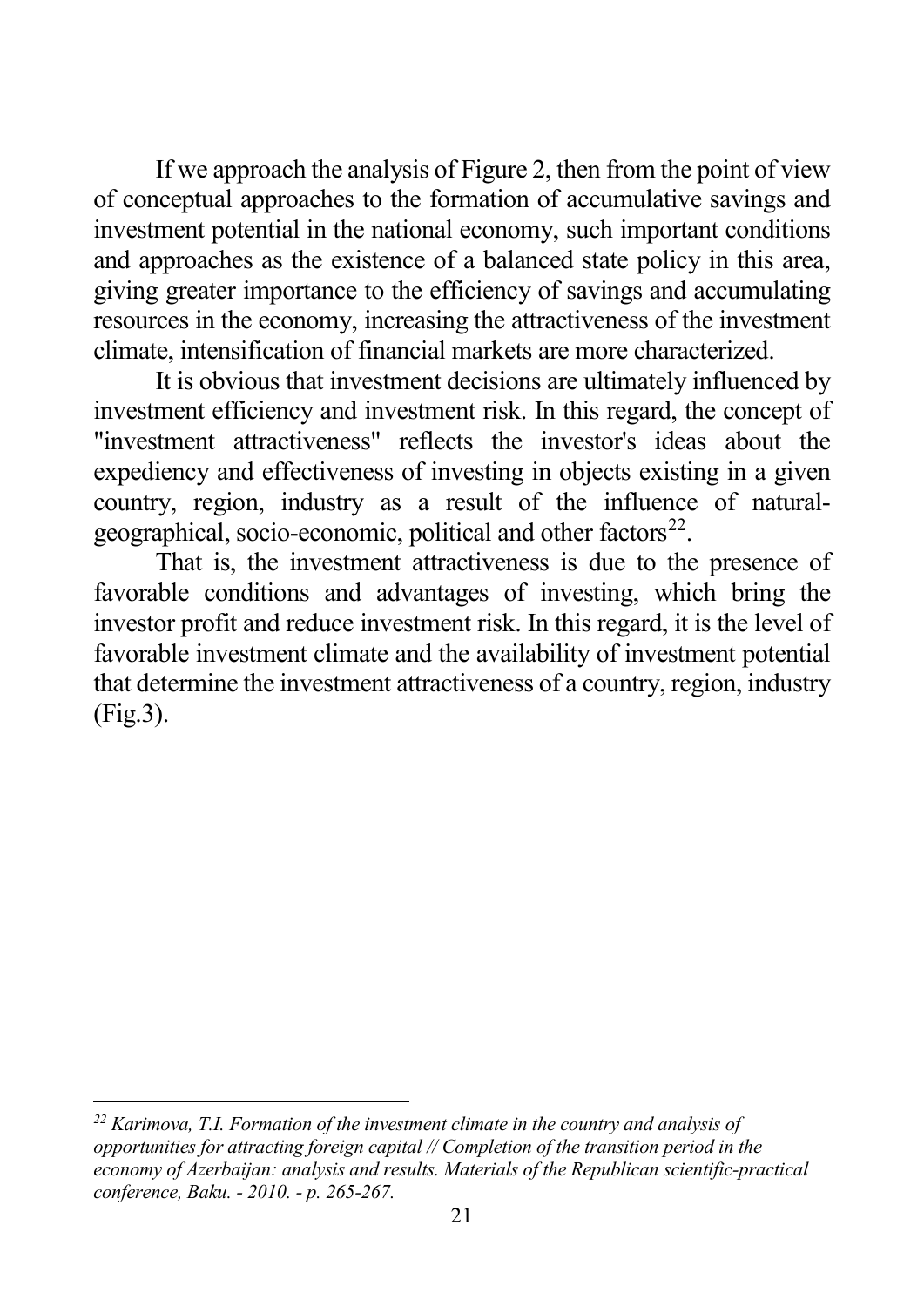If we approach the analysis of Figure 2, then from the point of view of conceptual approaches to the formation of accumulative savings and investment potential in the national economy, such important conditions and approaches as the existence of a balanced state policy in this area, giving greater importance to the efficiency of savings and accumulating resources in the economy, increasing the attractiveness of the investment climate, intensification of financial markets are more characterized.

It is obvious that investment decisions are ultimately influenced by investment efficiency and investment risk. In this regard, the concept of "investment attractiveness" reflects the investor's ideas about the expediency and effectiveness of investing in objects existing in a given country, region, industry as a result of the influence of natural-geographical, socio-economic, political and other factors[22].

That is, the investment attractiveness is due to the presence of favorable conditions and advantages of investing, which bring the investor profit and reduce investment risk. In this regard, it is the level of favorable investment climate and the availability of investment potential that determine the investment attractiveness of a country, region, industry (Fig.3).

---

[22] *Karimova, T.I. Formation of the investment climate in the country and analysis of opportunities for attracting foreign capital // Completion of the transition period in the economy of Azerbaijan: analysis and results. Materials of the Republican scientific-practical conference, Baku. - 2010. - p. 265-267.*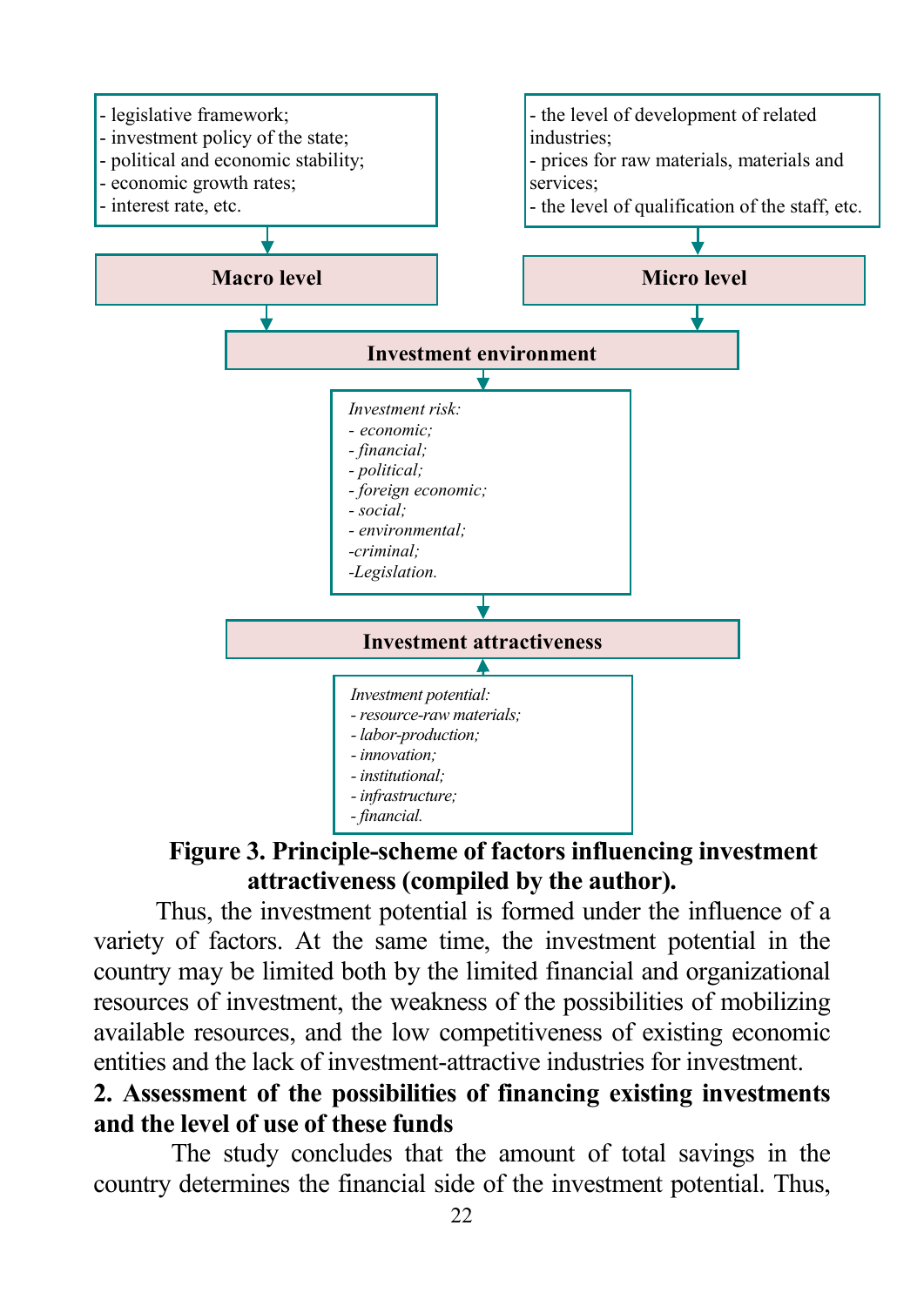- legislative framework;
- investment policy of the state;
- political and economic stability;
- economic growth rates;
- interest rate, etc.

- the level of development of related industries;
- prices for raw materials, materials and services;
- the level of qualification of the staff, etc.

**Macro level**

**Micro level**

**Investment environment**

*Investment risk:*
*- economic;*
*- financial;*
*- political;*
*- foreign economic;*
*- social;*
*- environmental;*
*-criminal;*
*-Legislation.*

**Investment attractiveness**

*Investment potential:*
*- resource-raw materials;*
*- labor-production;*
*- innovation;*
*- institutional;*
*- infrastructure;*
*- financial.*

**Figure 3. Principle-scheme of factors influencing investment attractiveness (compiled by the author).**

Thus, the investment potential is formed under the influence of a variety of factors. At the same time, the investment potential in the country may be limited both by the limited financial and organizational resources of investment, the weakness of the possibilities of mobilizing available resources, and the low competitiveness of existing economic entities and the lack of investment-attractive industries for investment.

## 2. Assessment of the possibilities of financing existing investments and the level of use of these funds

The study concludes that the amount of total savings in the country determines the financial side of the investment potential. Thus,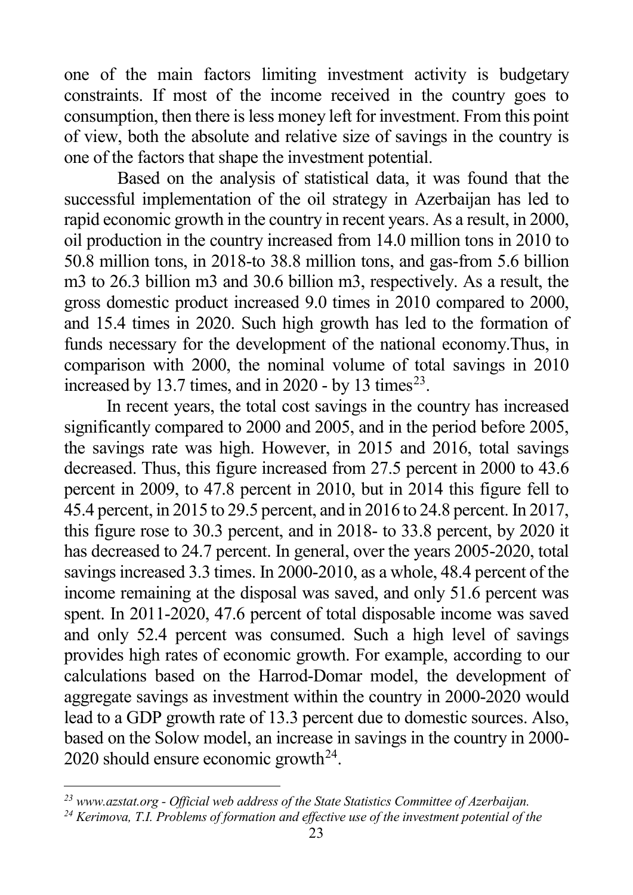one of the main factors limiting investment activity is budgetary constraints. If most of the income received in the country goes to consumption, then there is less money left for investment. From this point of view, both the absolute and relative size of savings in the country is one of the factors that shape the investment potential.

Based on the analysis of statistical data, it was found that the successful implementation of the oil strategy in Azerbaijan has led to rapid economic growth in the country in recent years. As a result, in 2000, oil production in the country increased from 14.0 million tons in 2010 to 50.8 million tons, in 2018-to 38.8 million tons, and gas-from 5.6 billion m3 to 26.3 billion m3 and 30.6 billion m3, respectively. As a result, the gross domestic product increased 9.0 times in 2010 compared to 2000, and 15.4 times in 2020. Such high growth has led to the formation of funds necessary for the development of the national economy.Thus, in comparison with 2000, the nominal volume of total savings in 2010 increased by 13.7 times, and in 2020 - by 13 times[23].

In recent years, the total cost savings in the country has increased significantly compared to 2000 and 2005, and in the period before 2005, the savings rate was high. However, in 2015 and 2016, total savings decreased. Thus, this figure increased from 27.5 percent in 2000 to 43.6 percent in 2009, to 47.8 percent in 2010, but in 2014 this figure fell to 45.4 percent, in 2015 to 29.5 percent, and in 2016 to 24.8 percent. In 2017, this figure rose to 30.3 percent, and in 2018- to 33.8 percent, by 2020 it has decreased to 24.7 percent. In general, over the years 2005-2020, total savings increased 3.3 times. In 2000-2010, as a whole, 48.4 percent of the income remaining at the disposal was saved, and only 51.6 percent was spent. In 2011-2020, 47.6 percent of total disposable income was saved and only 52.4 percent was consumed. Such a high level of savings provides high rates of economic growth. For example, according to our calculations based on the Harrod-Domar model, the development of aggregate savings as investment within the country in 2000-2020 would lead to a GDP growth rate of 13.3 percent due to domestic sources. Also, based on the Solow model, an increase in savings in the country in 2000-2020 should ensure economic growth[24].

---

[23] *www.azstat.org - Official web address of the State Statistics Committee of Azerbaijan.*

[24] *Kerimova, T.I. Problems of formation and effective use of the investment potential of the*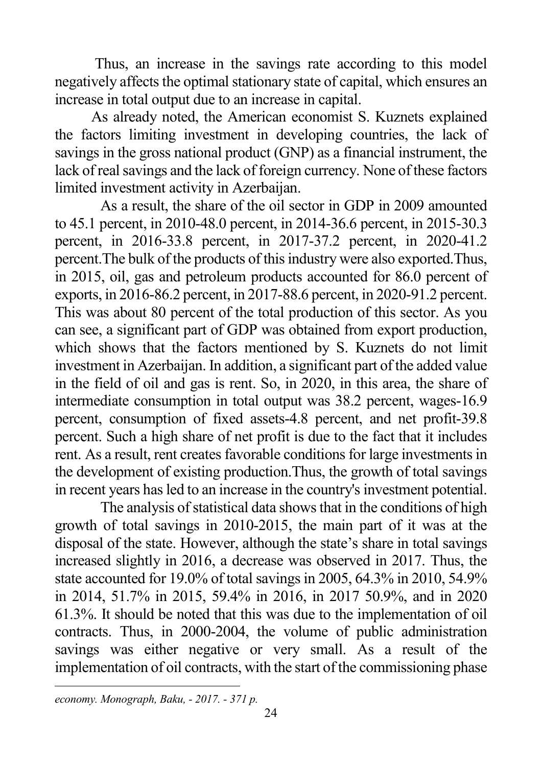Thus, an increase in the savings rate according to this model negatively affects the optimal stationary state of capital, which ensures an increase in total output due to an increase in capital.

As already noted, the American economist S. Kuznets explained the factors limiting investment in developing countries, the lack of savings in the gross national product (GNP) as a financial instrument, the lack of real savings and the lack of foreign currency. None of these factors limited investment activity in Azerbaijan.

As a result, the share of the oil sector in GDP in 2009 amounted to 45.1 percent, in 2010-48.0 percent, in 2014-36.6 percent, in 2015-30.3 percent, in 2016-33.8 percent, in 2017-37.2 percent, in 2020-41.2 percent.The bulk of the products of this industry were also exported.Thus, in 2015, oil, gas and petroleum products accounted for 86.0 percent of exports, in 2016-86.2 percent, in 2017-88.6 percent, in 2020-91.2 percent. This was about 80 percent of the total production of this sector. As you can see, a significant part of GDP was obtained from export production, which shows that the factors mentioned by S. Kuznets do not limit investment in Azerbaijan. In addition, a significant part of the added value in the field of oil and gas is rent. So, in 2020, in this area, the share of intermediate consumption in total output was 38.2 percent, wages-16.9 percent, consumption of fixed assets-4.8 percent, and net profit-39.8 percent. Such a high share of net profit is due to the fact that it includes rent. As a result, rent creates favorable conditions for large investments in the development of existing production.Thus, the growth of total savings in recent years has led to an increase in the country's investment potential.

The analysis of statistical data shows that in the conditions of high growth of total savings in 2010-2015, the main part of it was at the disposal of the state. However, although the state's share in total savings increased slightly in 2016, a decrease was observed in 2017. Thus, the state accounted for 19.0% of total savings in 2005, 64.3% in 2010, 54.9% in 2014, 51.7% in 2015, 59.4% in 2016, in 2017 50.9%, and in 2020 61.3%. It should be noted that this was due to the implementation of oil contracts. Thus, in 2000-2004, the volume of public administration savings was either negative or very small. As a result of the implementation of oil contracts, with the start of the commissioning phase

---

*economy. Monograph, Baku, - 2017. - 371 p.*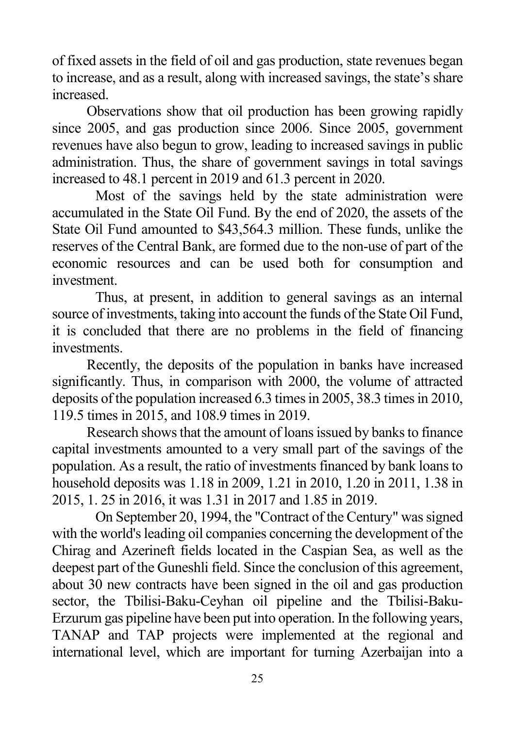of fixed assets in the field of oil and gas production, state revenues began to increase, and as a result, along with increased savings, the state's share increased.

Observations show that oil production has been growing rapidly since 2005, and gas production since 2006. Since 2005, government revenues have also begun to grow, leading to increased savings in public administration. Thus, the share of government savings in total savings increased to 48.1 percent in 2019 and 61.3 percent in 2020.

Most of the savings held by the state administration were accumulated in the State Oil Fund. By the end of 2020, the assets of the State Oil Fund amounted to $43,564.3 million. These funds, unlike the reserves of the Central Bank, are formed due to the non-use of part of the economic resources and can be used both for consumption and investment.

Thus, at present, in addition to general savings as an internal source of investments, taking into account the funds of the State Oil Fund, it is concluded that there are no problems in the field of financing investments.

Recently, the deposits of the population in banks have increased significantly. Thus, in comparison with 2000, the volume of attracted deposits of the population increased 6.3 times in 2005, 38.3 times in 2010, 119.5 times in 2015, and 108.9 times in 2019.

Research shows that the amount of loans issued by banks to finance capital investments amounted to a very small part of the savings of the population. As a result, the ratio of investments financed by bank loans to household deposits was 1.18 in 2009, 1.21 in 2010, 1.20 in 2011, 1.38 in 2015, 1. 25 in 2016, it was 1.31 in 2017 and 1.85 in 2019.

On September 20, 1994, the "Contract of the Century" was signed with the world's leading oil companies concerning the development of the Chirag and Azerineft fields located in the Caspian Sea, as well as the deepest part of the Guneshli field. Since the conclusion of this agreement, about 30 new contracts have been signed in the oil and gas production sector, the Tbilisi-Baku-Ceyhan oil pipeline and the Tbilisi-Baku-Erzurum gas pipeline have been put into operation. In the following years, TANAP and TAP projects were implemented at the regional and international level, which are important for turning Azerbaijan into a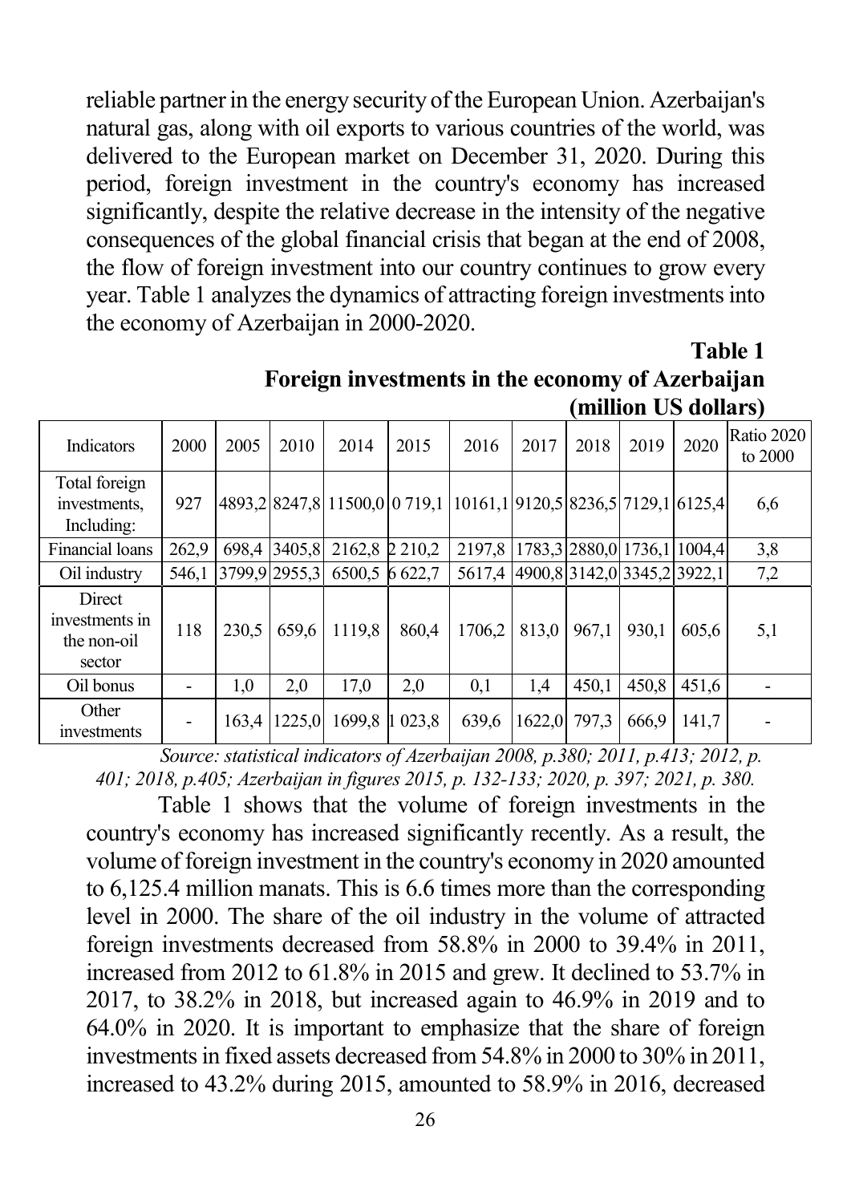reliable partner in the energy security of the European Union. Azerbaijan's natural gas, along with oil exports to various countries of the world, was delivered to the European market on December 31, 2020. During this period, foreign investment in the country's economy has increased significantly, despite the relative decrease in the intensity of the negative consequences of the global financial crisis that began at the end of 2008, the flow of foreign investment into our country continues to grow every year. Table 1 analyzes the dynamics of attracting foreign investments into the economy of Azerbaijan in 2000-2020.

**Table 1**

**Foreign investments in the economy of Azerbaijan (million US dollars)**

| Indicators | 2000 | 2005 | 2010 | 2014 | 2015 | 2016 | 2017 | 2018 | 2019 | 2020 | Ratio 2020 to 2000 |
|---|---|---|---|---|---|---|---|---|---|---|---|
| Total foreign investments, Including: | 927 | 4893,2 | 8247,8 | 11500,0 | 0 719,1 | 10161,1 | 9120,5 | 8236,5 | 7129,1 | 6125,4 | 6,6 |
| Financial loans | 262,9 | 698,4 | 3405,8 | 2162,8 | 2 210,2 | 2197,8 | 1783,3 | 2880,0 | 1736,1 | 1004,4 | 3,8 |
| Oil industry | 546,1 | 3799,9 | 2955,3 | 6500,5 | 6 622,7 | 5617,4 | 4900,8 | 3142,0 | 3345,2 | 3922,1 | 7,2 |
| Direct investments in the non-oil sector | 118 | 230,5 | 659,6 | 1119,8 | 860,4 | 1706,2 | 813,0 | 967,1 | 930,1 | 605,6 | 5,1 |
| Oil bonus | - | 1,0 | 2,0 | 17,0 | 2,0 | 0,1 | 1,4 | 450,1 | 450,8 | 451,6 | - |
| Other investments | - | 163,4 | 1225,0 | 1699,8 | 1 023,8 | 639,6 | 1622,0 | 797,3 | 666,9 | 141,7 | - |

*Source: statistical indicators of Azerbaijan 2008, p.380; 2011, p.413; 2012, p. 401; 2018, p.405; Azerbaijan in figures 2015, p. 132-133; 2020, p. 397; 2021, p. 380.*

Table 1 shows that the volume of foreign investments in the country's economy has increased significantly recently. As a result, the volume of foreign investment in the country's economy in 2020 amounted to 6,125.4 million manats. This is 6.6 times more than the corresponding level in 2000. The share of the oil industry in the volume of attracted foreign investments decreased from 58.8% in 2000 to 39.4% in 2011, increased from 2012 to 61.8% in 2015 and grew. It declined to 53.7% in 2017, to 38.2% in 2018, but increased again to 46.9% in 2019 and to 64.0% in 2020. It is important to emphasize that the share of foreign investments in fixed assets decreased from 54.8% in 2000 to 30% in 2011, increased to 43.2% during 2015, amounted to 58.9% in 2016, decreased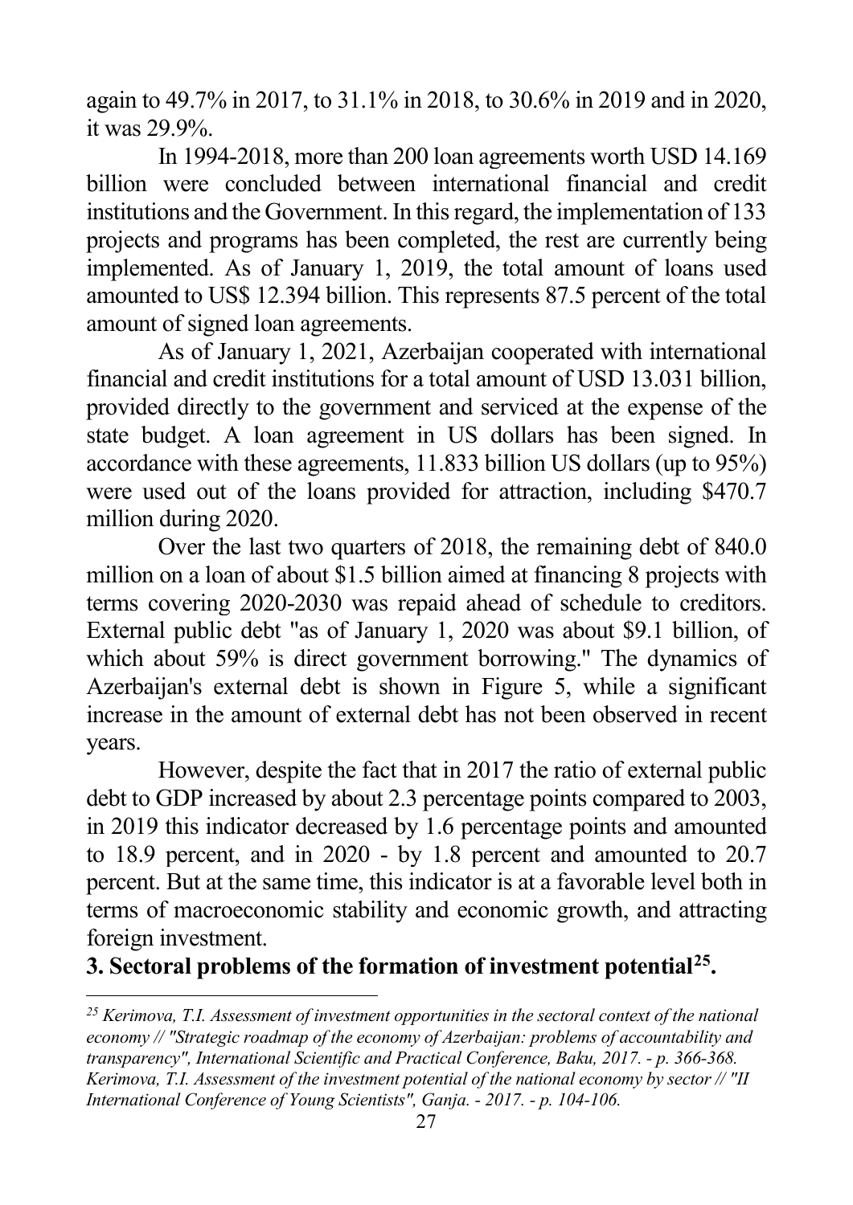again to 49.7% in 2017, to 31.1% in 2018, to 30.6% in 2019 and in 2020, it was 29.9%.

In 1994-2018, more than 200 loan agreements worth USD 14.169 billion were concluded between international financial and credit institutions and the Government. In this regard, the implementation of 133 projects and programs has been completed, the rest are currently being implemented. As of January 1, 2019, the total amount of loans used amounted to US$ 12.394 billion. This represents 87.5 percent of the total amount of signed loan agreements.

As of January 1, 2021, Azerbaijan cooperated with international financial and credit institutions for a total amount of USD 13.031 billion, provided directly to the government and serviced at the expense of the state budget. A loan agreement in US dollars has been signed. In accordance with these agreements, 11.833 billion US dollars (up to 95%) were used out of the loans provided for attraction, including $470.7 million during 2020.

Over the last two quarters of 2018, the remaining debt of 840.0 million on a loan of about $1.5 billion aimed at financing 8 projects with terms covering 2020-2030 was repaid ahead of schedule to creditors. External public debt "as of January 1, 2020 was about $9.1 billion, of which about 59% is direct government borrowing." The dynamics of Azerbaijan's external debt is shown in Figure 5, while a significant increase in the amount of external debt has not been observed in recent years.

However, despite the fact that in 2017 the ratio of external public debt to GDP increased by about 2.3 percentage points compared to 2003, in 2019 this indicator decreased by 1.6 percentage points and amounted to 18.9 percent, and in 2020 - by 1.8 percent and amounted to 20.7 percent. But at the same time, this indicator is at a favorable level both in terms of macroeconomic stability and economic growth, and attracting foreign investment.

## 3. Sectoral problems of the formation of investment potential[25].

---

[25] *Kerimova, T.I. Assessment of investment opportunities in the sectoral context of the national economy // "Strategic roadmap of the economy of Azerbaijan: problems of accountability and transparency", International Scientific and Practical Conference, Baku, 2017. - p. 366-368. Kerimova, T.I. Assessment of the investment potential of the national economy by sector // "II International Conference of Young Scientists", Ganja. - 2017. - p. 104-106.*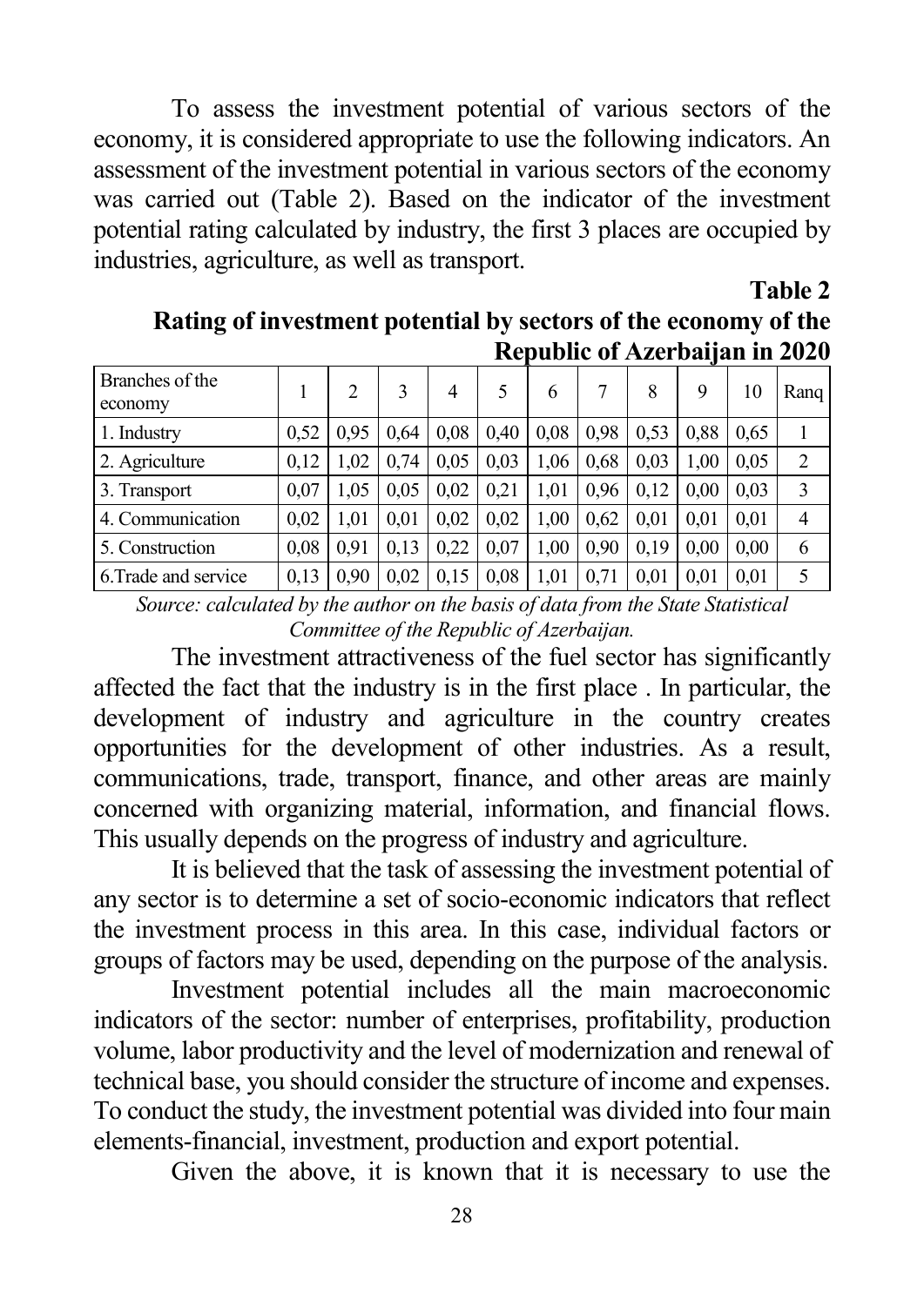To assess the investment potential of various sectors of the economy, it is considered appropriate to use the following indicators. An assessment of the investment potential in various sectors of the economy was carried out (Table 2). Based on the indicator of the investment potential rating calculated by industry, the first 3 places are occupied by industries, agriculture, as well as transport.

**Table 2**

**Rating of investment potential by sectors of the economy of the Republic of Azerbaijan in 2020**

| Branches of the economy | 1 | 2 | 3 | 4 | 5 | 6 | 7 | 8 | 9 | 10 | Ranq |
|---|---|---|---|---|---|---|---|---|---|---|---|
| 1. Industry | 0,52 | 0,95 | 0,64 | 0,08 | 0,40 | 0,08 | 0,98 | 0,53 | 0,88 | 0,65 | 1 |
| 2. Agriculture | 0,12 | 1,02 | 0,74 | 0,05 | 0,03 | 1,06 | 0,68 | 0,03 | 1,00 | 0,05 | 2 |
| 3. Transport | 0,07 | 1,05 | 0,05 | 0,02 | 0,21 | 1,01 | 0,96 | 0,12 | 0,00 | 0,03 | 3 |
| 4. Communication | 0,02 | 1,01 | 0,01 | 0,02 | 0,02 | 1,00 | 0,62 | 0,01 | 0,01 | 0,01 | 4 |
| 5. Construction | 0,08 | 0,91 | 0,13 | 0,22 | 0,07 | 1,00 | 0,90 | 0,19 | 0,00 | 0,00 | 6 |
| 6.Trade and service | 0,13 | 0,90 | 0,02 | 0,15 | 0,08 | 1,01 | 0,71 | 0,01 | 0,01 | 0,01 | 5 |

*Source: calculated by the author on the basis of data from the State Statistical Committee of the Republic of Azerbaijan.*

The investment attractiveness of the fuel sector has significantly affected the fact that the industry is in the first place . In particular, the development of industry and agriculture in the country creates opportunities for the development of other industries. As a result, communications, trade, transport, finance, and other areas are mainly concerned with organizing material, information, and financial flows. This usually depends on the progress of industry and agriculture.

It is believed that the task of assessing the investment potential of any sector is to determine a set of socio-economic indicators that reflect the investment process in this area. In this case, individual factors or groups of factors may be used, depending on the purpose of the analysis.

Investment potential includes all the main macroeconomic indicators of the sector: number of enterprises, profitability, production volume, labor productivity and the level of modernization and renewal of technical base, you should consider the structure of income and expenses. To conduct the study, the investment potential was divided into four main elements-financial, investment, production and export potential.

Given the above, it is known that it is necessary to use the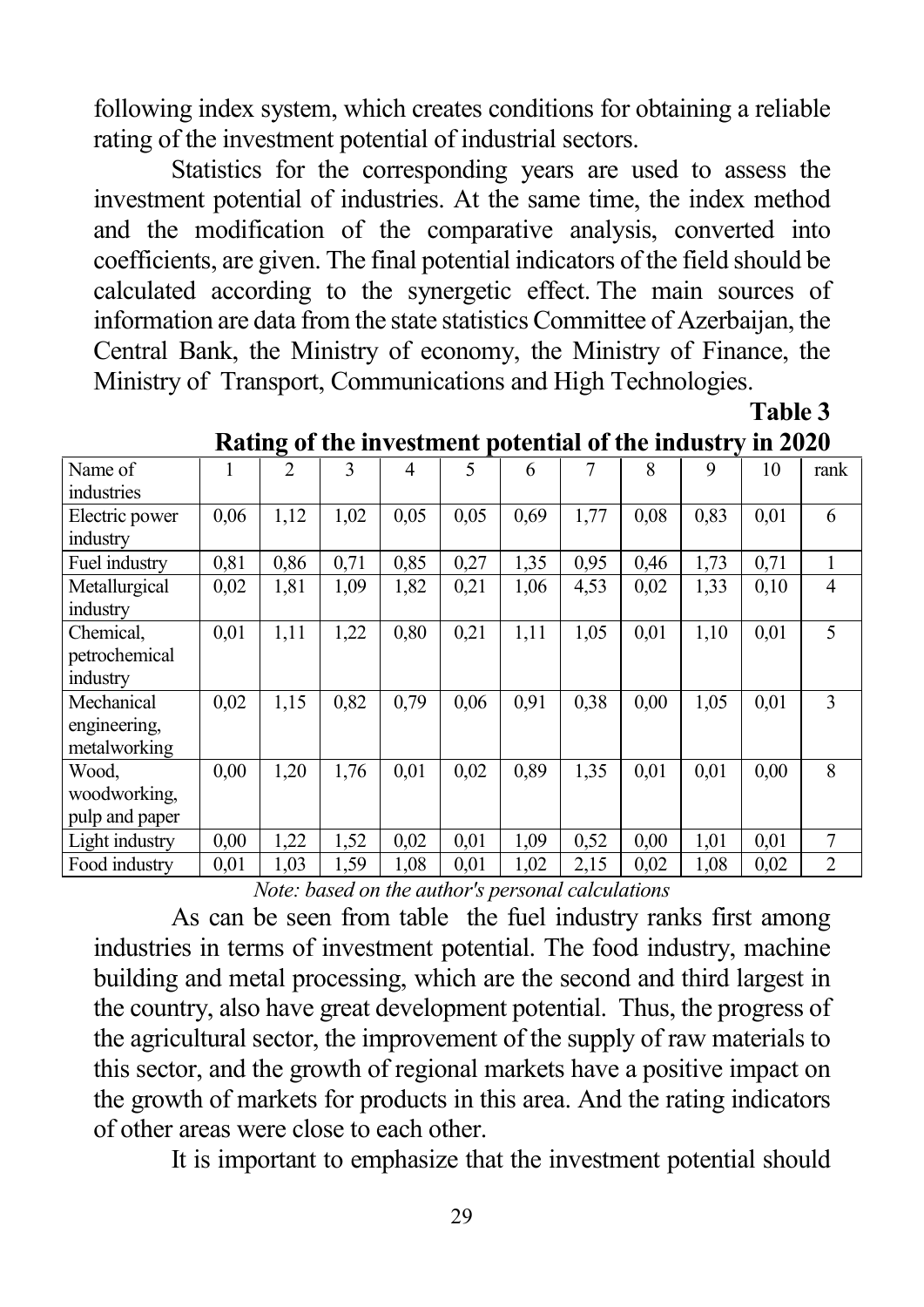following index system, which creates conditions for obtaining a reliable rating of the investment potential of industrial sectors.

Statistics for the corresponding years are used to assess the investment potential of industries. At the same time, the index method and the modification of the comparative analysis, converted into coefficients, are given. The final potential indicators of the field should be calculated according to the synergetic effect. The main sources of information are data from the state statistics Committee of Azerbaijan, the Central Bank, the Ministry of economy, the Ministry of Finance, the Ministry of Transport, Communications and High Technologies.

**Table 3**

**Rating of the investment potential of the industry in 2020**

| Name of industries | 1 | 2 | 3 | 4 | 5 | 6 | 7 | 8 | 9 | 10 | rank |
|---|---|---|---|---|---|---|---|---|---|---|---|
| Electric power industry | 0,06 | 1,12 | 1,02 | 0,05 | 0,05 | 0,69 | 1,77 | 0,08 | 0,83 | 0,01 | 6 |
| Fuel industry | 0,81 | 0,86 | 0,71 | 0,85 | 0,27 | 1,35 | 0,95 | 0,46 | 1,73 | 0,71 | 1 |
| Metallurgical industry | 0,02 | 1,81 | 1,09 | 1,82 | 0,21 | 1,06 | 4,53 | 0,02 | 1,33 | 0,10 | 4 |
| Chemical, petrochemical industry | 0,01 | 1,11 | 1,22 | 0,80 | 0,21 | 1,11 | 1,05 | 0,01 | 1,10 | 0,01 | 5 |
| Mechanical engineering, metalworking | 0,02 | 1,15 | 0,82 | 0,79 | 0,06 | 0,91 | 0,38 | 0,00 | 1,05 | 0,01 | 3 |
| Wood, woodworking, pulp and paper | 0,00 | 1,20 | 1,76 | 0,01 | 0,02 | 0,89 | 1,35 | 0,01 | 0,01 | 0,00 | 8 |
| Light industry | 0,00 | 1,22 | 1,52 | 0,02 | 0,01 | 1,09 | 0,52 | 0,00 | 1,01 | 0,01 | 7 |
| Food industry | 0,01 | 1,03 | 1,59 | 1,08 | 0,01 | 1,02 | 2,15 | 0,02 | 1,08 | 0,02 | 2 |

*Note: based on the author's personal calculations*

As can be seen from table the fuel industry ranks first among industries in terms of investment potential. The food industry, machine building and metal processing, which are the second and third largest in the country, also have great development potential. Thus, the progress of the agricultural sector, the improvement of the supply of raw materials to this sector, and the growth of regional markets have a positive impact on the growth of markets for products in this area. And the rating indicators of other areas were close to each other.

It is important to emphasize that the investment potential should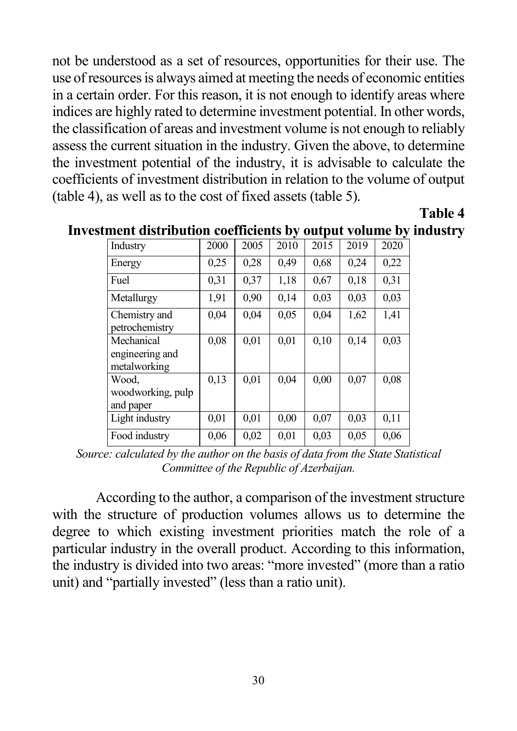not be understood as a set of resources, opportunities for their use. The use of resources is always aimed at meeting the needs of economic entities in a certain order. For this reason, it is not enough to identify areas where indices are highly rated to determine investment potential. In other words, the classification of areas and investment volume is not enough to reliably assess the current situation in the industry. Given the above, to determine the investment potential of the industry, it is advisable to calculate the coefficients of investment distribution in relation to the volume of output (table 4), as well as to the cost of fixed assets (table 5).

**Table 4**

**Investment distribution coefficients by output volume by industry**

| Industry | 2000 | 2005 | 2010 | 2015 | 2019 | 2020 |
|---|---|---|---|---|---|---|
| Energy | 0,25 | 0,28 | 0,49 | 0,68 | 0,24 | 0,22 |
| Fuel | 0,31 | 0,37 | 1,18 | 0,67 | 0,18 | 0,31 |
| Metallurgy | 1,91 | 0,90 | 0,14 | 0,03 | 0,03 | 0,03 |
| Chemistry and petrochemistry | 0,04 | 0,04 | 0,05 | 0,04 | 1,62 | 1,41 |
| Mechanical engineering and metalworking | 0,08 | 0,01 | 0,01 | 0,10 | 0,14 | 0,03 |
| Wood, woodworking, pulp and paper | 0,13 | 0,01 | 0,04 | 0,00 | 0,07 | 0,08 |
| Light industry | 0,01 | 0,01 | 0,00 | 0,07 | 0,03 | 0,11 |
| Food industry | 0,06 | 0,02 | 0,01 | 0,03 | 0,05 | 0,06 |

*Source: calculated by the author on the basis of data from the State Statistical Committee of the Republic of Azerbaijan.*

According to the author, a comparison of the investment structure with the structure of production volumes allows us to determine the degree to which existing investment priorities match the role of a particular industry in the overall product. According to this information, the industry is divided into two areas: "more invested" (more than a ratio unit) and "partially invested" (less than a ratio unit).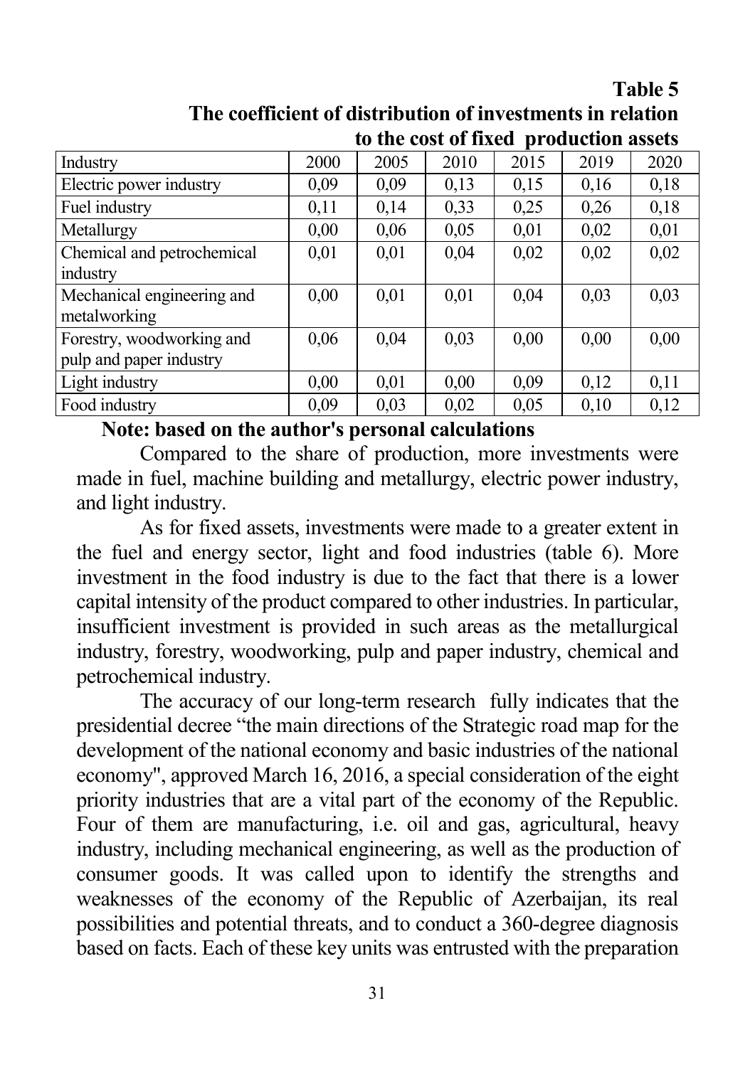**Table 5**

**The coefficient of distribution of investments in relation to the cost of fixed production assets**

| Industry | 2000 | 2005 | 2010 | 2015 | 2019 | 2020 |
|---|---|---|---|---|---|---|
| Electric power industry | 0,09 | 0,09 | 0,13 | 0,15 | 0,16 | 0,18 |
| Fuel industry | 0,11 | 0,14 | 0,33 | 0,25 | 0,26 | 0,18 |
| Metallurgy | 0,00 | 0,06 | 0,05 | 0,01 | 0,02 | 0,01 |
| Chemical and petrochemical industry | 0,01 | 0,01 | 0,04 | 0,02 | 0,02 | 0,02 |
| Mechanical engineering and metalworking | 0,00 | 0,01 | 0,01 | 0,04 | 0,03 | 0,03 |
| Forestry, woodworking and pulp and paper industry | 0,06 | 0,04 | 0,03 | 0,00 | 0,00 | 0,00 |
| Light industry | 0,00 | 0,01 | 0,00 | 0,09 | 0,12 | 0,11 |
| Food industry | 0,09 | 0,03 | 0,02 | 0,05 | 0,10 | 0,12 |

**Note: based on the author's personal calculations**

Compared to the share of production, more investments were made in fuel, machine building and metallurgy, electric power industry, and light industry.

As for fixed assets, investments were made to a greater extent in the fuel and energy sector, light and food industries (table 6). More investment in the food industry is due to the fact that there is a lower capital intensity of the product compared to other industries. In particular, insufficient investment is provided in such areas as the metallurgical industry, forestry, woodworking, pulp and paper industry, chemical and petrochemical industry.

The accuracy of our long-term research fully indicates that the presidential decree "the main directions of the Strategic road map for the development of the national economy and basic industries of the national economy", approved March 16, 2016, a special consideration of the eight priority industries that are a vital part of the economy of the Republic. Four of them are manufacturing, i.e. oil and gas, agricultural, heavy industry, including mechanical engineering, as well as the production of consumer goods. It was called upon to identify the strengths and weaknesses of the economy of the Republic of Azerbaijan, its real possibilities and potential threats, and to conduct a 360-degree diagnosis based on facts. Each of these key units was entrusted with the preparation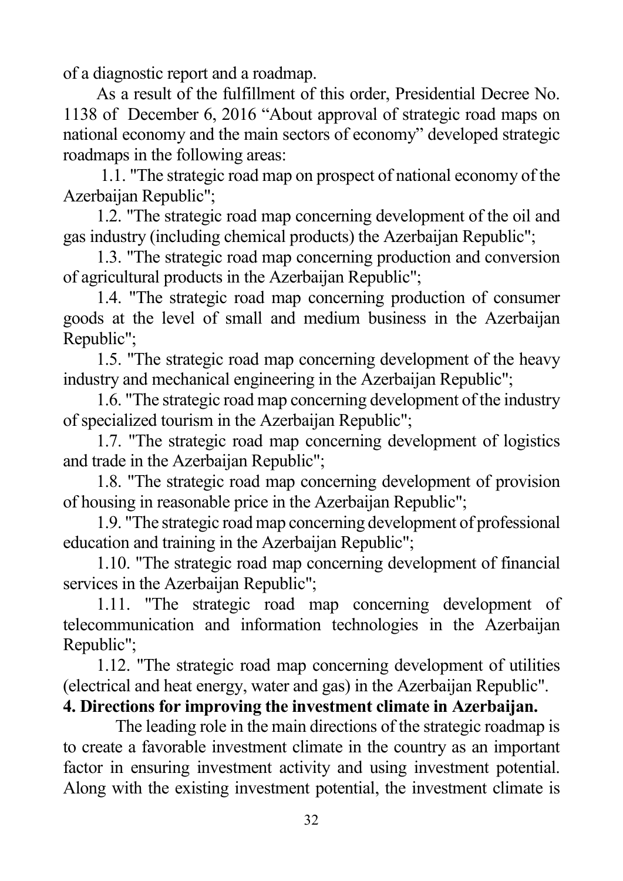of a diagnostic report and a roadmap.

As a result of the fulfillment of this order, Presidential Decree No. 1138 of December 6, 2016 "About approval of strategic road maps on national economy and the main sectors of economy" developed strategic roadmaps in the following areas:

1.1. "The strategic road map on prospect of national economy of the Azerbaijan Republic";

1.2. "The strategic road map concerning development of the oil and gas industry (including chemical products) the Azerbaijan Republic";

1.3. "The strategic road map concerning production and conversion of agricultural products in the Azerbaijan Republic";

1.4. "The strategic road map concerning production of consumer goods at the level of small and medium business in the Azerbaijan Republic";

1.5. "The strategic road map concerning development of the heavy industry and mechanical engineering in the Azerbaijan Republic";

1.6. "The strategic road map concerning development of the industry of specialized tourism in the Azerbaijan Republic";

1.7. "The strategic road map concerning development of logistics and trade in the Azerbaijan Republic";

1.8. "The strategic road map concerning development of provision of housing in reasonable price in the Azerbaijan Republic";

1.9. "The strategic road map concerning development of professional education and training in the Azerbaijan Republic";

1.10. "The strategic road map concerning development of financial services in the Azerbaijan Republic";

1.11. "The strategic road map concerning development of telecommunication and information technologies in the Azerbaijan Republic";

1.12. "The strategic road map concerning development of utilities (electrical and heat energy, water and gas) in the Azerbaijan Republic".

**4. Directions for improving the investment climate in Azerbaijan.**

The leading role in the main directions of the strategic roadmap is to create a favorable investment climate in the country as an important factor in ensuring investment activity and using investment potential. Along with the existing investment potential, the investment climate is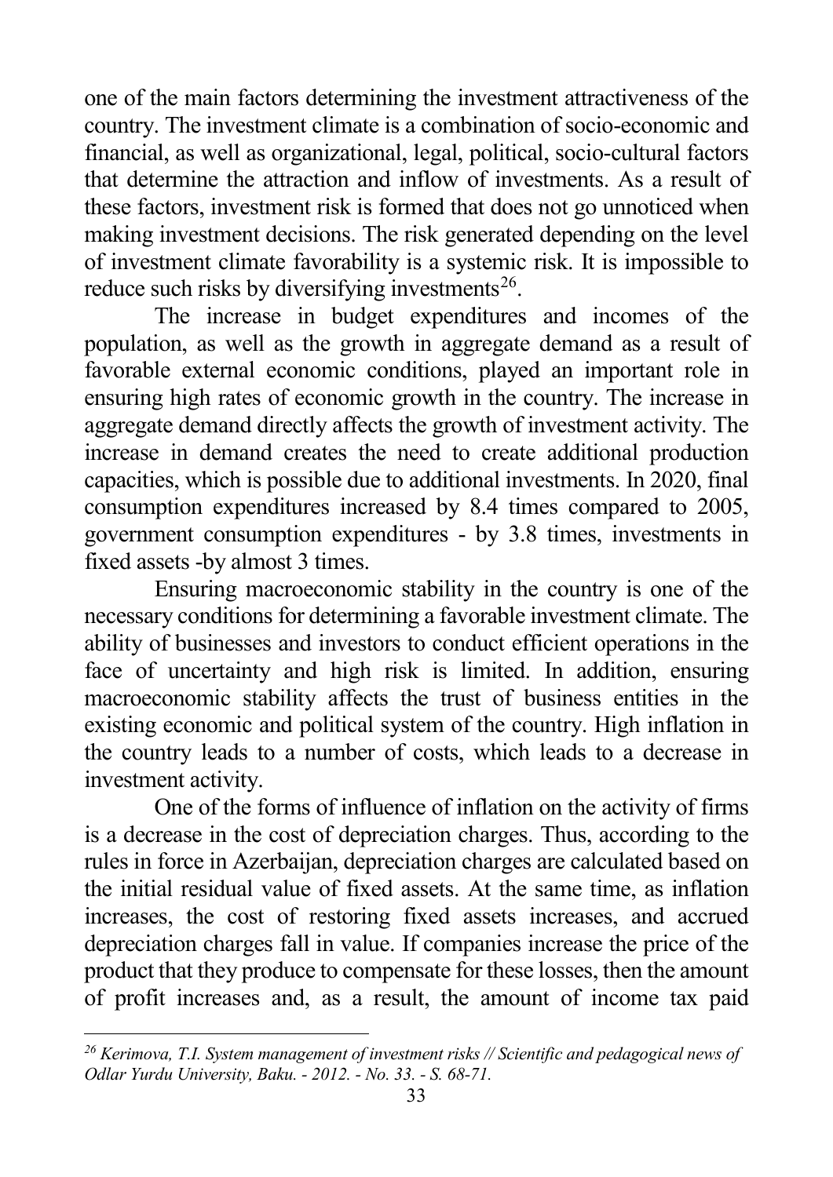one of the main factors determining the investment attractiveness of the country. The investment climate is a combination of socio-economic and financial, as well as organizational, legal, political, socio-cultural factors that determine the attraction and inflow of investments. As a result of these factors, investment risk is formed that does not go unnoticed when making investment decisions. The risk generated depending on the level of investment climate favorability is a systemic risk. It is impossible to reduce such risks by diversifying investments[26].

The increase in budget expenditures and incomes of the population, as well as the growth in aggregate demand as a result of favorable external economic conditions, played an important role in ensuring high rates of economic growth in the country. The increase in aggregate demand directly affects the growth of investment activity. The increase in demand creates the need to create additional production capacities, which is possible due to additional investments. In 2020, final consumption expenditures increased by 8.4 times compared to 2005, government consumption expenditures - by 3.8 times, investments in fixed assets -by almost 3 times.

Ensuring macroeconomic stability in the country is one of the necessary conditions for determining a favorable investment climate. The ability of businesses and investors to conduct efficient operations in the face of uncertainty and high risk is limited. In addition, ensuring macroeconomic stability affects the trust of business entities in the existing economic and political system of the country. High inflation in the country leads to a number of costs, which leads to a decrease in investment activity.

One of the forms of influence of inflation on the activity of firms is a decrease in the cost of depreciation charges. Thus, according to the rules in force in Azerbaijan, depreciation charges are calculated based on the initial residual value of fixed assets. At the same time, as inflation increases, the cost of restoring fixed assets increases, and accrued depreciation charges fall in value. If companies increase the price of the product that they produce to compensate for these losses, then the amount of profit increases and, as a result, the amount of income tax paid

---

[26] *Kerimova, T.I. System management of investment risks // Scientific and pedagogical news of Odlar Yurdu University, Baku. - 2012. - No. 33. - S. 68-71.*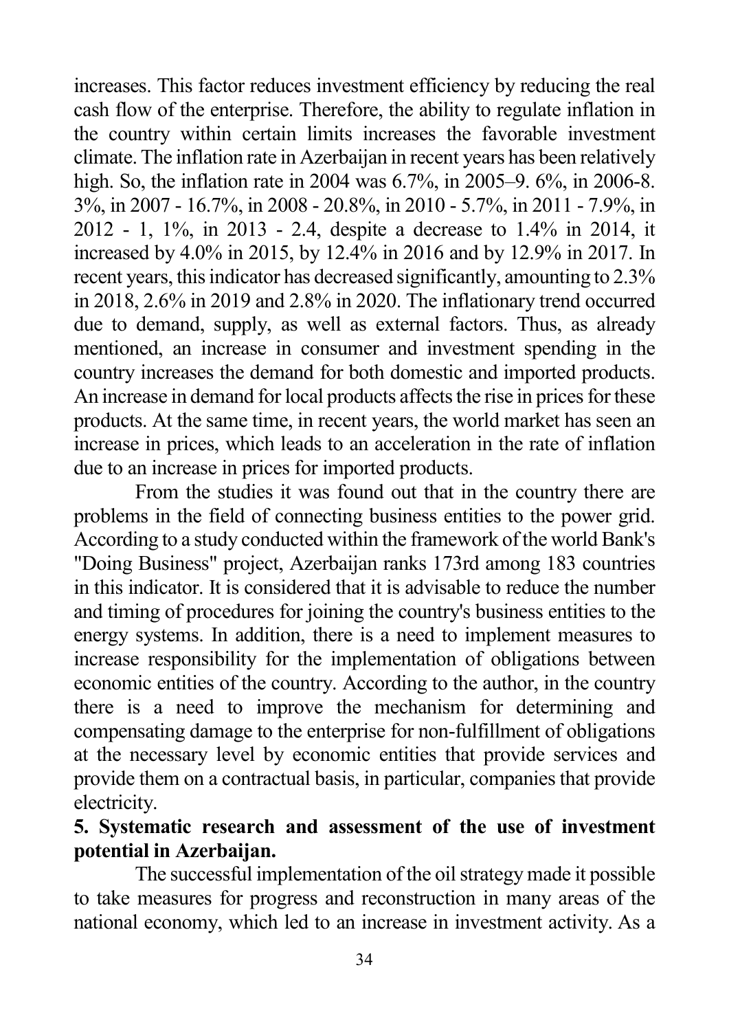increases. This factor reduces investment efficiency by reducing the real cash flow of the enterprise. Therefore, the ability to regulate inflation in the country within certain limits increases the favorable investment climate. The inflation rate in Azerbaijan in recent years has been relatively high. So, the inflation rate in 2004 was 6.7%, in 2005–9. 6%, in 2006-8. 3%, in 2007 - 16.7%, in 2008 - 20.8%, in 2010 - 5.7%, in 2011 - 7.9%, in 2012 - 1, 1%, in 2013 - 2.4, despite a decrease to 1.4% in 2014, it increased by 4.0% in 2015, by 12.4% in 2016 and by 12.9% in 2017. In recent years, this indicator has decreased significantly, amounting to 2.3% in 2018, 2.6% in 2019 and 2.8% in 2020. The inflationary trend occurred due to demand, supply, as well as external factors. Thus, as already mentioned, an increase in consumer and investment spending in the country increases the demand for both domestic and imported products. An increase in demand for local products affects the rise in prices for these products. At the same time, in recent years, the world market has seen an increase in prices, which leads to an acceleration in the rate of inflation due to an increase in prices for imported products.

From the studies it was found out that in the country there are problems in the field of connecting business entities to the power grid. According to a study conducted within the framework of the world Bank's "Doing Business" project, Azerbaijan ranks 173rd among 183 countries in this indicator. It is considered that it is advisable to reduce the number and timing of procedures for joining the country's business entities to the energy systems. In addition, there is a need to implement measures to increase responsibility for the implementation of obligations between economic entities of the country. According to the author, in the country there is a need to improve the mechanism for determining and compensating damage to the enterprise for non-fulfillment of obligations at the necessary level by economic entities that provide services and provide them on a contractual basis, in particular, companies that provide electricity.

**5. Systematic research and assessment of the use of investment potential in Azerbaijan.**

The successful implementation of the oil strategy made it possible to take measures for progress and reconstruction in many areas of the national economy, which led to an increase in investment activity. As a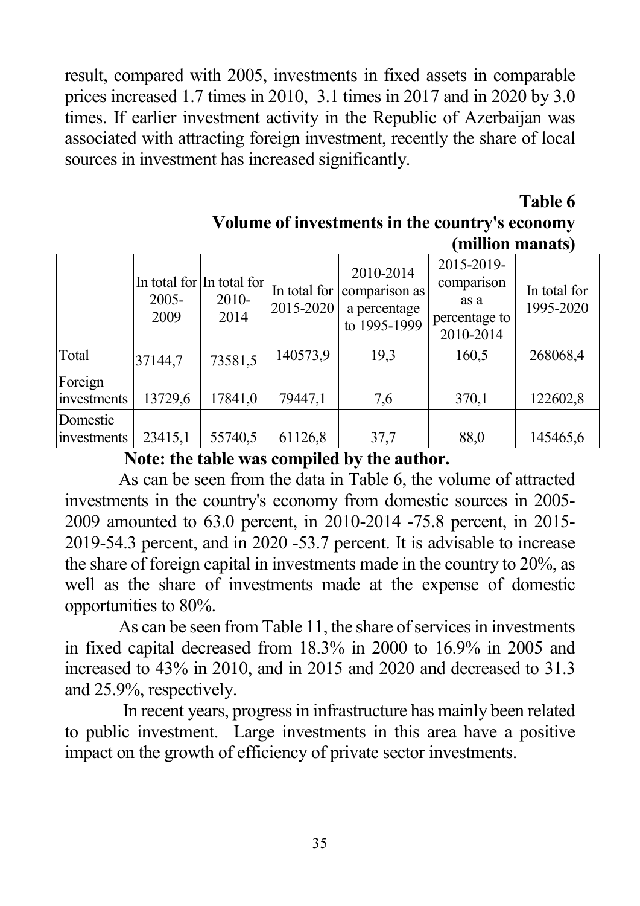result, compared with 2005, investments in fixed assets in comparable prices increased 1.7 times in 2010, 3.1 times in 2017 and in 2020 by 3.0 times. If earlier investment activity in the Republic of Azerbaijan was associated with attracting foreign investment, recently the share of local sources in investment has increased significantly.

**Table 6**

**Volume of investments in the country's economy (million manats)**

| | In total for 2005-2009 | In total for 2010-2014 | In total for 2015-2020 | 2010-2014 comparison as a percentage to 1995-1999 | 2015-2019-comparison as a percentage to 2010-2014 | In total for 1995-2020 |
|---|---|---|---|---|---|---|
| Total | 37144,7 | 73581,5 | 140573,9 | 19,3 | 160,5 | 268068,4 |
| Foreign investments | 13729,6 | 17841,0 | 79447,1 | 7,6 | 370,1 | 122602,8 |
| Domestic investments | 23415,1 | 55740,5 | 61126,8 | 37,7 | 88,0 | 145465,6 |

**Note: the table was compiled by the author.**

As can be seen from the data in Table 6, the volume of attracted investments in the country's economy from domestic sources in 2005-2009 amounted to 63.0 percent, in 2010-2014 -75.8 percent, in 2015-2019-54.3 percent, and in 2020 -53.7 percent. It is advisable to increase the share of foreign capital in investments made in the country to 20%, as well as the share of investments made at the expense of domestic opportunities to 80%.

As can be seen from Table 11, the share of services in investments in fixed capital decreased from 18.3% in 2000 to 16.9% in 2005 and increased to 43% in 2010, and in 2015 and 2020 and decreased to 31.3 and 25.9%, respectively.

In recent years, progress in infrastructure has mainly been related to public investment. Large investments in this area have a positive impact on the growth of efficiency of private sector investments.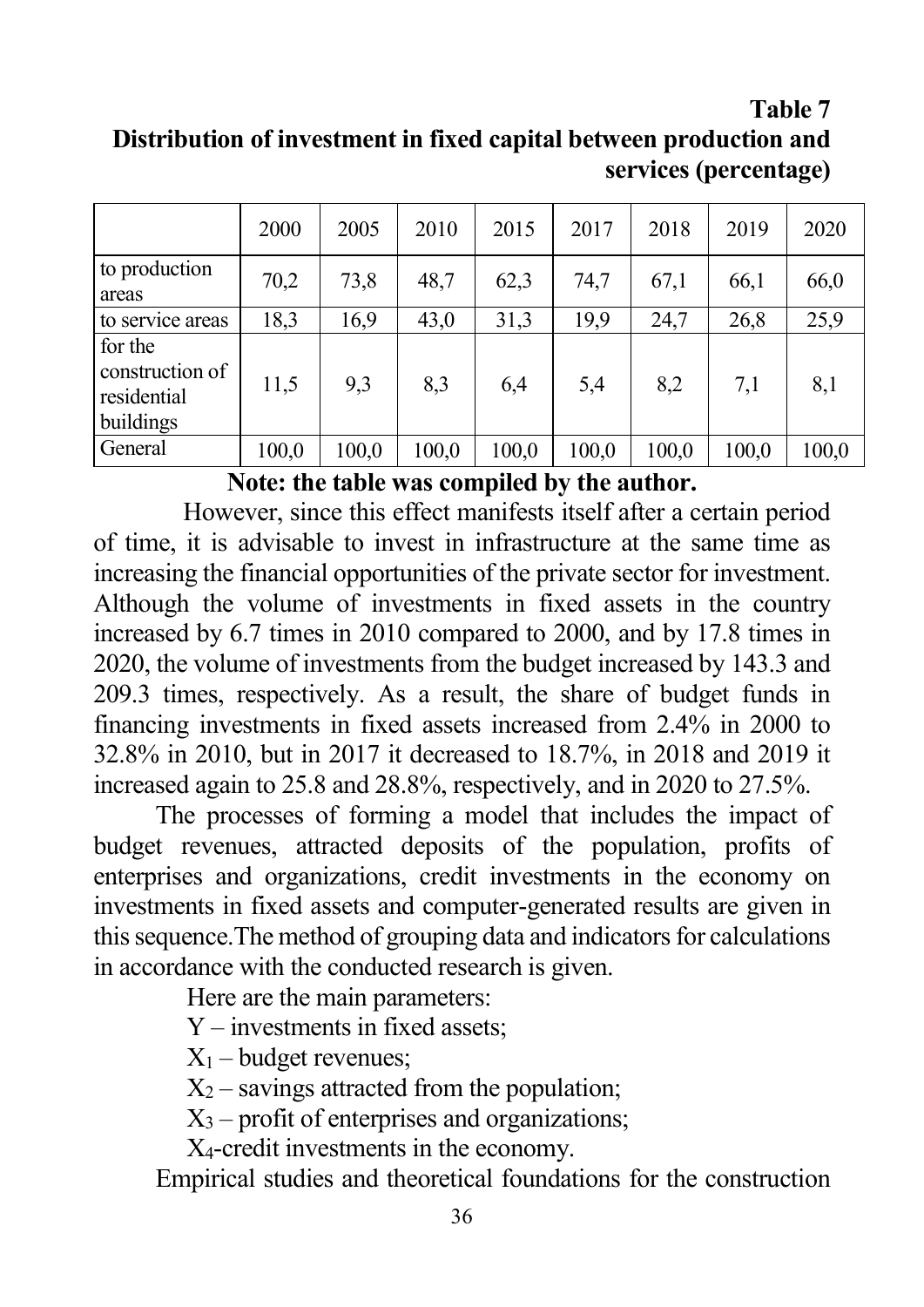**Table 7**

**Distribution of investment in fixed capital between production and services (percentage)**

| | 2000 | 2005 | 2010 | 2015 | 2017 | 2018 | 2019 | 2020 |
|---|---|---|---|---|---|---|---|---|
| to production areas | 70,2 | 73,8 | 48,7 | 62,3 | 74,7 | 67,1 | 66,1 | 66,0 |
| to service areas | 18,3 | 16,9 | 43,0 | 31,3 | 19,9 | 24,7 | 26,8 | 25,9 |
| for the construction of residential buildings | 11,5 | 9,3 | 8,3 | 6,4 | 5,4 | 8,2 | 7,1 | 8,1 |
| General | 100,0 | 100,0 | 100,0 | 100,0 | 100,0 | 100,0 | 100,0 | 100,0 |

**Note: the table was compiled by the author.**

However, since this effect manifests itself after a certain period of time, it is advisable to invest in infrastructure at the same time as increasing the financial opportunities of the private sector for investment. Although the volume of investments in fixed assets in the country increased by 6.7 times in 2010 compared to 2000, and by 17.8 times in 2020, the volume of investments from the budget increased by 143.3 and 209.3 times, respectively. As a result, the share of budget funds in financing investments in fixed assets increased from 2.4% in 2000 to 32.8% in 2010, but in 2017 it decreased to 18.7%, in 2018 and 2019 it increased again to 25.8 and 28.8%, respectively, and in 2020 to 27.5%.

The processes of forming a model that includes the impact of budget revenues, attracted deposits of the population, profits of enterprises and organizations, credit investments in the economy on investments in fixed assets and computer-generated results are given in this sequence.The method of grouping data and indicators for calculations in accordance with the conducted research is given.

Here are the main parameters:

$Y$ – investments in fixed assets;

$X_1$ – budget revenues;

$X_2$ – savings attracted from the population;

$X_3$ – profit of enterprises and organizations;

$X_4$-credit investments in the economy.

Empirical studies and theoretical foundations for the construction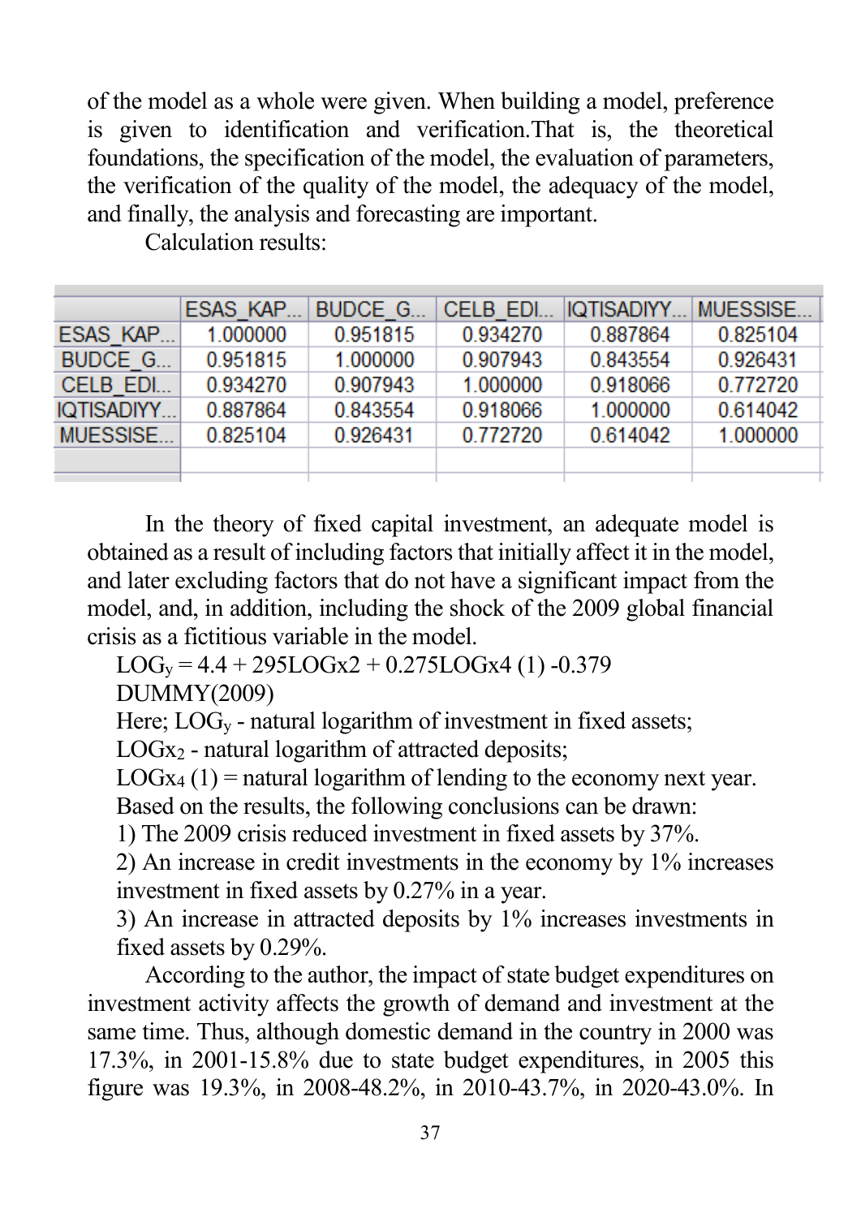of the model as a whole were given. When building a model, preference is given to identification and verification.That is, the theoretical foundations, the specification of the model, the evaluation of parameters, the verification of the quality of the model, the adequacy of the model, and finally, the analysis and forecasting are important.

Calculation results:

| | ESAS_KAP... | BUDCE_G... | CELB_EDI... | IQTISADIYY... | MUESSISE... |
|---|---|---|---|---|---|
| ESAS_KAP... | 1.000000 | 0.951815 | 0.934270 | 0.887864 | 0.825104 |
| BUDCE_G... | 0.951815 | 1.000000 | 0.907943 | 0.843554 | 0.926431 |
| CELB_EDI... | 0.934270 | 0.907943 | 1.000000 | 0.918066 | 0.772720 |
| IQTISADIYY... | 0.887864 | 0.843554 | 0.918066 | 1.000000 | 0.614042 |
| MUESSISE... | 0.825104 | 0.926431 | 0.772720 | 0.614042 | 1.000000 |

In the theory of fixed capital investment, an adequate model is obtained as a result of including factors that initially affect it in the model, and later excluding factors that do not have a significant impact from the model, and, in addition, including the shock of the 2009 global financial crisis as a fictitious variable in the model.

$LOG_y = 4.4 + 295LOGx2 + 0.275LOGx4\ (1) - 0.379$ DUMMY(2009)

Here; $LOG_y$ - natural logarithm of investment in fixed assets;

$LOGx_2$ - natural logarithm of attracted deposits;

$LOGx_4\ (1)$ = natural logarithm of lending to the economy next year.

Based on the results, the following conclusions can be drawn:

1) The 2009 crisis reduced investment in fixed assets by 37%.
2) An increase in credit investments in the economy by 1% increases investment in fixed assets by 0.27% in a year.
3) An increase in attracted deposits by 1% increases investments in fixed assets by 0.29%.

According to the author, the impact of state budget expenditures on investment activity affects the growth of demand and investment at the same time. Thus, although domestic demand in the country in 2000 was 17.3%, in 2001-15.8% due to state budget expenditures, in 2005 this figure was 19.3%, in 2008-48.2%, in 2010-43.7%, in 2020-43.0%. In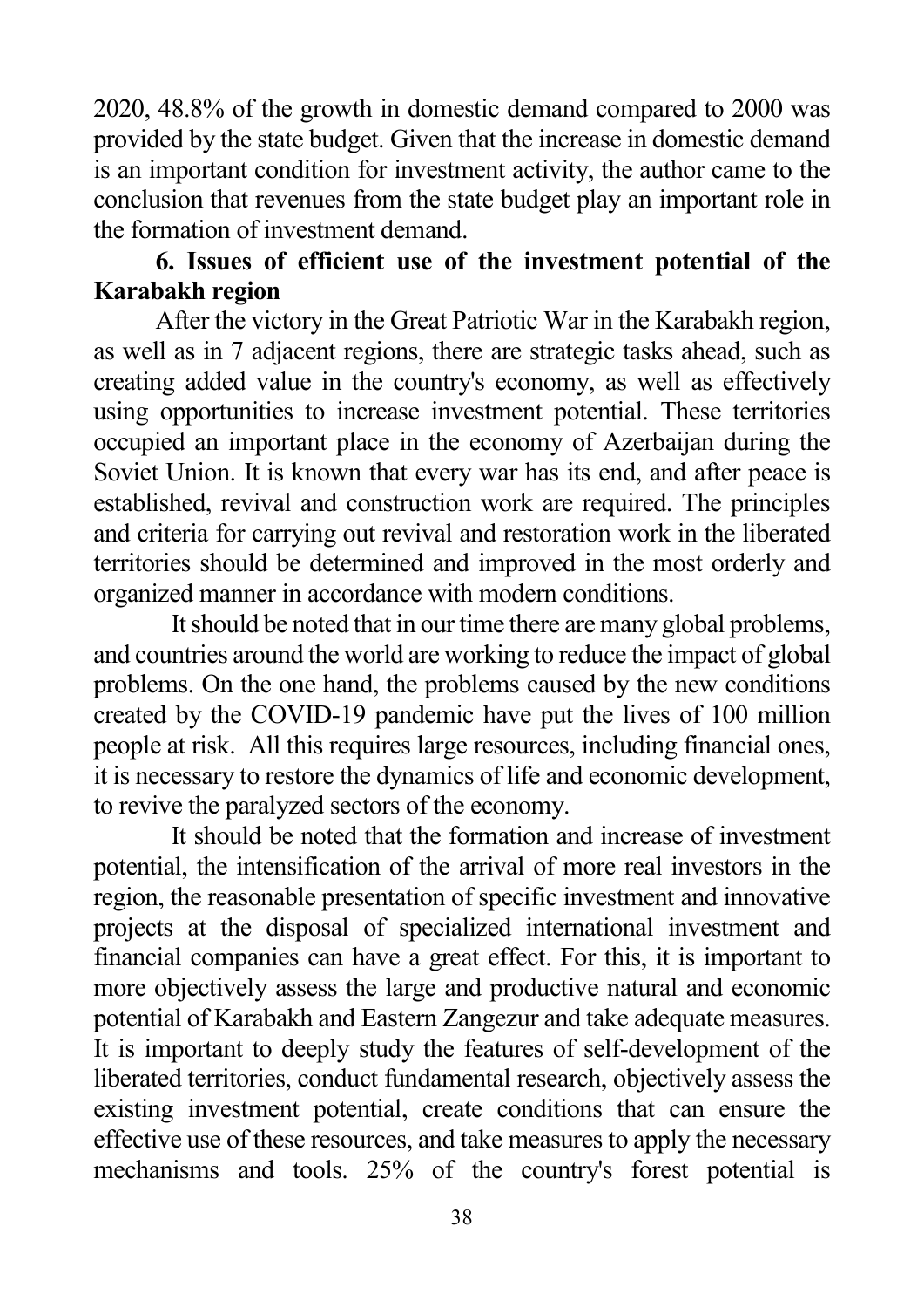2020, 48.8% of the growth in domestic demand compared to 2000 was provided by the state budget. Given that the increase in domestic demand is an important condition for investment activity, the author came to the conclusion that revenues from the state budget play an important role in the formation of investment demand.

## 6. Issues of efficient use of the investment potential of the Karabakh region

After the victory in the Great Patriotic War in the Karabakh region, as well as in 7 adjacent regions, there are strategic tasks ahead, such as creating added value in the country's economy, as well as effectively using opportunities to increase investment potential. These territories occupied an important place in the economy of Azerbaijan during the Soviet Union. It is known that every war has its end, and after peace is established, revival and construction work are required. The principles and criteria for carrying out revival and restoration work in the liberated territories should be determined and improved in the most orderly and organized manner in accordance with modern conditions.

It should be noted that in our time there are many global problems, and countries around the world are working to reduce the impact of global problems. On the one hand, the problems caused by the new conditions created by the COVID-19 pandemic have put the lives of 100 million people at risk. All this requires large resources, including financial ones, it is necessary to restore the dynamics of life and economic development, to revive the paralyzed sectors of the economy.

It should be noted that the formation and increase of investment potential, the intensification of the arrival of more real investors in the region, the reasonable presentation of specific investment and innovative projects at the disposal of specialized international investment and financial companies can have a great effect. For this, it is important to more objectively assess the large and productive natural and economic potential of Karabakh and Eastern Zangezur and take adequate measures. It is important to deeply study the features of self-development of the liberated territories, conduct fundamental research, objectively assess the existing investment potential, create conditions that can ensure the effective use of these resources, and take measures to apply the necessary mechanisms and tools. 25% of the country's forest potential is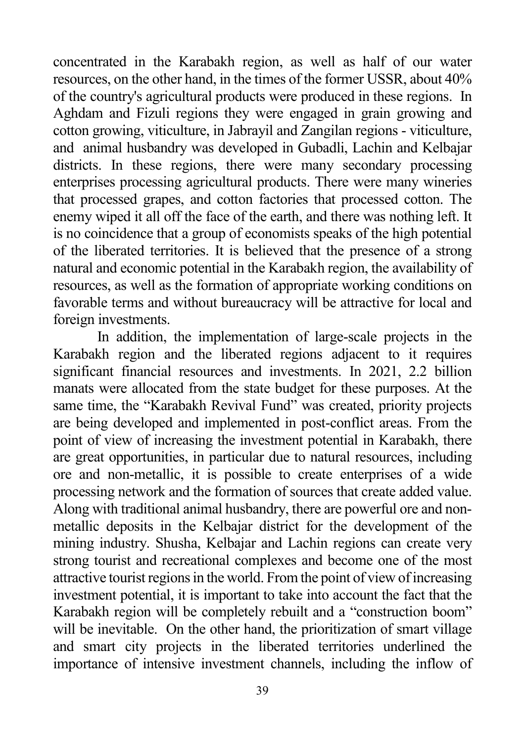concentrated in the Karabakh region, as well as half of our water resources, on the other hand, in the times of the former USSR, about 40% of the country's agricultural products were produced in these regions. In Aghdam and Fizuli regions they were engaged in grain growing and cotton growing, viticulture, in Jabrayil and Zangilan regions - viticulture, and animal husbandry was developed in Gubadli, Lachin and Kelbajar districts. In these regions, there were many secondary processing enterprises processing agricultural products. There were many wineries that processed grapes, and cotton factories that processed cotton. The enemy wiped it all off the face of the earth, and there was nothing left. It is no coincidence that a group of economists speaks of the high potential of the liberated territories. It is believed that the presence of a strong natural and economic potential in the Karabakh region, the availability of resources, as well as the formation of appropriate working conditions on favorable terms and without bureaucracy will be attractive for local and foreign investments.

In addition, the implementation of large-scale projects in the Karabakh region and the liberated regions adjacent to it requires significant financial resources and investments. In 2021, 2.2 billion manats were allocated from the state budget for these purposes. At the same time, the "Karabakh Revival Fund" was created, priority projects are being developed and implemented in post-conflict areas. From the point of view of increasing the investment potential in Karabakh, there are great opportunities, in particular due to natural resources, including ore and non-metallic, it is possible to create enterprises of a wide processing network and the formation of sources that create added value. Along with traditional animal husbandry, there are powerful ore and non-metallic deposits in the Kelbajar district for the development of the mining industry. Shusha, Kelbajar and Lachin regions can create very strong tourist and recreational complexes and become one of the most attractive tourist regions in the world. From the point of view of increasing investment potential, it is important to take into account the fact that the Karabakh region will be completely rebuilt and a "construction boom" will be inevitable. On the other hand, the prioritization of smart village and smart city projects in the liberated territories underlined the importance of intensive investment channels, including the inflow of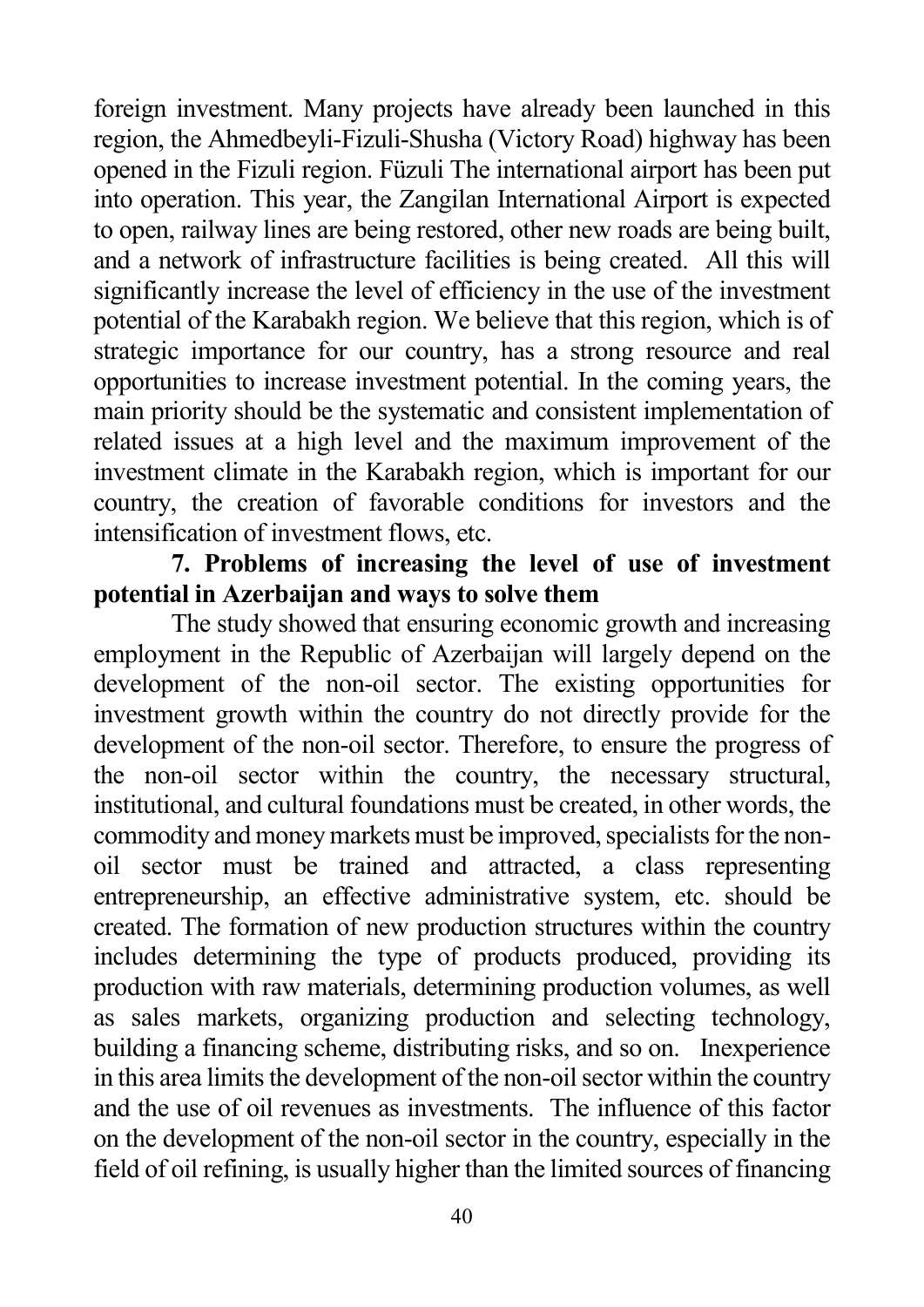foreign investment. Many projects have already been launched in this region, the Ahmedbeyli-Fizuli-Shusha (Victory Road) highway has been opened in the Fizuli region. Füzuli The international airport has been put into operation. This year, the Zangilan International Airport is expected to open, railway lines are being restored, other new roads are being built, and a network of infrastructure facilities is being created. All this will significantly increase the level of efficiency in the use of the investment potential of the Karabakh region. We believe that this region, which is of strategic importance for our country, has a strong resource and real opportunities to increase investment potential. In the coming years, the main priority should be the systematic and consistent implementation of related issues at a high level and the maximum improvement of the investment climate in the Karabakh region, which is important for our country, the creation of favorable conditions for investors and the intensification of investment flows, etc.

## 7. Problems of increasing the level of use of investment potential in Azerbaijan and ways to solve them

The study showed that ensuring economic growth and increasing employment in the Republic of Azerbaijan will largely depend on the development of the non-oil sector. The existing opportunities for investment growth within the country do not directly provide for the development of the non-oil sector. Therefore, to ensure the progress of the non-oil sector within the country, the necessary structural, institutional, and cultural foundations must be created, in other words, the commodity and money markets must be improved, specialists for the non-oil sector must be trained and attracted, a class representing entrepreneurship, an effective administrative system, etc. should be created. The formation of new production structures within the country includes determining the type of products produced, providing its production with raw materials, determining production volumes, as well as sales markets, organizing production and selecting technology, building a financing scheme, distributing risks, and so on. Inexperience in this area limits the development of the non-oil sector within the country and the use of oil revenues as investments. The influence of this factor on the development of the non-oil sector in the country, especially in the field of oil refining, is usually higher than the limited sources of financing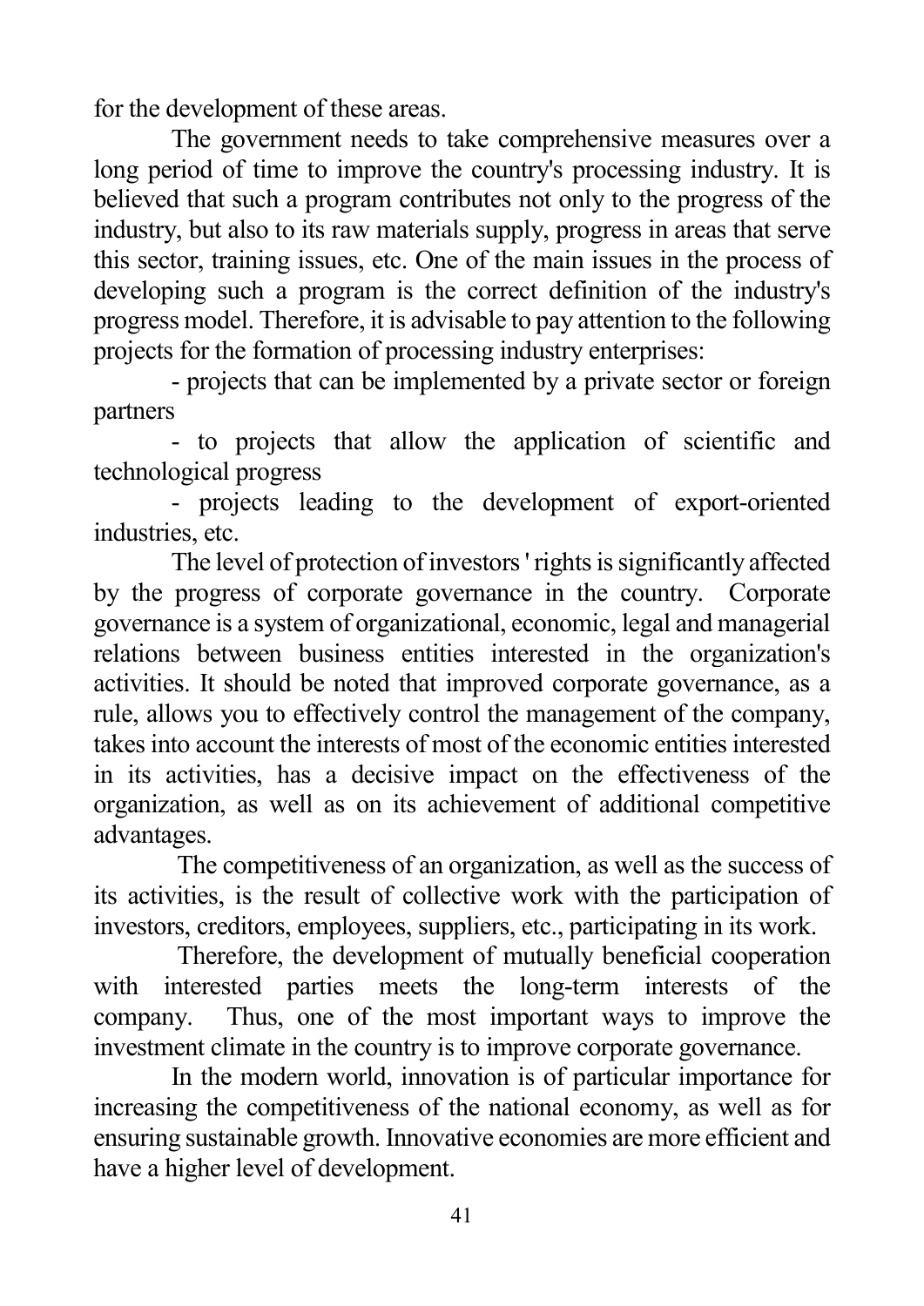for the development of these areas.

The government needs to take comprehensive measures over a long period of time to improve the country's processing industry. It is believed that such a program contributes not only to the progress of the industry, but also to its raw materials supply, progress in areas that serve this sector, training issues, etc. One of the main issues in the process of developing such a program is the correct definition of the industry's progress model. Therefore, it is advisable to pay attention to the following projects for the formation of processing industry enterprises:

- projects that can be implemented by a private sector or foreign partners
- to projects that allow the application of scientific and technological progress
- projects leading to the development of export-oriented industries, etc.

The level of protection of investors ' rights is significantly affected by the progress of corporate governance in the country. Corporate governance is a system of organizational, economic, legal and managerial relations between business entities interested in the organization's activities. It should be noted that improved corporate governance, as a rule, allows you to effectively control the management of the company, takes into account the interests of most of the economic entities interested in its activities, has a decisive impact on the effectiveness of the organization, as well as on its achievement of additional competitive advantages.

The competitiveness of an organization, as well as the success of its activities, is the result of collective work with the participation of investors, creditors, employees, suppliers, etc., participating in its work.

Therefore, the development of mutually beneficial cooperation with interested parties meets the long-term interests of the company. Thus, one of the most important ways to improve the investment climate in the country is to improve corporate governance.

In the modern world, innovation is of particular importance for increasing the competitiveness of the national economy, as well as for ensuring sustainable growth. Innovative economies are more efficient and have a higher level of development.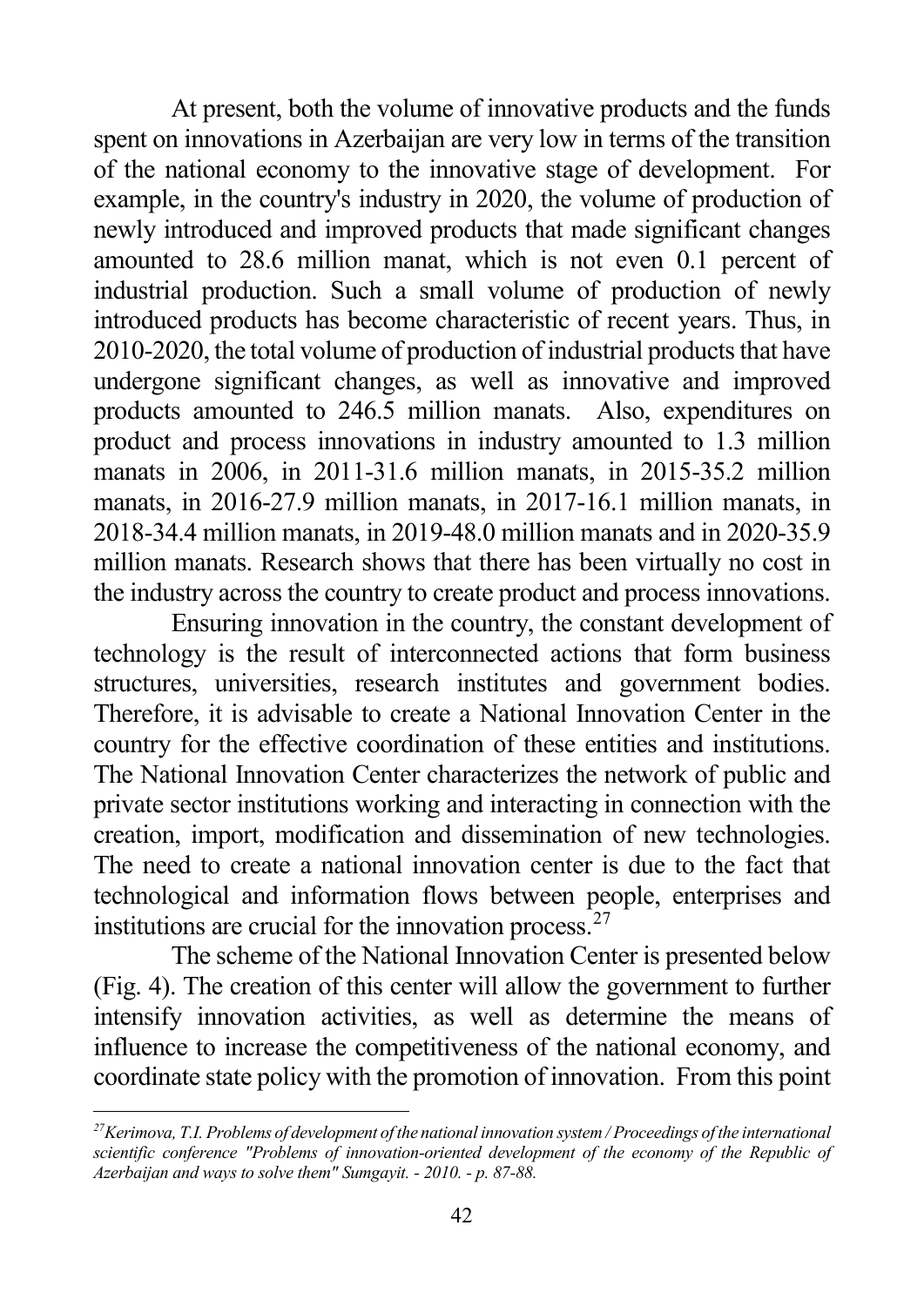At present, both the volume of innovative products and the funds spent on innovations in Azerbaijan are very low in terms of the transition of the national economy to the innovative stage of development. For example, in the country's industry in 2020, the volume of production of newly introduced and improved products that made significant changes amounted to 28.6 million manat, which is not even 0.1 percent of industrial production. Such a small volume of production of newly introduced products has become characteristic of recent years. Thus, in 2010-2020, the total volume of production of industrial products that have undergone significant changes, as well as innovative and improved products amounted to 246.5 million manats. Also, expenditures on product and process innovations in industry amounted to 1.3 million manats in 2006, in 2011-31.6 million manats, in 2015-35.2 million manats, in 2016-27.9 million manats, in 2017-16.1 million manats, in 2018-34.4 million manats, in 2019-48.0 million manats and in 2020-35.9 million manats. Research shows that there has been virtually no cost in the industry across the country to create product and process innovations.

Ensuring innovation in the country, the constant development of technology is the result of interconnected actions that form business structures, universities, research institutes and government bodies. Therefore, it is advisable to create a National Innovation Center in the country for the effective coordination of these entities and institutions. The National Innovation Center characterizes the network of public and private sector institutions working and interacting in connection with the creation, import, modification and dissemination of new technologies. The need to create a national innovation center is due to the fact that technological and information flows between people, enterprises and institutions are crucial for the innovation process.[27]

The scheme of the National Innovation Center is presented below (Fig. 4). The creation of this center will allow the government to further intensify innovation activities, as well as determine the means of influence to increase the competitiveness of the national economy, and coordinate state policy with the promotion of innovation. From this point

---

*[27] Kerimova, T.I. Problems of development of the national innovation system / Proceedings of the international scientific conference "Problems of innovation-oriented development of the economy of the Republic of Azerbaijan and ways to solve them" Sumgayit. - 2010. - p. 87-88.*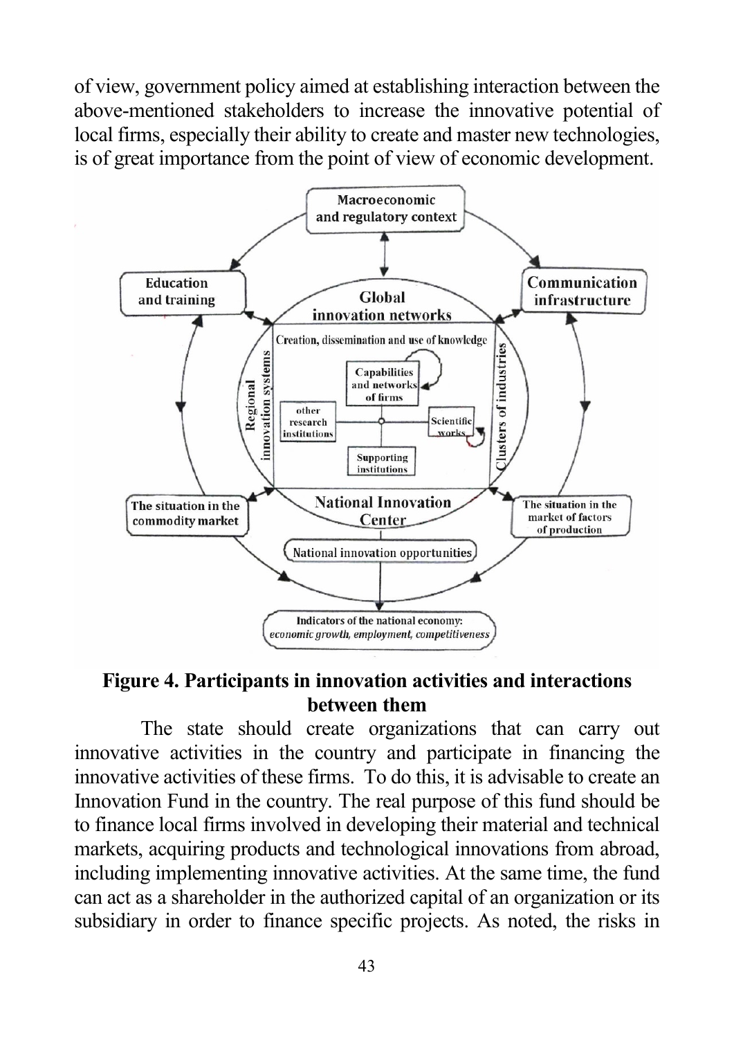of view, government policy aimed at establishing interaction between the above-mentioned stakeholders to increase the innovative potential of local firms, especially their ability to create and master new technologies, is of great importance from the point of view of economic development.

**Figure 4. Participants in innovation activities and interactions between them**

The state should create organizations that can carry out innovative activities in the country and participate in financing the innovative activities of these firms. To do this, it is advisable to create an Innovation Fund in the country. The real purpose of this fund should be to finance local firms involved in developing their material and technical markets, acquiring products and technological innovations from abroad, including implementing innovative activities. At the same time, the fund can act as a shareholder in the authorized capital of an organization or its subsidiary in order to finance specific projects. As noted, the risks in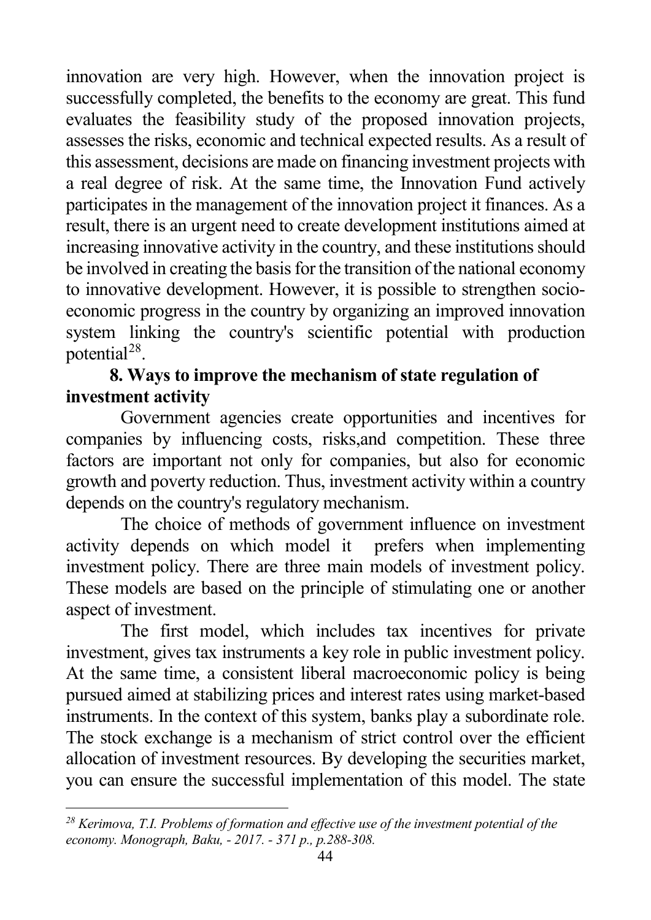innovation are very high. However, when the innovation project is successfully completed, the benefits to the economy are great. This fund evaluates the feasibility study of the proposed innovation projects, assesses the risks, economic and technical expected results. As a result of this assessment, decisions are made on financing investment projects with a real degree of risk. At the same time, the Innovation Fund actively participates in the management of the innovation project it finances. As a result, there is an urgent need to create development institutions aimed at increasing innovative activity in the country, and these institutions should be involved in creating the basis for the transition of the national economy to innovative development. However, it is possible to strengthen socio-economic progress in the country by organizing an improved innovation system linking the country's scientific potential with production potential[28].

## 8. Ways to improve the mechanism of state regulation of investment activity

Government agencies create opportunities and incentives for companies by influencing costs, risks,and competition. These three factors are important not only for companies, but also for economic growth and poverty reduction. Thus, investment activity within a country depends on the country's regulatory mechanism.

The choice of methods of government influence on investment activity depends on which model it prefers when implementing investment policy. There are three main models of investment policy. These models are based on the principle of stimulating one or another aspect of investment.

The first model, which includes tax incentives for private investment, gives tax instruments a key role in public investment policy. At the same time, a consistent liberal macroeconomic policy is being pursued aimed at stabilizing prices and interest rates using market-based instruments. In the context of this system, banks play a subordinate role. The stock exchange is a mechanism of strict control over the efficient allocation of investment resources. By developing the securities market, you can ensure the successful implementation of this model. The state

---

*[28] Kerimova, T.I. Problems of formation and effective use of the investment potential of the economy. Monograph, Baku, - 2017. - 371 p., p.288-308.*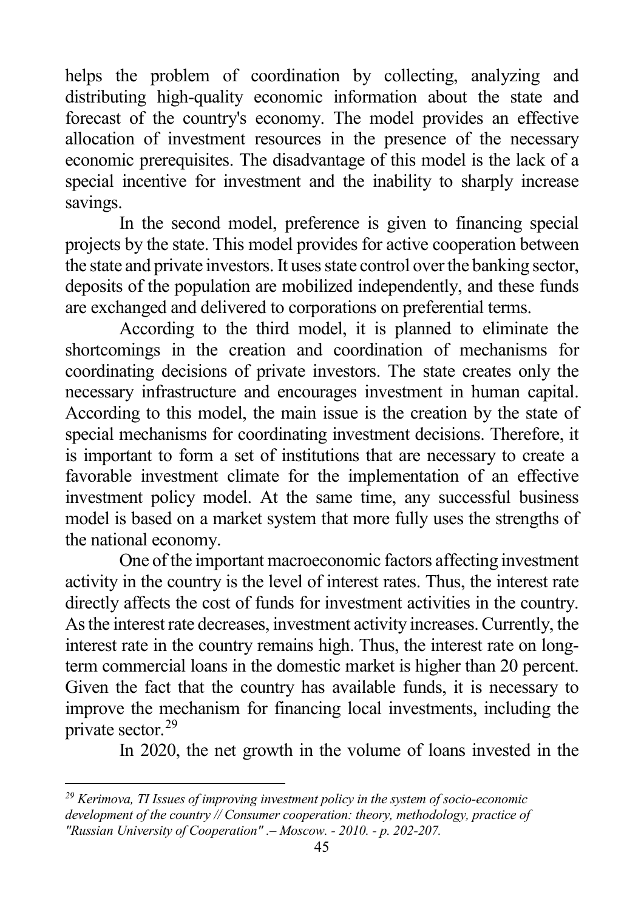helps the problem of coordination by collecting, analyzing and distributing high-quality economic information about the state and forecast of the country's economy. The model provides an effective allocation of investment resources in the presence of the necessary economic prerequisites. The disadvantage of this model is the lack of a special incentive for investment and the inability to sharply increase savings.

In the second model, preference is given to financing special projects by the state. This model provides for active cooperation between the state and private investors. It uses state control over the banking sector, deposits of the population are mobilized independently, and these funds are exchanged and delivered to corporations on preferential terms.

According to the third model, it is planned to eliminate the shortcomings in the creation and coordination of mechanisms for coordinating decisions of private investors. The state creates only the necessary infrastructure and encourages investment in human capital. According to this model, the main issue is the creation by the state of special mechanisms for coordinating investment decisions. Therefore, it is important to form a set of institutions that are necessary to create a favorable investment climate for the implementation of an effective investment policy model. At the same time, any successful business model is based on a market system that more fully uses the strengths of the national economy.

One of the important macroeconomic factors affecting investment activity in the country is the level of interest rates. Thus, the interest rate directly affects the cost of funds for investment activities in the country. As the interest rate decreases, investment activity increases. Currently, the interest rate in the country remains high. Thus, the interest rate on long-term commercial loans in the domestic market is higher than 20 percent. Given the fact that the country has available funds, it is necessary to improve the mechanism for financing local investments, including the private sector.[29]

In 2020, the net growth in the volume of loans invested in the

---

[29] *Kerimova, TI Issues of improving investment policy in the system of socio-economic development of the country // Consumer cooperation: theory, methodology, practice of "Russian University of Cooperation" .– Moscow. - 2010. - p. 202-207.*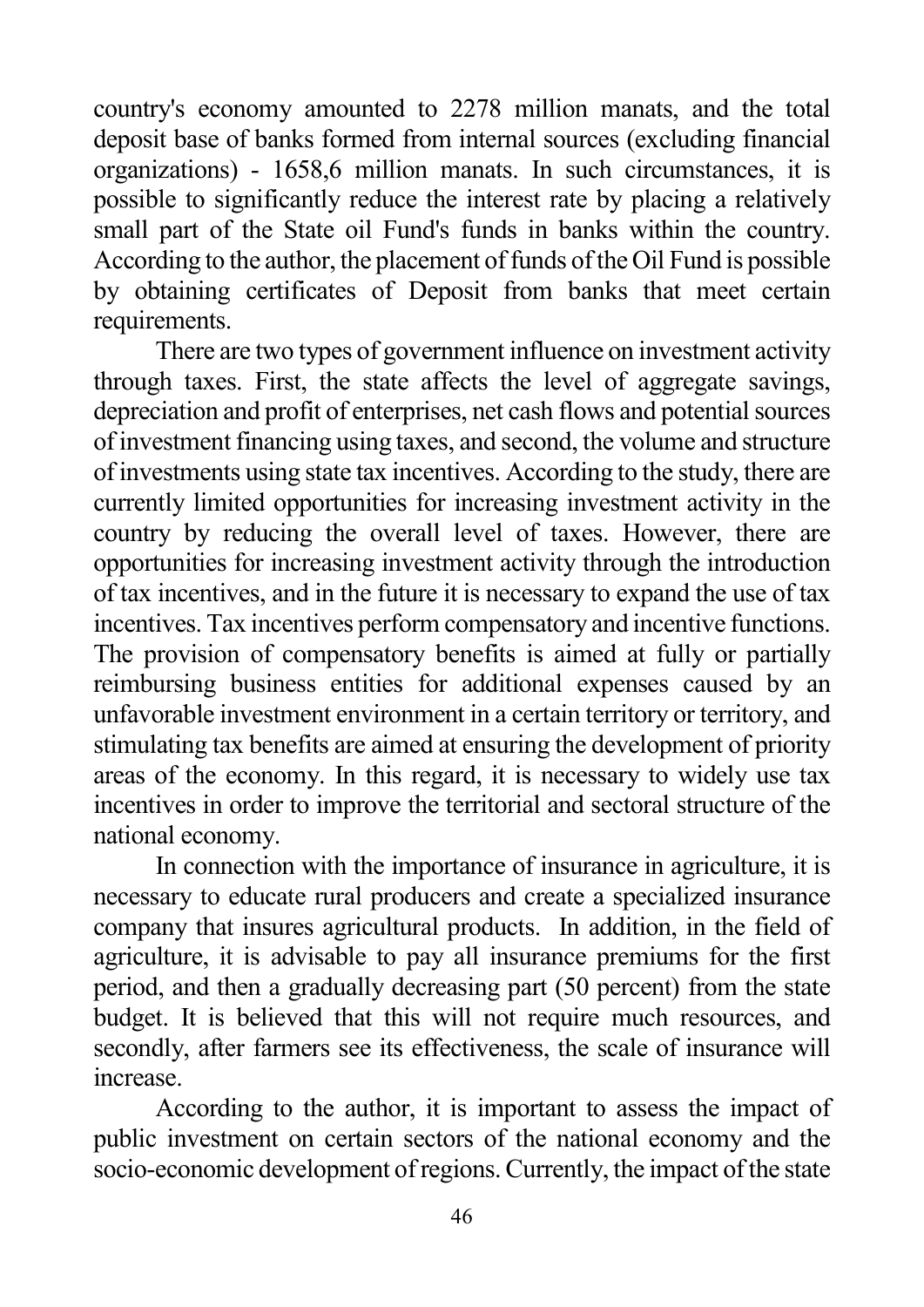country's economy amounted to 2278 million manats, and the total deposit base of banks formed from internal sources (excluding financial organizations) - 1658,6 million manats. In such circumstances, it is possible to significantly reduce the interest rate by placing a relatively small part of the State oil Fund's funds in banks within the country. According to the author, the placement of funds of the Oil Fund is possible by obtaining certificates of Deposit from banks that meet certain requirements.

There are two types of government influence on investment activity through taxes. First, the state affects the level of aggregate savings, depreciation and profit of enterprises, net cash flows and potential sources of investment financing using taxes, and second, the volume and structure of investments using state tax incentives. According to the study, there are currently limited opportunities for increasing investment activity in the country by reducing the overall level of taxes. However, there are opportunities for increasing investment activity through the introduction of tax incentives, and in the future it is necessary to expand the use of tax incentives. Tax incentives perform compensatory and incentive functions. The provision of compensatory benefits is aimed at fully or partially reimbursing business entities for additional expenses caused by an unfavorable investment environment in a certain territory or territory, and stimulating tax benefits are aimed at ensuring the development of priority areas of the economy. In this regard, it is necessary to widely use tax incentives in order to improve the territorial and sectoral structure of the national economy.

In connection with the importance of insurance in agriculture, it is necessary to educate rural producers and create a specialized insurance company that insures agricultural products. In addition, in the field of agriculture, it is advisable to pay all insurance premiums for the first period, and then a gradually decreasing part (50 percent) from the state budget. It is believed that this will not require much resources, and secondly, after farmers see its effectiveness, the scale of insurance will increase.

According to the author, it is important to assess the impact of public investment on certain sectors of the national economy and the socio-economic development of regions. Currently, the impact of the state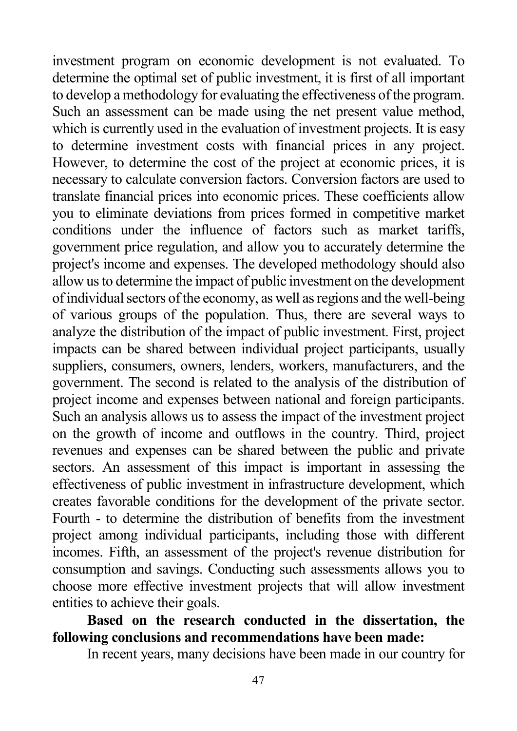investment program on economic development is not evaluated. To determine the optimal set of public investment, it is first of all important to develop a methodology for evaluating the effectiveness of the program. Such an assessment can be made using the net present value method, which is currently used in the evaluation of investment projects. It is easy to determine investment costs with financial prices in any project. However, to determine the cost of the project at economic prices, it is necessary to calculate conversion factors. Conversion factors are used to translate financial prices into economic prices. These coefficients allow you to eliminate deviations from prices formed in competitive market conditions under the influence of factors such as market tariffs, government price regulation, and allow you to accurately determine the project's income and expenses. The developed methodology should also allow us to determine the impact of public investment on the development of individual sectors of the economy, as well as regions and the well-being of various groups of the population. Thus, there are several ways to analyze the distribution of the impact of public investment. First, project impacts can be shared between individual project participants, usually suppliers, consumers, owners, lenders, workers, manufacturers, and the government. The second is related to the analysis of the distribution of project income and expenses between national and foreign participants. Such an analysis allows us to assess the impact of the investment project on the growth of income and outflows in the country. Third, project revenues and expenses can be shared between the public and private sectors. An assessment of this impact is important in assessing the effectiveness of public investment in infrastructure development, which creates favorable conditions for the development of the private sector. Fourth - to determine the distribution of benefits from the investment project among individual participants, including those with different incomes. Fifth, an assessment of the project's revenue distribution for consumption and savings. Conducting such assessments allows you to choose more effective investment projects that will allow investment entities to achieve their goals.

**Based on the research conducted in the dissertation, the following conclusions and recommendations have been made:**

In recent years, many decisions have been made in our country for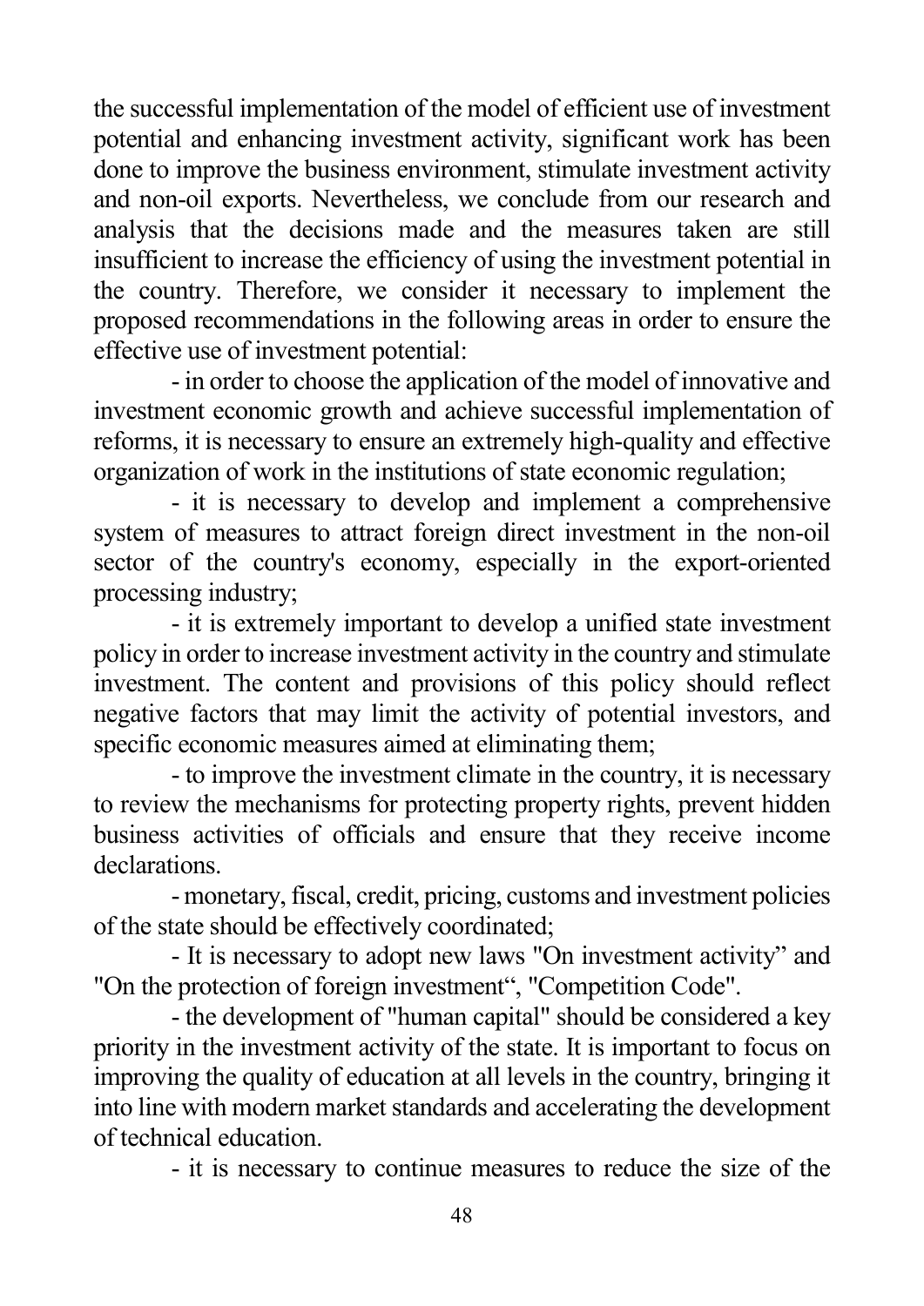the successful implementation of the model of efficient use of investment potential and enhancing investment activity, significant work has been done to improve the business environment, stimulate investment activity and non-oil exports. Nevertheless, we conclude from our research and analysis that the decisions made and the measures taken are still insufficient to increase the efficiency of using the investment potential in the country. Therefore, we consider it necessary to implement the proposed recommendations in the following areas in order to ensure the effective use of investment potential:

- in order to choose the application of the model of innovative and investment economic growth and achieve successful implementation of reforms, it is necessary to ensure an extremely high-quality and effective organization of work in the institutions of state economic regulation;
- it is necessary to develop and implement a comprehensive system of measures to attract foreign direct investment in the non-oil sector of the country's economy, especially in the export-oriented processing industry;
- it is extremely important to develop a unified state investment policy in order to increase investment activity in the country and stimulate investment. The content and provisions of this policy should reflect negative factors that may limit the activity of potential investors, and specific economic measures aimed at eliminating them;
- to improve the investment climate in the country, it is necessary to review the mechanisms for protecting property rights, prevent hidden business activities of officials and ensure that they receive income declarations.
- monetary, fiscal, credit, pricing, customs and investment policies of the state should be effectively coordinated;
- It is necessary to adopt new laws "On investment activity" and "On the protection of foreign investment", "Competition Code".
- the development of "human capital" should be considered a key priority in the investment activity of the state. It is important to focus on improving the quality of education at all levels in the country, bringing it into line with modern market standards and accelerating the development of technical education.
- it is necessary to continue measures to reduce the size of the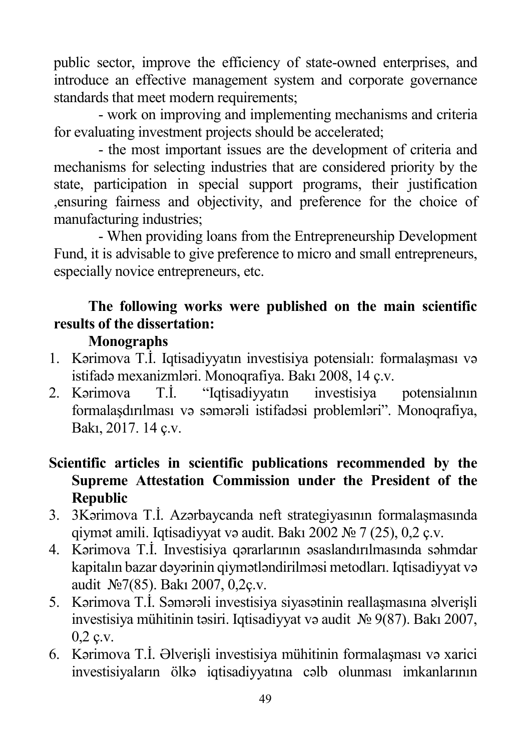public sector, improve the efficiency of state-owned enterprises, and introduce an effective management system and corporate governance standards that meet modern requirements;

- work on improving and implementing mechanisms and criteria for evaluating investment projects should be accelerated;
- the most important issues are the development of criteria and mechanisms for selecting industries that are considered priority by the state, participation in special support programs, their justification ,ensuring fairness and objectivity, and preference for the choice of manufacturing industries;
- When providing loans from the Entrepreneurship Development Fund, it is advisable to give preference to micro and small entrepreneurs, especially novice entrepreneurs, etc.

**The following works were published on the main scientific results of the dissertation:**

**Monographs**

1. Kərimova T.İ. Iqtisadiyyatın investisiya potensialı: formalaşması və istifadə mexanizmləri. Monoqrafiya. Bakı 2008, 14 ç.v.
2. Kərimova T.İ. "Iqtisadiyyatın investisiya potensialının formalaşdırılması və səmərəli istifadəsi problemləri". Monoqrafiya, Bakı, 2017. 14 ç.v.

**Scientific articles in scientific publications recommended by the Supreme Attestation Commission under the President of the Republic**

3. 3Kərimova T.İ. Azərbaycanda neft strategiyasının formalaşmasında qiymət amili. Iqtisadiyyat və audit. Bakı 2002 № 7 (25), 0,2 ç.v.
4. Kərimova T.İ. Investisiya qərarlarının əsaslandırılmasında səhmdar kapitalın bazar dəyərinin qiymətləndirilməsi metodları. Iqtisadiyyat və audit №7(85). Bakı 2007, 0,2ç.v.
5. Kərimova T.İ. Səmərəli investisiya siyasətinin reallaşmasına əlverişli investisiya mühitinin təsiri. Iqtisadiyyat və audit № 9(87). Bakı 2007, 0,2 ç.v.
6. Kərimova T.İ. Əlverişli investisiya mühitinin formalaşması və xarici investisiyaların ölkə iqtisadiyyatına cəlb olunması imkanlarının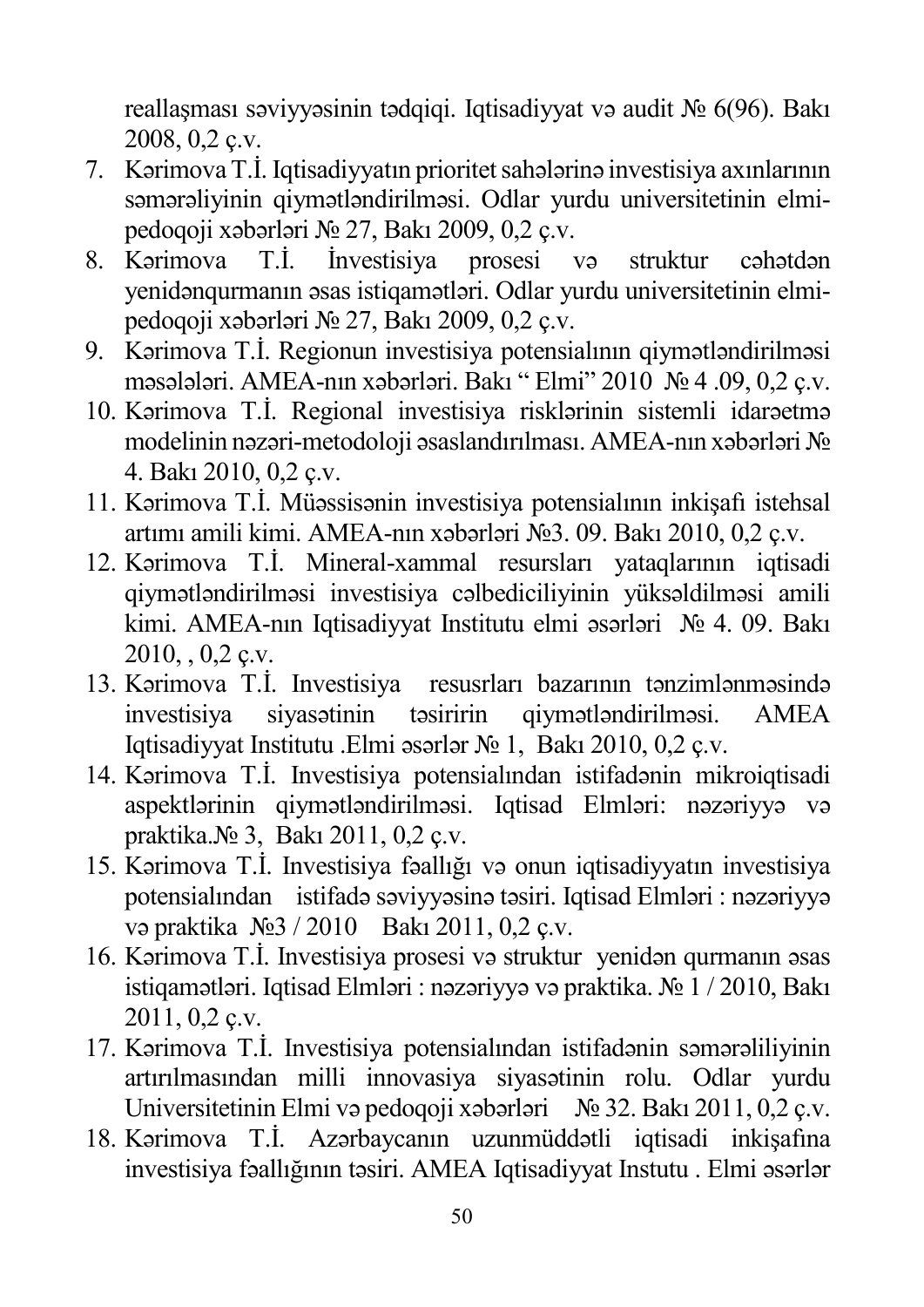reallaşması səviyyəsinin tədqiqi. Iqtisadiyyat və audit № 6(96). Bakı 2008, 0,2 ç.v.

7. Kərimova T.İ. Iqtisadiyyatın prioritet sahələrinə investisiya axınlarının səmərəliyinin qiymətləndirilməsi. Odlar yurdu universitetinin elmi-pedoqoji xəbərləri № 27, Bakı 2009, 0,2 ç.v.
8. Kərimova T.İ. İnvestisiya prosesi və struktur cəhətdən yenidənqurmanın əsas istiqamətləri. Odlar yurdu universitetinin elmi-pedoqoji xəbərləri № 27, Bakı 2009, 0,2 ç.v.
9. Kərimova T.İ. Regionun investisiya potensialının qiymətləndirilməsi məsələləri. AMEA-nın xəbərləri. Bakı " Elmi" 2010 № 4 .09, 0,2 ç.v.
10. Kərimova T.İ. Regional investisiya risklərinin sistemli idarəetmə modelinin nəzəri-metodoloji əsaslandırılması. AMEA-nın xəbərləri № 4. Bakı 2010, 0,2 ç.v.
11. Kərimova T.İ. Müəssisənin investisiya potensialının inkişafı istehsal artımı amili kimi. AMEA-nın xəbərləri №3. 09. Bakı 2010, 0,2 ç.v.
12. Kərimova T.İ. Mineral-xammal resursları yataqlarının iqtisadi qiymətləndirilməsi investisiya cəlbediciliyinin yüksəldilməsi amili kimi. AMEA-nın Iqtisadiyyat Institutu elmi əsərləri № 4. 09. Bakı 2010, , 0,2 ç.v.
13. Kərimova T.İ. Investisiya resursları bazarının tənzimlənməsində investisiya siyasətinin təsiririn qiymətləndirilməsi. AMEA Iqtisadiyyat Institutu .Elmi əsərlər № 1, Bakı 2010, 0,2 ç.v.
14. Kərimova T.İ. Investisiya potensialından istifadənin mikroiqtisadi aspektlərinin qiymətləndirilməsi. Iqtisad Elmləri: nəzəriyyə və praktika.№ 3, Bakı 2011, 0,2 ç.v.
15. Kərimova T.İ. Investisiya fəallığı və onun iqtisadiyyatın investisiya potensialından istifadə səviyyəsinə təsiri. Iqtisad Elmləri : nəzəriyyə və praktika №3 / 2010 Bakı 2011, 0,2 ç.v.
16. Kərimova T.İ. Investisiya prosesi və struktur yenidən qurmanın əsas istiqamətləri. Iqtisad Elmləri : nəzəriyyə və praktika. № 1 / 2010, Bakı 2011, 0,2 ç.v.
17. Kərimova T.İ. Investisiya potensialından istifadənin səmərəliliyinin artırılmasından milli innovasiya siyasətinin rolu. Odlar yurdu Universitetinin Elmi və pedoqoji xəbərləri № 32. Bakı 2011, 0,2 ç.v.
18. Kərimova T.İ. Azərbaycanın uzunmüddətli iqtisadi inkişafına investisiya fəallığının təsiri. AMEA Iqtisadiyyat Instutu . Elmi əsərlər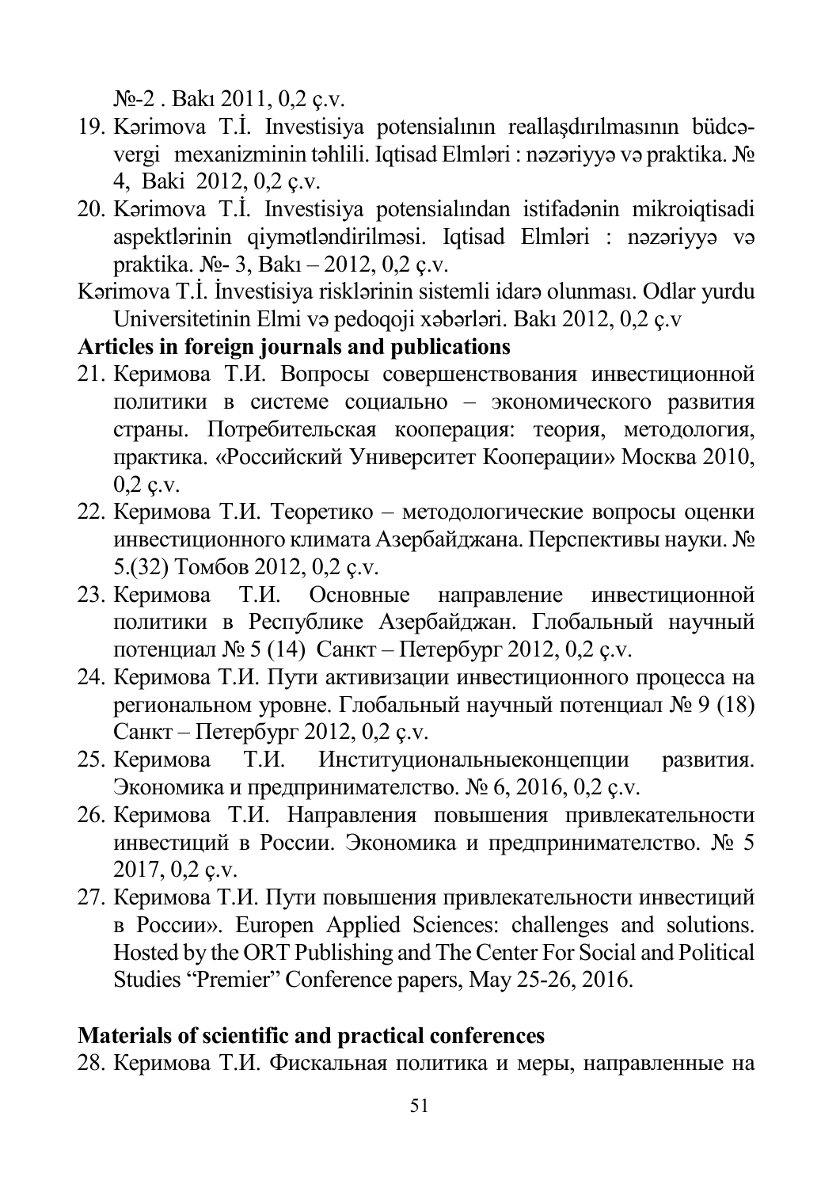№-2 . Bakı 2011, 0,2 ç.v.

19. Kərimova T.İ. Investisiya potensialının reallaşdırılmasının büdcə-vergi mexanizminin təhlili. Iqtisad Elmləri : nəzəriyyə və praktika. № 4, Baki 2012, 0,2 ç.v.
20. Kərimova T.İ. Investisiya potensialından istifadənin mikroiqtisadi aspektlərinin qiymətləndirilməsi. Iqtisad Elmləri : nəzəriyyə və praktika. №- 3, Bakı – 2012, 0,2 ç.v.

Kərimova T.İ. İnvestisiya risklərinin sistemli idarə olunması. Odlar yurdu Universitetinin Elmi və pedoqoji xəbərləri. Bakı 2012, 0,2 ç.v

**Articles in foreign journals and publications**

21. Керимова Т.И. Вопросы совершенствования инвестиционной политики в системе социально – экономического развития страны. Потребительская кооперация: теория, методология, практика. «Российский Университет Кооперации» Москва 2010, 0,2 ç.v.
22. Керимова Т.И. Теоретико – методологические вопросы оценки инвестиционного климата Азербайджана. Перспективы науки. № 5.(32) Томбов 2012, 0,2 ç.v.
23. Керимова Т.И. Основные направление инвестиционной политики в Республике Азербайджан. Глобальный научный потенциал № 5 (14) Санкт – Петербург 2012, 0,2 ç.v.
24. Керимова Т.И. Пути активизации инвестиционного процесса на региональном уровне. Глобальный научный потенциал № 9 (18) Санкт – Петербург 2012, 0,2 ç.v.
25. Керимова Т.И. Институциональныеконцепции развития. Экономика и предпринимателство. № 6, 2016, 0,2 ç.v.
26. Керимова Т.И. Направления повышения привлекательности инвестиций в России. Экономика и предпринимателство. № 5 2017, 0,2 ç.v.
27. Керимова Т.И. Пути повышения привлекательности инвестиций в России». Europen Applied Sciences: challenges and solutions. Hosted by the ORT Publishing and The Center For Social and Political Studies "Premier" Conference papers, May 25-26, 2016.

**Materials of scientific and practical conferences**

28. Керимова Т.И. Фискальная политика и меры, направленные на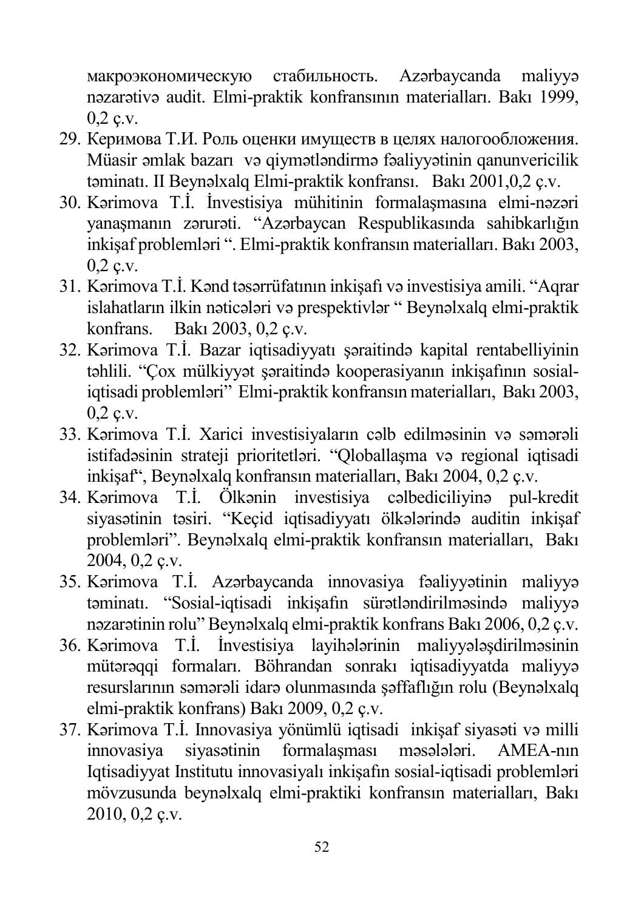макроэкономическую стабильность. Azərbaycanda maliyyə nəzarətivə audit. Elmi-praktik konfransının materialları. Bakı 1999, 0,2 ç.v.

29. Керимова Т.И. Роль оценки имуществ в целях налогообложения. Müasir əmlak bazarı və qiymətləndirmə fəaliyyətinin qanunvericilik təminatı. II Beynəlxalq Elmi-praktik konfransı. Bakı 2001,0,2 ç.v.
30. Kərimova T.İ. İnvestisiya mühitinin formalaşmasına elmi-nəzəri yanaşmanın zərurəti. "Azərbaycan Respublikasında sahibkarlığın inkişaf problemləri ". Elmi-praktik konfransın materialları. Bakı 2003, 0,2 ç.v.
31. Kərimova T.İ. Kənd təsərrüfatının inkişafı və investisiya amili. "Aqrar islahatların ilkin nəticələri və prespektivlər " Beynəlxalq elmi-praktik konfrans. Bakı 2003, 0,2 ç.v.
32. Kərimova T.İ. Bazar iqtisadiyyatı şəraitində kapital rentabelliyinin təhlili. "Çox mülkiyyət şəraitində kooperasiyanın inkişafının sosial-iqtisadi problemləri" Elmi-praktik konfransın materialları, Bakı 2003, 0,2 ç.v.
33. Kərimova T.İ. Xarici investisiyaların cəlb edilməsinin və səmərəli istifadəsinin strateji prioritetləri. "Qloballaşma və regional iqtisadi inkişaf", Beynəlxalq konfransın materialları, Bakı 2004, 0,2 ç.v.
34. Kərimova T.İ. Ölkənin investisiya cəlbediciliyinə pul-kredit siyasətinin təsiri. "Keçid iqtisadiyyatı ölkələrində auditin inkişaf problemləri". Beynəlxalq elmi-praktik konfransın materialları, Bakı 2004, 0,2 ç.v.
35. Kərimova T.İ. Azərbaycanda innovasiya fəaliyyətinin maliyyə təminatı. "Sosial-iqtisadi inkişafın sürətləndirilməsində maliyyə nəzarətinin rolu" Beynəlxalq elmi-praktik konfrans Bakı 2006, 0,2 ç.v.
36. Kərimova T.İ. İnvestisiya layihələrinin maliyyələşdirilməsinin mütərəqqi formaları. Böhrandan sonrakı iqtisadiyyatda maliyyə resurslarının səmərəli idarə olunmasında şəffaflığın rolu (Beynəlxalq elmi-praktik konfrans) Bakı 2009, 0,2 ç.v.
37. Kərimova T.İ. Innovasiya yönümlü iqtisadi inkişaf siyasəti və milli innovasiya siyasətinin formalaşması məsələləri. AMEA-nın Iqtisadiyyat Institutu innovasiyalı inkişafın sosial-iqtisadi problemləri mövzusunda beynəlxalq elmi-praktiki konfransın materialları, Bakı 2010, 0,2 ç.v.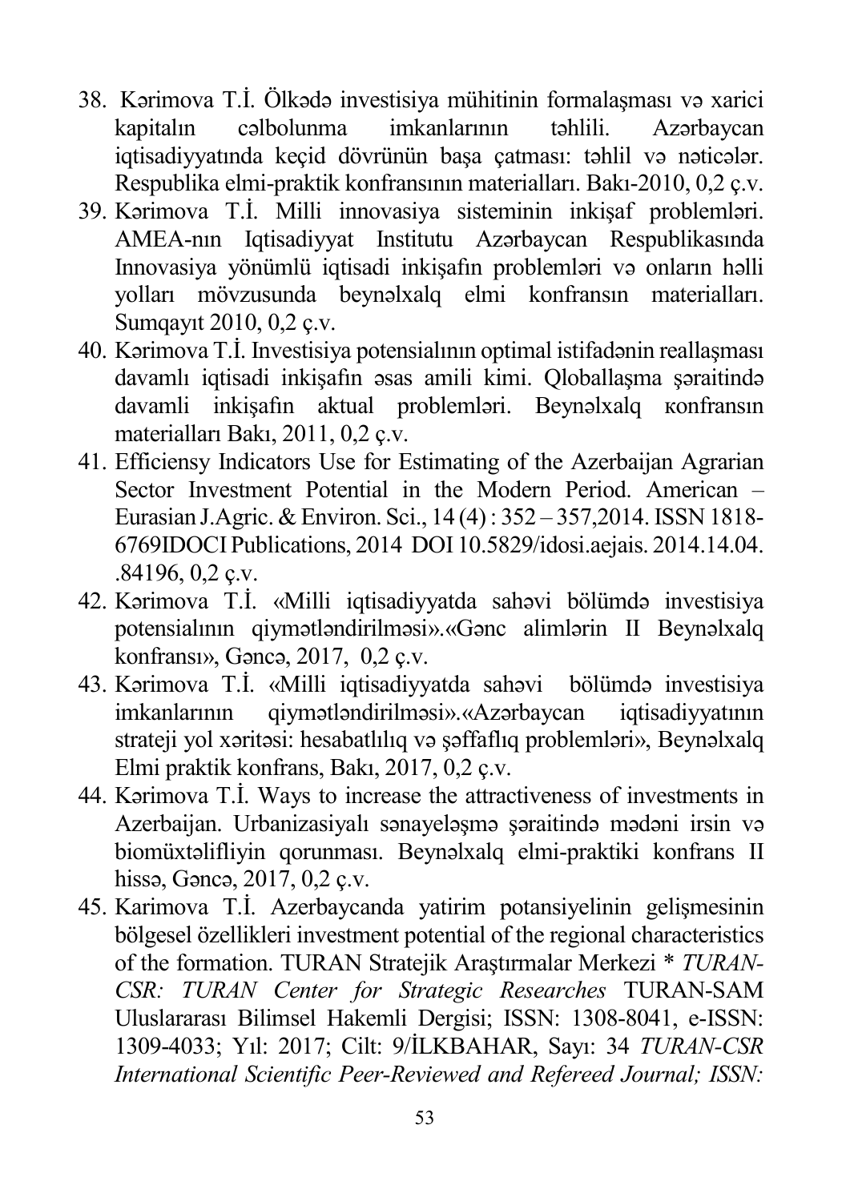38. Kərimova T.İ. Ölkədə investisiya mühitinin formalaşması və xarici kapitalın cəlbolunma imkanlarının təhlili. Azərbaycan iqtisadiyyatında keçid dövrünün başa çatması: təhlil və nəticələr. Respublika elmi-praktik konfransının materialları. Bakı-2010, 0,2 ç.v.
39. Kərimova T.İ. Milli innovasiya sisteminin inkişaf problemləri. AMEA-nın Iqtisadiyyat Institutu Azərbaycan Respublikasında Innovasiya yönümlü iqtisadi inkişafın problemləri və onların həlli yolları mövzusunda beynəlxalq elmi konfransın materialları. Sumqayıt 2010, 0,2 ç.v.
40. Kərimova T.İ. Investisiya potensialının optimal istifadənin reallaşması davamlı iqtisadi inkişafın əsas amili kimi. Qloballaşma şəraitində davamli inkişafın aktual problemləri. Beynəlxalq кonfransın materialları Bakı, 2011, 0,2 ç.v.
41. Efficiensy Indicators Use for Estimating of the Azerbaijan Agrarian Sector Investment Potential in the Modern Period. American – Eurasian J.Agric. & Environ. Sci., 14 (4) : 352 – 357,2014. ISSN 1818-6769IDOCI Publications, 2014 DOI 10.5829/idosi.aejais. 2014.14.04. .84196, 0,2 ç.v.
42. Kərimova T.İ. «Milli iqtisadiyyatda sahəvi bölümdə investisiya potensialının qiymətləndirilməsi».«Gənc alimlərin II Beynəlxalq konfransı», Gəncə, 2017, 0,2 ç.v.
43. Kərimova T.İ. «Milli iqtisadiyyatda sahəvi bölümdə investisiya imkanlarının qiymətləndirilməsi».«Azərbaycan iqtisadiyyatının strateji yol xəritəsi: hesabatlılıq və şəffaflıq problemləri», Beynəlxalq Elmi praktik konfrans, Bakı, 2017, 0,2 ç.v.
44. Kərimova T.İ. Ways to increase the attractiveness of investments in Azerbaijan. Urbanizasiyalı sənayeləşmə şəraitində mədəni irsin və biomüxtəlifliyin qorunması. Beynəlxalq elmi-praktiki konfrans II hissə, Gəncə, 2017, 0,2 ç.v.
45. Karimova T.İ. Azerbaycanda yatirim potansiyelinin gelişmesinin bölgesel özellikleri investment potential of the regional characteristics of the formation. TURAN Stratejik Araştırmalar Merkezi * *TURAN-CSR: TURAN Center for Strategic Researches* TURAN-SAM Uluslararası Bilimsel Hakemli Dergisi; ISSN: 1308-8041, e-ISSN: 1309-4033; Yıl: 2017; Cilt: 9/İLKBAHAR, Sayı: 34 *TURAN-CSR International Scientific Peer-Reviewed and Refereed Journal; ISSN:*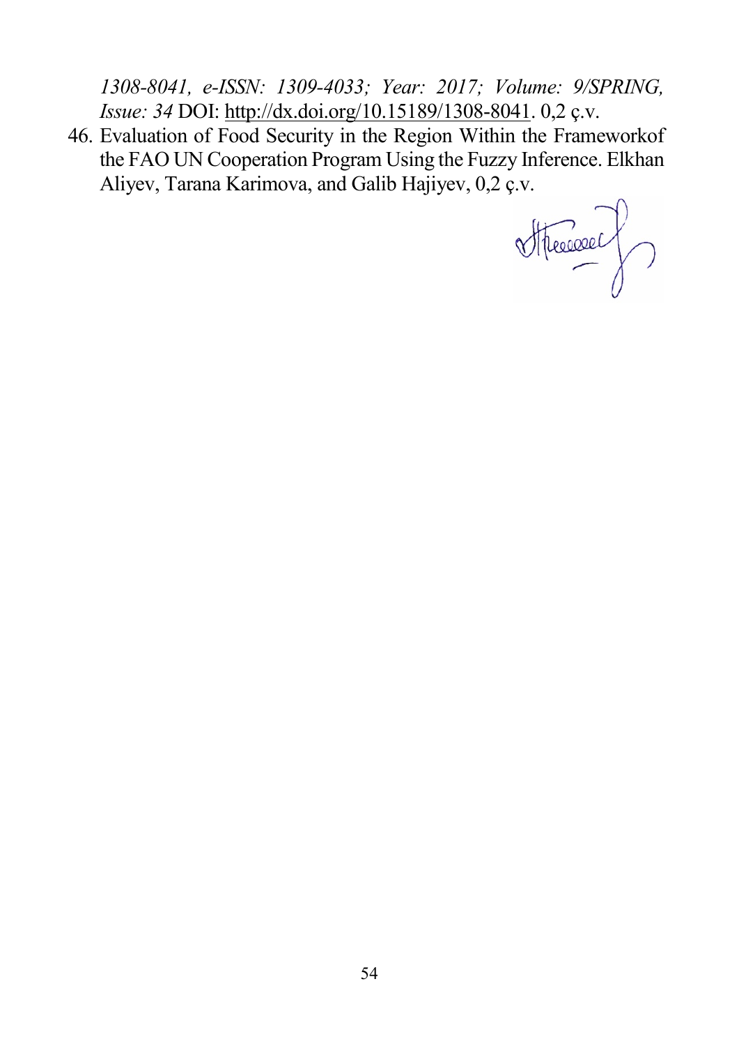*1308-8041, e-ISSN: 1309-4033; Year: 2017; Volume: 9/SPRING, Issue: 34* DOI: http://dx.doi.org/10.15189/1308-8041. 0,2 ç.v.

46. Evaluation of Food Security in the Region Within the Frameworkof the FAO UN Cooperation Program Using the Fuzzy Inference. Elkhan Aliyev, Tarana Karimova, and Galib Hajiyev, 0,2 ç.v.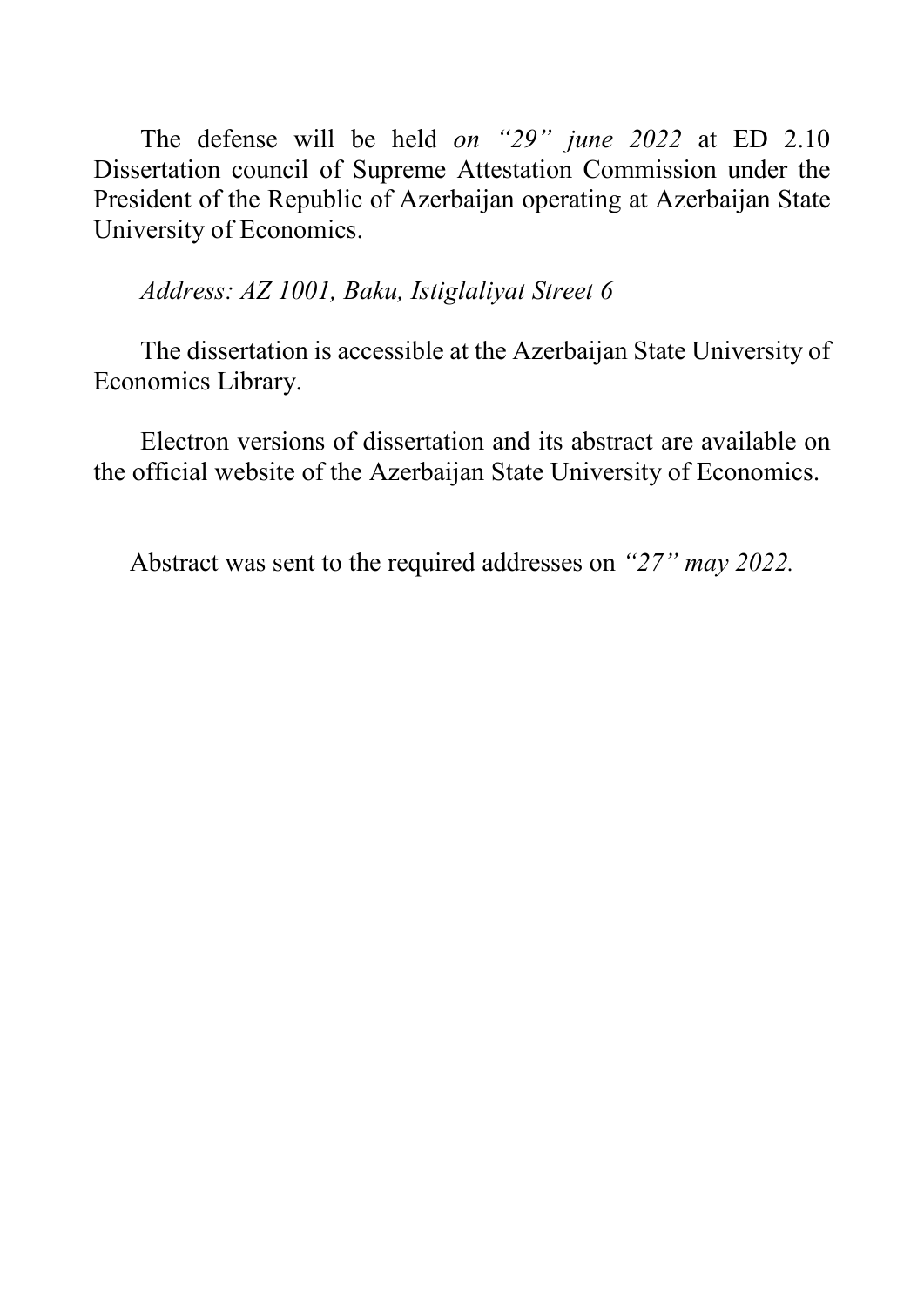The defense will be held *on "29" june 2022* at ED 2.10 Dissertation council of Supreme Attestation Commission under the President of the Republic of Azerbaijan operating at Azerbaijan State University of Economics.

*Address: AZ 1001, Baku, Istiglaliyat Street 6*

The dissertation is accessible at the Azerbaijan State University of Economics Library.

Electron versions of dissertation and its abstract are available on the official website of the Azerbaijan State University of Economics.

Abstract was sent to the required addresses on *"27" may 2022.*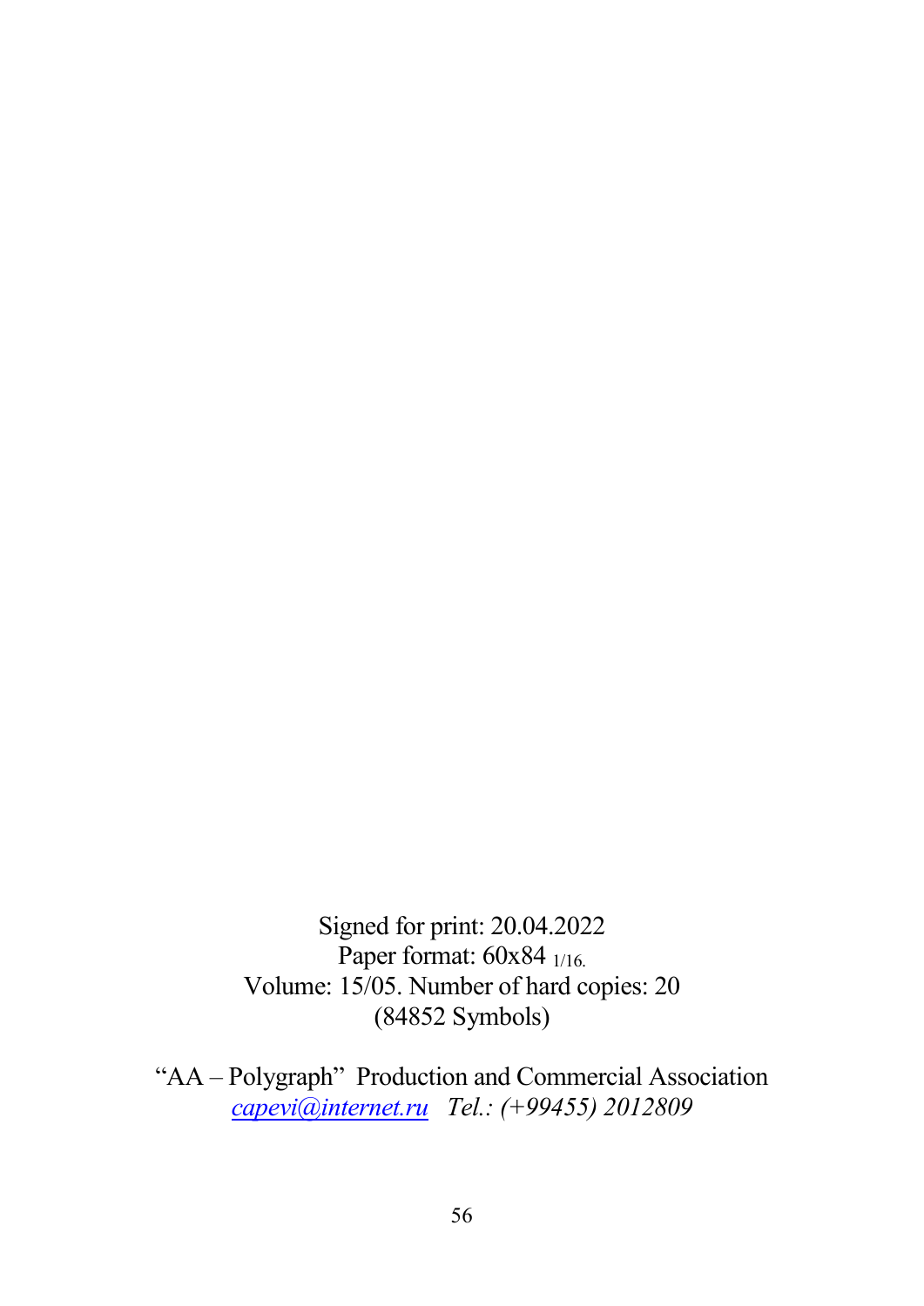Signed for print: 20.04.2022
Paper format: 60x84 $_{1/16.}$
Volume: 15/05. Number of hard copies: 20
(84852 Symbols)

“AA – Polygraph” Production and Commercial Association
*capevi@internet.ru* *Tel.: (+99455) 2012809*